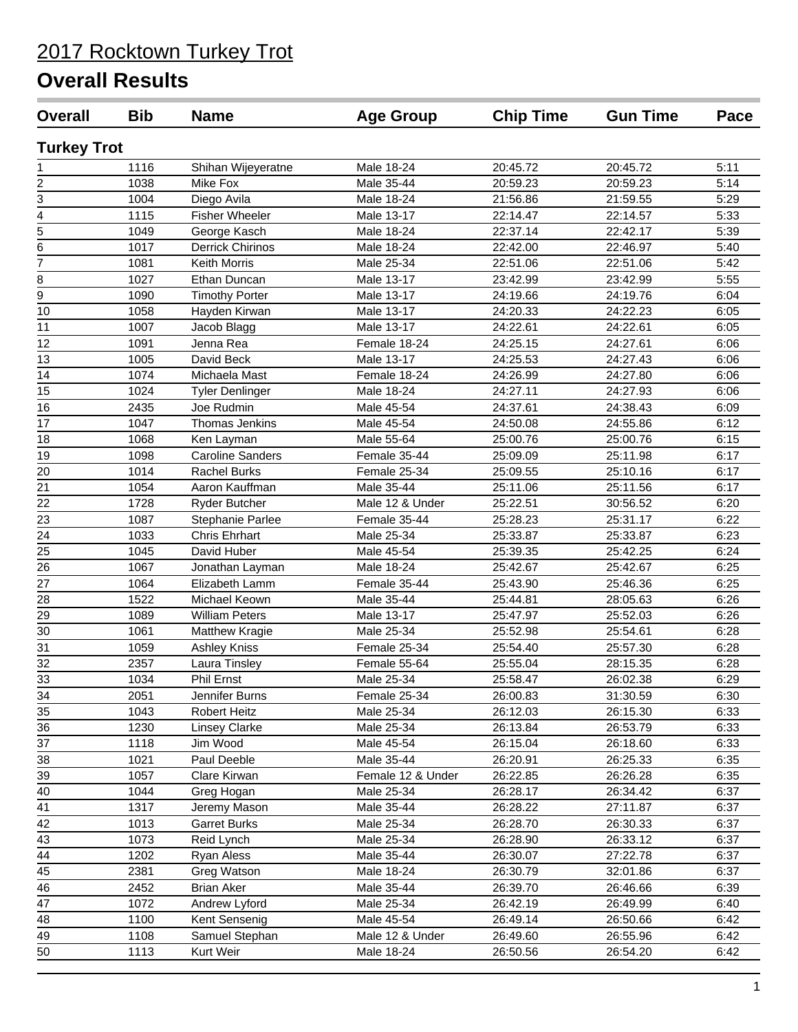# 2017 Rocktown Turkey Trot

## Overall Results

### Turkey Trot

| Overall | Bib | Name | Age Group | Chip Time | Gun Time | Pace |
|---|---|---|---|---|---|---|
| 1 | 1116 | Shihan Wijeyeratne | Male 18-24 | 20:45.72 | 20:45.72 | 5:11 |
| 2 | 1038 | Mike Fox | Male 35-44 | 20:59.23 | 20:59.23 | 5:14 |
| 3 | 1004 | Diego Avila | Male 18-24 | 21:56.86 | 21:59.55 | 5:29 |
| 4 | 1115 | Fisher Wheeler | Male 13-17 | 22:14.47 | 22:14.57 | 5:33 |
| 5 | 1049 | George Kasch | Male 18-24 | 22:37.14 | 22:42.17 | 5:39 |
| 6 | 1017 | Derrick Chirinos | Male 18-24 | 22:42.00 | 22:46.97 | 5:40 |
| 7 | 1081 | Keith Morris | Male 25-34 | 22:51.06 | 22:51.06 | 5:42 |
| 8 | 1027 | Ethan Duncan | Male 13-17 | 23:42.99 | 23:42.99 | 5:55 |
| 9 | 1090 | Timothy Porter | Male 13-17 | 24:19.66 | 24:19.76 | 6:04 |
| 10 | 1058 | Hayden Kirwan | Male 13-17 | 24:20.33 | 24:22.23 | 6:05 |
| 11 | 1007 | Jacob Blagg | Male 13-17 | 24:22.61 | 24:22.61 | 6:05 |
| 12 | 1091 | Jenna Rea | Female 18-24 | 24:25.15 | 24:27.61 | 6:06 |
| 13 | 1005 | David Beck | Male 13-17 | 24:25.53 | 24:27.43 | 6:06 |
| 14 | 1074 | Michaela Mast | Female 18-24 | 24:26.99 | 24:27.80 | 6:06 |
| 15 | 1024 | Tyler Denlinger | Male 18-24 | 24:27.11 | 24:27.93 | 6:06 |
| 16 | 2435 | Joe Rudmin | Male 45-54 | 24:37.61 | 24:38.43 | 6:09 |
| 17 | 1047 | Thomas Jenkins | Male 45-54 | 24:50.08 | 24:55.86 | 6:12 |
| 18 | 1068 | Ken Layman | Male 55-64 | 25:00.76 | 25:00.76 | 6:15 |
| 19 | 1098 | Caroline Sanders | Female 35-44 | 25:09.09 | 25:11.98 | 6:17 |
| 20 | 1014 | Rachel Burks | Female 25-34 | 25:09.55 | 25:10.16 | 6:17 |
| 21 | 1054 | Aaron Kauffman | Male 35-44 | 25:11.06 | 25:11.56 | 6:17 |
| 22 | 1728 | Ryder Butcher | Male 12 & Under | 25:22.51 | 30:56.52 | 6:20 |
| 23 | 1087 | Stephanie Parlee | Female 35-44 | 25:28.23 | 25:31.17 | 6:22 |
| 24 | 1033 | Chris Ehrhart | Male 25-34 | 25:33.87 | 25:33.87 | 6:23 |
| 25 | 1045 | David Huber | Male 45-54 | 25:39.35 | 25:42.25 | 6:24 |
| 26 | 1067 | Jonathan Layman | Male 18-24 | 25:42.67 | 25:42.67 | 6:25 |
| 27 | 1064 | Elizabeth Lamm | Female 35-44 | 25:43.90 | 25:46.36 | 6:25 |
| 28 | 1522 | Michael Keown | Male 35-44 | 25:44.81 | 28:05.63 | 6:26 |
| 29 | 1089 | William Peters | Male 13-17 | 25:47.97 | 25:52.03 | 6:26 |
| 30 | 1061 | Matthew Kragie | Male 25-34 | 25:52.98 | 25:54.61 | 6:28 |
| 31 | 1059 | Ashley Kniss | Female 25-34 | 25:54.40 | 25:57.30 | 6:28 |
| 32 | 2357 | Laura Tinsley | Female 55-64 | 25:55.04 | 28:15.35 | 6:28 |
| 33 | 1034 | Phil Ernst | Male 25-34 | 25:58.47 | 26:02.38 | 6:29 |
| 34 | 2051 | Jennifer Burns | Female 25-34 | 26:00.83 | 31:30.59 | 6:30 |
| 35 | 1043 | Robert Heitz | Male 25-34 | 26:12.03 | 26:15.30 | 6:33 |
| 36 | 1230 | Linsey Clarke | Male 25-34 | 26:13.84 | 26:53.79 | 6:33 |
| 37 | 1118 | Jim Wood | Male 45-54 | 26:15.04 | 26:18.60 | 6:33 |
| 38 | 1021 | Paul Deeble | Male 35-44 | 26:20.91 | 26:25.33 | 6:35 |
| 39 | 1057 | Clare Kirwan | Female 12 & Under | 26:22.85 | 26:26.28 | 6:35 |
| 40 | 1044 | Greg Hogan | Male 25-34 | 26:28.17 | 26:34.42 | 6:37 |
| 41 | 1317 | Jeremy Mason | Male 35-44 | 26:28.22 | 27:11.87 | 6:37 |
| 42 | 1013 | Garret Burks | Male 25-34 | 26:28.70 | 26:30.33 | 6:37 |
| 43 | 1073 | Reid Lynch | Male 25-34 | 26:28.90 | 26:33.12 | 6:37 |
| 44 | 1202 | Ryan Aless | Male 35-44 | 26:30.07 | 27:22.78 | 6:37 |
| 45 | 2381 | Greg Watson | Male 18-24 | 26:30.79 | 32:01.86 | 6:37 |
| 46 | 2452 | Brian Aker | Male 35-44 | 26:39.70 | 26:46.66 | 6:39 |
| 47 | 1072 | Andrew Lyford | Male 25-34 | 26:42.19 | 26:49.99 | 6:40 |
| 48 | 1100 | Kent Sensenig | Male 45-54 | 26:49.14 | 26:50.66 | 6:42 |
| 49 | 1108 | Samuel Stephan | Male 12 & Under | 26:49.60 | 26:55.96 | 6:42 |
| 50 | 1113 | Kurt Weir | Male 18-24 | 26:50.56 | 26:54.20 | 6:42 |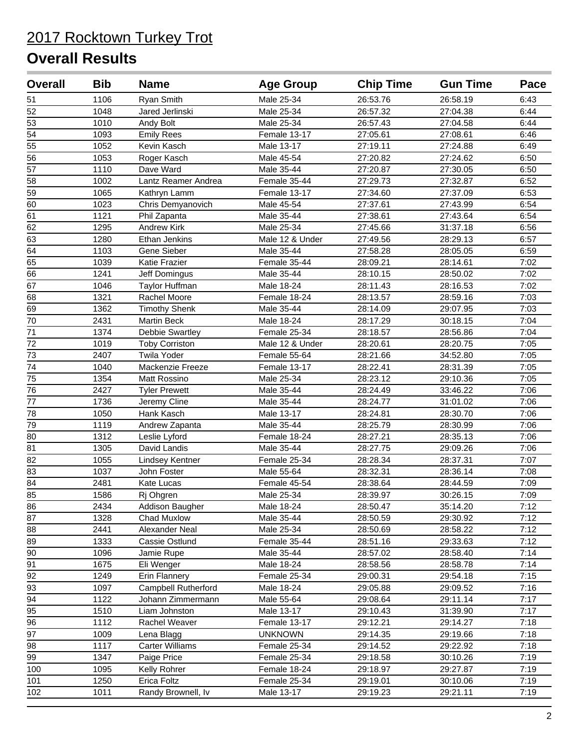# 2017 Rocktown Turkey Trot

## Overall Results

| Overall | Bib | Name | Age Group | Chip Time | Gun Time | Pace |
|---|---|---|---|---|---|---|
| 51 | 1106 | Ryan Smith | Male 25-34 | 26:53.76 | 26:58.19 | 6:43 |
| 52 | 1048 | Jared Jerlinski | Male 25-34 | 26:57.32 | 27:04.38 | 6:44 |
| 53 | 1010 | Andy Bolt | Male 25-34 | 26:57.43 | 27:04.58 | 6:44 |
| 54 | 1093 | Emily Rees | Female 13-17 | 27:05.61 | 27:08.61 | 6:46 |
| 55 | 1052 | Kevin Kasch | Male 13-17 | 27:19.11 | 27:24.88 | 6:49 |
| 56 | 1053 | Roger Kasch | Male 45-54 | 27:20.82 | 27:24.62 | 6:50 |
| 57 | 1110 | Dave Ward | Male 35-44 | 27:20.87 | 27:30.05 | 6:50 |
| 58 | 1002 | Lantz Reamer Andrea | Female 35-44 | 27:29.73 | 27:32.87 | 6:52 |
| 59 | 1065 | Kathryn Lamm | Female 13-17 | 27:34.60 | 27:37.09 | 6:53 |
| 60 | 1023 | Chris Demyanovich | Male 45-54 | 27:37.61 | 27:43.99 | 6:54 |
| 61 | 1121 | Phil Zapanta | Male 35-44 | 27:38.61 | 27:43.64 | 6:54 |
| 62 | 1295 | Andrew Kirk | Male 25-34 | 27:45.66 | 31:37.18 | 6:56 |
| 63 | 1280 | Ethan Jenkins | Male 12 & Under | 27:49.56 | 28:29.13 | 6:57 |
| 64 | 1103 | Gene Sieber | Male 35-44 | 27:58.28 | 28:05.05 | 6:59 |
| 65 | 1039 | Katie Frazier | Female 35-44 | 28:09.21 | 28:14.61 | 7:02 |
| 66 | 1241 | Jeff Domingus | Male 35-44 | 28:10.15 | 28:50.02 | 7:02 |
| 67 | 1046 | Taylor Huffman | Male 18-24 | 28:11.43 | 28:16.53 | 7:02 |
| 68 | 1321 | Rachel Moore | Female 18-24 | 28:13.57 | 28:59.16 | 7:03 |
| 69 | 1362 | Timothy Shenk | Male 35-44 | 28:14.09 | 29:07.95 | 7:03 |
| 70 | 2431 | Martin Beck | Male 18-24 | 28:17.29 | 30:18.15 | 7:04 |
| 71 | 1374 | Debbie Swartley | Female 25-34 | 28:18.57 | 28:56.86 | 7:04 |
| 72 | 1019 | Toby Corriston | Male 12 & Under | 28:20.61 | 28:20.75 | 7:05 |
| 73 | 2407 | Twila Yoder | Female 55-64 | 28:21.66 | 34:52.80 | 7:05 |
| 74 | 1040 | Mackenzie Freeze | Female 13-17 | 28:22.41 | 28:31.39 | 7:05 |
| 75 | 1354 | Matt Rossino | Male 25-34 | 28:23.12 | 29:10.36 | 7:05 |
| 76 | 2427 | Tyler Prewett | Male 35-44 | 28:24.49 | 33:46.22 | 7:06 |
| 77 | 1736 | Jeremy Cline | Male 35-44 | 28:24.77 | 31:01.02 | 7:06 |
| 78 | 1050 | Hank Kasch | Male 13-17 | 28:24.81 | 28:30.70 | 7:06 |
| 79 | 1119 | Andrew Zapanta | Male 35-44 | 28:25.79 | 28:30.99 | 7:06 |
| 80 | 1312 | Leslie Lyford | Female 18-24 | 28:27.21 | 28:35.13 | 7:06 |
| 81 | 1305 | David Landis | Male 35-44 | 28:27.75 | 29:09.26 | 7:06 |
| 82 | 1055 | Lindsey Kentner | Female 25-34 | 28:28.34 | 28:37.31 | 7:07 |
| 83 | 1037 | John Foster | Male 55-64 | 28:32.31 | 28:36.14 | 7:08 |
| 84 | 2481 | Kate Lucas | Female 45-54 | 28:38.64 | 28:44.59 | 7:09 |
| 85 | 1586 | Rj Ohgren | Male 25-34 | 28:39.97 | 30:26.15 | 7:09 |
| 86 | 2434 | Addison Baugher | Male 18-24 | 28:50.47 | 35:14.20 | 7:12 |
| 87 | 1328 | Chad Muxlow | Male 35-44 | 28:50.59 | 29:30.92 | 7:12 |
| 88 | 2441 | Alexander Neal | Male 25-34 | 28:50.69 | 28:58.22 | 7:12 |
| 89 | 1333 | Cassie Ostlund | Female 35-44 | 28:51.16 | 29:33.63 | 7:12 |
| 90 | 1096 | Jamie Rupe | Male 35-44 | 28:57.02 | 28:58.40 | 7:14 |
| 91 | 1675 | Eli Wenger | Male 18-24 | 28:58.56 | 28:58.78 | 7:14 |
| 92 | 1249 | Erin Flannery | Female 25-34 | 29:00.31 | 29:54.18 | 7:15 |
| 93 | 1097 | Campbell Rutherford | Male 18-24 | 29:05.88 | 29:09.52 | 7:16 |
| 94 | 1122 | Johann Zimmermann | Male 55-64 | 29:08.64 | 29:11.14 | 7:17 |
| 95 | 1510 | Liam Johnston | Male 13-17 | 29:10.43 | 31:39.90 | 7:17 |
| 96 | 1112 | Rachel Weaver | Female 13-17 | 29:12.21 | 29:14.27 | 7:18 |
| 97 | 1009 | Lena Blagg | UNKNOWN | 29:14.35 | 29:19.66 | 7:18 |
| 98 | 1117 | Carter Williams | Female 25-34 | 29:14.52 | 29:22.92 | 7:18 |
| 99 | 1347 | Paige Price | Female 25-34 | 29:18.58 | 30:10.26 | 7:19 |
| 100 | 1095 | Kelly Rohrer | Female 18-24 | 29:18.97 | 29:27.87 | 7:19 |
| 101 | 1250 | Erica Foltz | Female 25-34 | 29:19.01 | 30:10.06 | 7:19 |
| 102 | 1011 | Randy Brownell, Iv | Male 13-17 | 29:19.23 | 29:21.11 | 7:19 |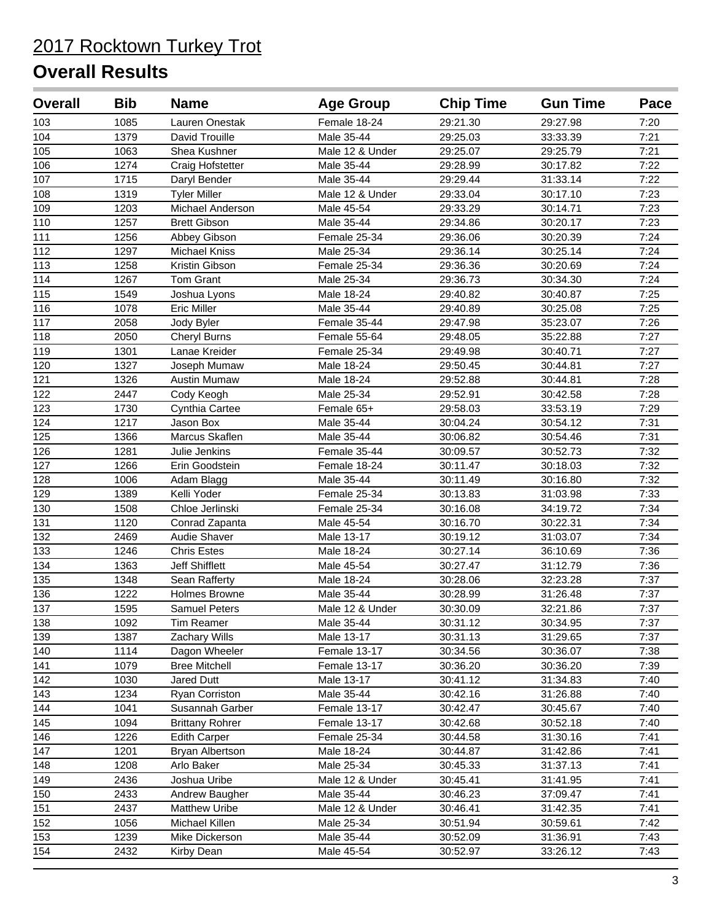# 2017 Rocktown Turkey Trot

## Overall Results

| Overall | Bib | Name | Age Group | Chip Time | Gun Time | Pace |
|---|---|---|---|---|---|---|
| 103 | 1085 | Lauren Onestak | Female 18-24 | 29:21.30 | 29:27.98 | 7:20 |
| 104 | 1379 | David Trouille | Male 35-44 | 29:25.03 | 33:33.39 | 7:21 |
| 105 | 1063 | Shea Kushner | Male 12 & Under | 29:25.07 | 29:25.79 | 7:21 |
| 106 | 1274 | Craig Hofstetter | Male 35-44 | 29:28.99 | 30:17.82 | 7:22 |
| 107 | 1715 | Daryl Bender | Male 35-44 | 29:29.44 | 31:33.14 | 7:22 |
| 108 | 1319 | Tyler Miller | Male 12 & Under | 29:33.04 | 30:17.10 | 7:23 |
| 109 | 1203 | Michael Anderson | Male 45-54 | 29:33.29 | 30:14.71 | 7:23 |
| 110 | 1257 | Brett Gibson | Male 35-44 | 29:34.86 | 30:20.17 | 7:23 |
| 111 | 1256 | Abbey Gibson | Female 25-34 | 29:36.06 | 30:20.39 | 7:24 |
| 112 | 1297 | Michael Kniss | Male 25-34 | 29:36.14 | 30:25.14 | 7:24 |
| 113 | 1258 | Kristin Gibson | Female 25-34 | 29:36.36 | 30:20.69 | 7:24 |
| 114 | 1267 | Tom Grant | Male 25-34 | 29:36.73 | 30:34.30 | 7:24 |
| 115 | 1549 | Joshua Lyons | Male 18-24 | 29:40.82 | 30:40.87 | 7:25 |
| 116 | 1078 | Eric Miller | Male 35-44 | 29:40.89 | 30:25.08 | 7:25 |
| 117 | 2058 | Jody Byler | Female 35-44 | 29:47.98 | 35:23.07 | 7:26 |
| 118 | 2050 | Cheryl Burns | Female 55-64 | 29:48.05 | 35:22.88 | 7:27 |
| 119 | 1301 | Lanae Kreider | Female 25-34 | 29:49.98 | 30:40.71 | 7:27 |
| 120 | 1327 | Joseph Mumaw | Male 18-24 | 29:50.45 | 30:44.81 | 7:27 |
| 121 | 1326 | Austin Mumaw | Male 18-24 | 29:52.88 | 30:44.81 | 7:28 |
| 122 | 2447 | Cody Keogh | Male 25-34 | 29:52.91 | 30:42.58 | 7:28 |
| 123 | 1730 | Cynthia Cartee | Female 65+ | 29:58.03 | 33:53.19 | 7:29 |
| 124 | 1217 | Jason Box | Male 35-44 | 30:04.24 | 30:54.12 | 7:31 |
| 125 | 1366 | Marcus Skaflen | Male 35-44 | 30:06.82 | 30:54.46 | 7:31 |
| 126 | 1281 | Julie Jenkins | Female 35-44 | 30:09.57 | 30:52.73 | 7:32 |
| 127 | 1266 | Erin Goodstein | Female 18-24 | 30:11.47 | 30:18.03 | 7:32 |
| 128 | 1006 | Adam Blagg | Male 35-44 | 30:11.49 | 30:16.80 | 7:32 |
| 129 | 1389 | Kelli Yoder | Female 25-34 | 30:13.83 | 31:03.98 | 7:33 |
| 130 | 1508 | Chloe Jerlinski | Female 25-34 | 30:16.08 | 34:19.72 | 7:34 |
| 131 | 1120 | Conrad Zapanta | Male 45-54 | 30:16.70 | 30:22.31 | 7:34 |
| 132 | 2469 | Audie Shaver | Male 13-17 | 30:19.12 | 31:03.07 | 7:34 |
| 133 | 1246 | Chris Estes | Male 18-24 | 30:27.14 | 36:10.69 | 7:36 |
| 134 | 1363 | Jeff Shifflett | Male 45-54 | 30:27.47 | 31:12.79 | 7:36 |
| 135 | 1348 | Sean Rafferty | Male 18-24 | 30:28.06 | 32:23.28 | 7:37 |
| 136 | 1222 | Holmes Browne | Male 35-44 | 30:28.99 | 31:26.48 | 7:37 |
| 137 | 1595 | Samuel Peters | Male 12 & Under | 30:30.09 | 32:21.86 | 7:37 |
| 138 | 1092 | Tim Reamer | Male 35-44 | 30:31.12 | 30:34.95 | 7:37 |
| 139 | 1387 | Zachary Wills | Male 13-17 | 30:31.13 | 31:29.65 | 7:37 |
| 140 | 1114 | Dagon Wheeler | Female 13-17 | 30:34.56 | 30:36.07 | 7:38 |
| 141 | 1079 | Bree Mitchell | Female 13-17 | 30:36.20 | 30:36.20 | 7:39 |
| 142 | 1030 | Jared Dutt | Male 13-17 | 30:41.12 | 31:34.83 | 7:40 |
| 143 | 1234 | Ryan Corriston | Male 35-44 | 30:42.16 | 31:26.88 | 7:40 |
| 144 | 1041 | Susannah Garber | Female 13-17 | 30:42.47 | 30:45.67 | 7:40 |
| 145 | 1094 | Brittany Rohrer | Female 13-17 | 30:42.68 | 30:52.18 | 7:40 |
| 146 | 1226 | Edith Carper | Female 25-34 | 30:44.58 | 31:30.16 | 7:41 |
| 147 | 1201 | Bryan Albertson | Male 18-24 | 30:44.87 | 31:42.86 | 7:41 |
| 148 | 1208 | Arlo Baker | Male 25-34 | 30:45.33 | 31:37.13 | 7:41 |
| 149 | 2436 | Joshua Uribe | Male 12 & Under | 30:45.41 | 31:41.95 | 7:41 |
| 150 | 2433 | Andrew Baugher | Male 35-44 | 30:46.23 | 37:09.47 | 7:41 |
| 151 | 2437 | Matthew Uribe | Male 12 & Under | 30:46.41 | 31:42.35 | 7:41 |
| 152 | 1056 | Michael Killen | Male 25-34 | 30:51.94 | 30:59.61 | 7:42 |
| 153 | 1239 | Mike Dickerson | Male 35-44 | 30:52.09 | 31:36.91 | 7:43 |
| 154 | 2432 | Kirby Dean | Male 45-54 | 30:52.97 | 33:26.12 | 7:43 |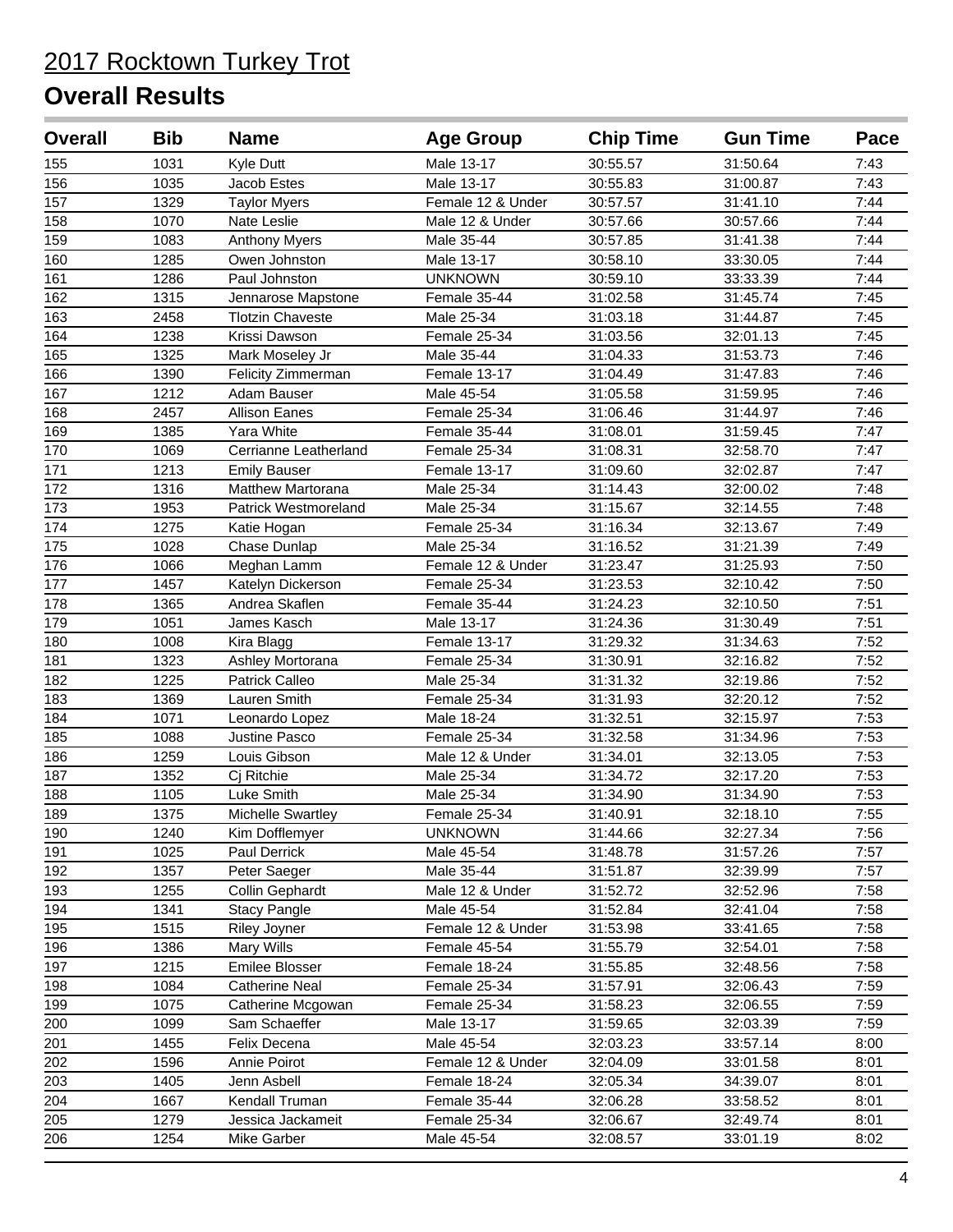# 2017 Rocktown Turkey Trot

## Overall Results

| Overall | Bib | Name | Age Group | Chip Time | Gun Time | Pace |
|---|---|---|---|---|---|---|
| 155 | 1031 | Kyle Dutt | Male 13-17 | 30:55.57 | 31:50.64 | 7:43 |
| 156 | 1035 | Jacob Estes | Male 13-17 | 30:55.83 | 31:00.87 | 7:43 |
| 157 | 1329 | Taylor Myers | Female 12 & Under | 30:57.57 | 31:41.10 | 7:44 |
| 158 | 1070 | Nate Leslie | Male 12 & Under | 30:57.66 | 30:57.66 | 7:44 |
| 159 | 1083 | Anthony Myers | Male 35-44 | 30:57.85 | 31:41.38 | 7:44 |
| 160 | 1285 | Owen Johnston | Male 13-17 | 30:58.10 | 33:30.05 | 7:44 |
| 161 | 1286 | Paul Johnston | UNKNOWN | 30:59.10 | 33:33.39 | 7:44 |
| 162 | 1315 | Jennarose Mapstone | Female 35-44 | 31:02.58 | 31:45.74 | 7:45 |
| 163 | 2458 | Tlotzin Chaveste | Male 25-34 | 31:03.18 | 31:44.87 | 7:45 |
| 164 | 1238 | Krissi Dawson | Female 25-34 | 31:03.56 | 32:01.13 | 7:45 |
| 165 | 1325 | Mark Moseley Jr | Male 35-44 | 31:04.33 | 31:53.73 | 7:46 |
| 166 | 1390 | Felicity Zimmerman | Female 13-17 | 31:04.49 | 31:47.83 | 7:46 |
| 167 | 1212 | Adam Bauser | Male 45-54 | 31:05.58 | 31:59.95 | 7:46 |
| 168 | 2457 | Allison Eanes | Female 25-34 | 31:06.46 | 31:44.97 | 7:46 |
| 169 | 1385 | Yara White | Female 35-44 | 31:08.01 | 31:59.45 | 7:47 |
| 170 | 1069 | Cerrianne Leatherland | Female 25-34 | 31:08.31 | 32:58.70 | 7:47 |
| 171 | 1213 | Emily Bauser | Female 13-17 | 31:09.60 | 32:02.87 | 7:47 |
| 172 | 1316 | Matthew Martorana | Male 25-34 | 31:14.43 | 32:00.02 | 7:48 |
| 173 | 1953 | Patrick Westmoreland | Male 25-34 | 31:15.67 | 32:14.55 | 7:48 |
| 174 | 1275 | Katie Hogan | Female 25-34 | 31:16.34 | 32:13.67 | 7:49 |
| 175 | 1028 | Chase Dunlap | Male 25-34 | 31:16.52 | 31:21.39 | 7:49 |
| 176 | 1066 | Meghan Lamm | Female 12 & Under | 31:23.47 | 31:25.93 | 7:50 |
| 177 | 1457 | Katelyn Dickerson | Female 25-34 | 31:23.53 | 32:10.42 | 7:50 |
| 178 | 1365 | Andrea Skaflen | Female 35-44 | 31:24.23 | 32:10.50 | 7:51 |
| 179 | 1051 | James Kasch | Male 13-17 | 31:24.36 | 31:30.49 | 7:51 |
| 180 | 1008 | Kira Blagg | Female 13-17 | 31:29.32 | 31:34.63 | 7:52 |
| 181 | 1323 | Ashley Mortorana | Female 25-34 | 31:30.91 | 32:16.82 | 7:52 |
| 182 | 1225 | Patrick Calleo | Male 25-34 | 31:31.32 | 32:19.86 | 7:52 |
| 183 | 1369 | Lauren Smith | Female 25-34 | 31:31.93 | 32:20.12 | 7:52 |
| 184 | 1071 | Leonardo Lopez | Male 18-24 | 31:32.51 | 32:15.97 | 7:53 |
| 185 | 1088 | Justine Pasco | Female 25-34 | 31:32.58 | 31:34.96 | 7:53 |
| 186 | 1259 | Louis Gibson | Male 12 & Under | 31:34.01 | 32:13.05 | 7:53 |
| 187 | 1352 | Cj Ritchie | Male 25-34 | 31:34.72 | 32:17.20 | 7:53 |
| 188 | 1105 | Luke Smith | Male 25-34 | 31:34.90 | 31:34.90 | 7:53 |
| 189 | 1375 | Michelle Swartley | Female 25-34 | 31:40.91 | 32:18.10 | 7:55 |
| 190 | 1240 | Kim Dofflemyer | UNKNOWN | 31:44.66 | 32:27.34 | 7:56 |
| 191 | 1025 | Paul Derrick | Male 45-54 | 31:48.78 | 31:57.26 | 7:57 |
| 192 | 1357 | Peter Saeger | Male 35-44 | 31:51.87 | 32:39.99 | 7:57 |
| 193 | 1255 | Collin Gephardt | Male 12 & Under | 31:52.72 | 32:52.96 | 7:58 |
| 194 | 1341 | Stacy Pangle | Male 45-54 | 31:52.84 | 32:41.04 | 7:58 |
| 195 | 1515 | Riley Joyner | Female 12 & Under | 31:53.98 | 33:41.65 | 7:58 |
| 196 | 1386 | Mary Wills | Female 45-54 | 31:55.79 | 32:54.01 | 7:58 |
| 197 | 1215 | Emilee Blosser | Female 18-24 | 31:55.85 | 32:48.56 | 7:58 |
| 198 | 1084 | Catherine Neal | Female 25-34 | 31:57.91 | 32:06.43 | 7:59 |
| 199 | 1075 | Catherine Mcgowan | Female 25-34 | 31:58.23 | 32:06.55 | 7:59 |
| 200 | 1099 | Sam Schaeffer | Male 13-17 | 31:59.65 | 32:03.39 | 7:59 |
| 201 | 1455 | Felix Decena | Male 45-54 | 32:03.23 | 33:57.14 | 8:00 |
| 202 | 1596 | Annie Poirot | Female 12 & Under | 32:04.09 | 33:01.58 | 8:01 |
| 203 | 1405 | Jenn Asbell | Female 18-24 | 32:05.34 | 34:39.07 | 8:01 |
| 204 | 1667 | Kendall Truman | Female 35-44 | 32:06.28 | 33:58.52 | 8:01 |
| 205 | 1279 | Jessica Jackameit | Female 25-34 | 32:06.67 | 32:49.74 | 8:01 |
| 206 | 1254 | Mike Garber | Male 45-54 | 32:08.57 | 33:01.19 | 8:02 |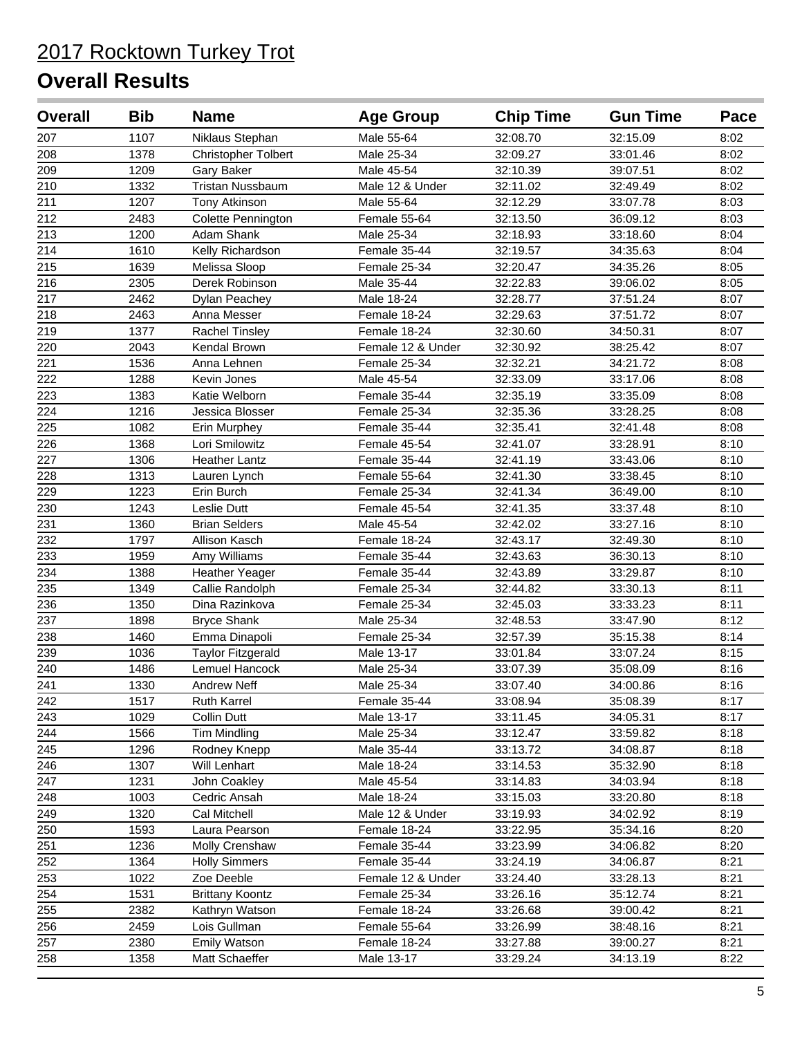# 2017 Rocktown Turkey Trot

## Overall Results

| Overall | Bib | Name | Age Group | Chip Time | Gun Time | Pace |
|---|---|---|---|---|---|---|
| 207 | 1107 | Niklaus Stephan | Male 55-64 | 32:08.70 | 32:15.09 | 8:02 |
| 208 | 1378 | Christopher Tolbert | Male 25-34 | 32:09.27 | 33:01.46 | 8:02 |
| 209 | 1209 | Gary Baker | Male 45-54 | 32:10.39 | 39:07.51 | 8:02 |
| 210 | 1332 | Tristan Nussbaum | Male 12 & Under | 32:11.02 | 32:49.49 | 8:02 |
| 211 | 1207 | Tony Atkinson | Male 55-64 | 32:12.29 | 33:07.78 | 8:03 |
| 212 | 2483 | Colette Pennington | Female 55-64 | 32:13.50 | 36:09.12 | 8:03 |
| 213 | 1200 | Adam Shank | Male 25-34 | 32:18.93 | 33:18.60 | 8:04 |
| 214 | 1610 | Kelly Richardson | Female 35-44 | 32:19.57 | 34:35.63 | 8:04 |
| 215 | 1639 | Melissa Sloop | Female 25-34 | 32:20.47 | 34:35.26 | 8:05 |
| 216 | 2305 | Derek Robinson | Male 35-44 | 32:22.83 | 39:06.02 | 8:05 |
| 217 | 2462 | Dylan Peachey | Male 18-24 | 32:28.77 | 37:51.24 | 8:07 |
| 218 | 2463 | Anna Messer | Female 18-24 | 32:29.63 | 37:51.72 | 8:07 |
| 219 | 1377 | Rachel Tinsley | Female 18-24 | 32:30.60 | 34:50.31 | 8:07 |
| 220 | 2043 | Kendal Brown | Female 12 & Under | 32:30.92 | 38:25.42 | 8:07 |
| 221 | 1536 | Anna Lehnen | Female 25-34 | 32:32.21 | 34:21.72 | 8:08 |
| 222 | 1288 | Kevin Jones | Male 45-54 | 32:33.09 | 33:17.06 | 8:08 |
| 223 | 1383 | Katie Welborn | Female 35-44 | 32:35.19 | 33:35.09 | 8:08 |
| 224 | 1216 | Jessica Blosser | Female 25-34 | 32:35.36 | 33:28.25 | 8:08 |
| 225 | 1082 | Erin Murphey | Female 35-44 | 32:35.41 | 32:41.48 | 8:08 |
| 226 | 1368 | Lori Smilowitz | Female 45-54 | 32:41.07 | 33:28.91 | 8:10 |
| 227 | 1306 | Heather Lantz | Female 35-44 | 32:41.19 | 33:43.06 | 8:10 |
| 228 | 1313 | Lauren Lynch | Female 55-64 | 32:41.30 | 33:38.45 | 8:10 |
| 229 | 1223 | Erin Burch | Female 25-34 | 32:41.34 | 36:49.00 | 8:10 |
| 230 | 1243 | Leslie Dutt | Female 45-54 | 32:41.35 | 33:37.48 | 8:10 |
| 231 | 1360 | Brian Selders | Male 45-54 | 32:42.02 | 33:27.16 | 8:10 |
| 232 | 1797 | Allison Kasch | Female 18-24 | 32:43.17 | 32:49.30 | 8:10 |
| 233 | 1959 | Amy Williams | Female 35-44 | 32:43.63 | 36:30.13 | 8:10 |
| 234 | 1388 | Heather Yeager | Female 35-44 | 32:43.89 | 33:29.87 | 8:10 |
| 235 | 1349 | Callie Randolph | Female 25-34 | 32:44.82 | 33:30.13 | 8:11 |
| 236 | 1350 | Dina Razinkova | Female 25-34 | 32:45.03 | 33:33.23 | 8:11 |
| 237 | 1898 | Bryce Shank | Male 25-34 | 32:48.53 | 33:47.90 | 8:12 |
| 238 | 1460 | Emma Dinapoli | Female 25-34 | 32:57.39 | 35:15.38 | 8:14 |
| 239 | 1036 | Taylor Fitzgerald | Male 13-17 | 33:01.84 | 33:07.24 | 8:15 |
| 240 | 1486 | Lemuel Hancock | Male 25-34 | 33:07.39 | 35:08.09 | 8:16 |
| 241 | 1330 | Andrew Neff | Male 25-34 | 33:07.40 | 34:00.86 | 8:16 |
| 242 | 1517 | Ruth Karrel | Female 35-44 | 33:08.94 | 35:08.39 | 8:17 |
| 243 | 1029 | Collin Dutt | Male 13-17 | 33:11.45 | 34:05.31 | 8:17 |
| 244 | 1566 | Tim Mindling | Male 25-34 | 33:12.47 | 33:59.82 | 8:18 |
| 245 | 1296 | Rodney Knepp | Male 35-44 | 33:13.72 | 34:08.87 | 8:18 |
| 246 | 1307 | Will Lenhart | Male 18-24 | 33:14.53 | 35:32.90 | 8:18 |
| 247 | 1231 | John Coakley | Male 45-54 | 33:14.83 | 34:03.94 | 8:18 |
| 248 | 1003 | Cedric Ansah | Male 18-24 | 33:15.03 | 33:20.80 | 8:18 |
| 249 | 1320 | Cal Mitchell | Male 12 & Under | 33:19.93 | 34:02.92 | 8:19 |
| 250 | 1593 | Laura Pearson | Female 18-24 | 33:22.95 | 35:34.16 | 8:20 |
| 251 | 1236 | Molly Crenshaw | Female 35-44 | 33:23.99 | 34:06.82 | 8:20 |
| 252 | 1364 | Holly Simmers | Female 35-44 | 33:24.19 | 34:06.87 | 8:21 |
| 253 | 1022 | Zoe Deeble | Female 12 & Under | 33:24.40 | 33:28.13 | 8:21 |
| 254 | 1531 | Brittany Koontz | Female 25-34 | 33:26.16 | 35:12.74 | 8:21 |
| 255 | 2382 | Kathryn Watson | Female 18-24 | 33:26.68 | 39:00.42 | 8:21 |
| 256 | 2459 | Lois Gullman | Female 55-64 | 33:26.99 | 38:48.16 | 8:21 |
| 257 | 2380 | Emily Watson | Female 18-24 | 33:27.88 | 39:00.27 | 8:21 |
| 258 | 1358 | Matt Schaeffer | Male 13-17 | 33:29.24 | 34:13.19 | 8:22 |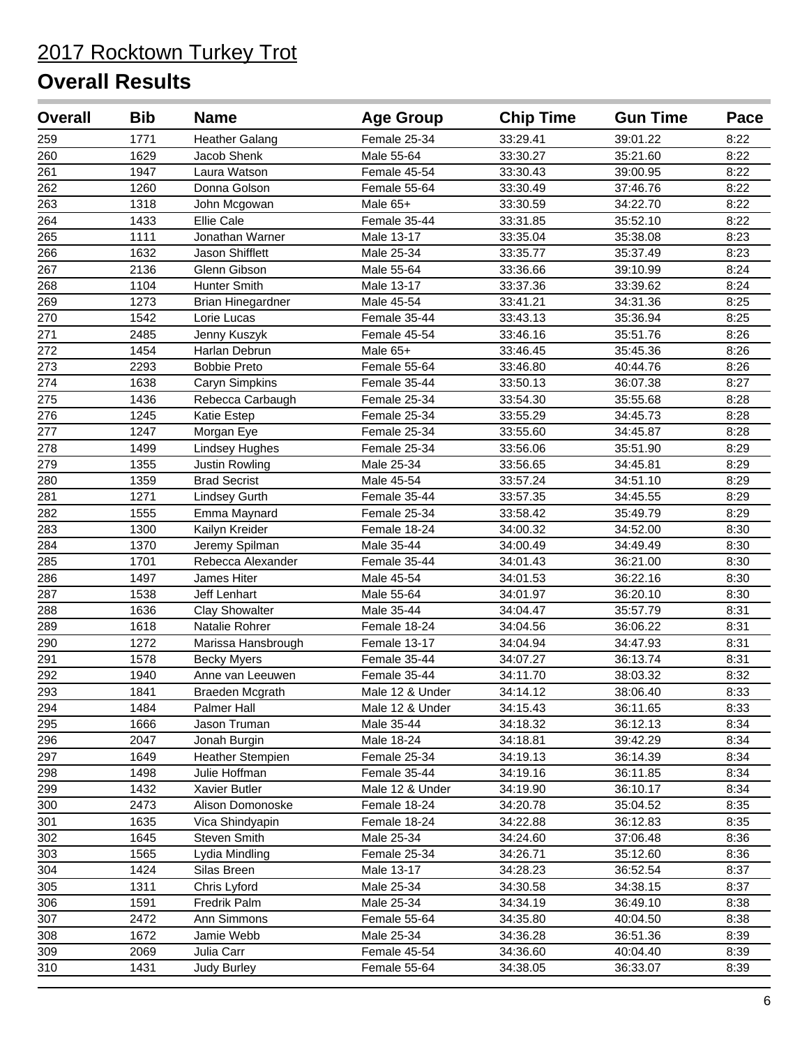# 2017 Rocktown Turkey Trot

## Overall Results

| Overall | Bib | Name | Age Group | Chip Time | Gun Time | Pace |
|---|---|---|---|---|---|---|
| 259 | 1771 | Heather Galang | Female 25-34 | 33:29.41 | 39:01.22 | 8:22 |
| 260 | 1629 | Jacob Shenk | Male 55-64 | 33:30.27 | 35:21.60 | 8:22 |
| 261 | 1947 | Laura Watson | Female 45-54 | 33:30.43 | 39:00.95 | 8:22 |
| 262 | 1260 | Donna Golson | Female 55-64 | 33:30.49 | 37:46.76 | 8:22 |
| 263 | 1318 | John Mcgowan | Male 65+ | 33:30.59 | 34:22.70 | 8:22 |
| 264 | 1433 | Ellie Cale | Female 35-44 | 33:31.85 | 35:52.10 | 8:22 |
| 265 | 1111 | Jonathan Warner | Male 13-17 | 33:35.04 | 35:38.08 | 8:23 |
| 266 | 1632 | Jason Shifflett | Male 25-34 | 33:35.77 | 35:37.49 | 8:23 |
| 267 | 2136 | Glenn Gibson | Male 55-64 | 33:36.66 | 39:10.99 | 8:24 |
| 268 | 1104 | Hunter Smith | Male 13-17 | 33:37.36 | 33:39.62 | 8:24 |
| 269 | 1273 | Brian Hinegardner | Male 45-54 | 33:41.21 | 34:31.36 | 8:25 |
| 270 | 1542 | Lorie Lucas | Female 35-44 | 33:43.13 | 35:36.94 | 8:25 |
| 271 | 2485 | Jenny Kuszyk | Female 45-54 | 33:46.16 | 35:51.76 | 8:26 |
| 272 | 1454 | Harlan Debrun | Male 65+ | 33:46.45 | 35:45.36 | 8:26 |
| 273 | 2293 | Bobbie Preto | Female 55-64 | 33:46.80 | 40:44.76 | 8:26 |
| 274 | 1638 | Caryn Simpkins | Female 35-44 | 33:50.13 | 36:07.38 | 8:27 |
| 275 | 1436 | Rebecca Carbaugh | Female 25-34 | 33:54.30 | 35:55.68 | 8:28 |
| 276 | 1245 | Katie Estep | Female 25-34 | 33:55.29 | 34:45.73 | 8:28 |
| 277 | 1247 | Morgan Eye | Female 25-34 | 33:55.60 | 34:45.87 | 8:28 |
| 278 | 1499 | Lindsey Hughes | Female 25-34 | 33:56.06 | 35:51.90 | 8:29 |
| 279 | 1355 | Justin Rowling | Male 25-34 | 33:56.65 | 34:45.81 | 8:29 |
| 280 | 1359 | Brad Secrist | Male 45-54 | 33:57.24 | 34:51.10 | 8:29 |
| 281 | 1271 | Lindsey Gurth | Female 35-44 | 33:57.35 | 34:45.55 | 8:29 |
| 282 | 1555 | Emma Maynard | Female 25-34 | 33:58.42 | 35:49.79 | 8:29 |
| 283 | 1300 | Kailyn Kreider | Female 18-24 | 34:00.32 | 34:52.00 | 8:30 |
| 284 | 1370 | Jeremy Spilman | Male 35-44 | 34:00.49 | 34:49.49 | 8:30 |
| 285 | 1701 | Rebecca Alexander | Female 35-44 | 34:01.43 | 36:21.00 | 8:30 |
| 286 | 1497 | James Hiter | Male 45-54 | 34:01.53 | 36:22.16 | 8:30 |
| 287 | 1538 | Jeff Lenhart | Male 55-64 | 34:01.97 | 36:20.10 | 8:30 |
| 288 | 1636 | Clay Showalter | Male 35-44 | 34:04.47 | 35:57.79 | 8:31 |
| 289 | 1618 | Natalie Rohrer | Female 18-24 | 34:04.56 | 36:06.22 | 8:31 |
| 290 | 1272 | Marissa Hansbrough | Female 13-17 | 34:04.94 | 34:47.93 | 8:31 |
| 291 | 1578 | Becky Myers | Female 35-44 | 34:07.27 | 36:13.74 | 8:31 |
| 292 | 1940 | Anne van Leeuwen | Female 35-44 | 34:11.70 | 38:03.32 | 8:32 |
| 293 | 1841 | Braeden Mcgrath | Male 12 & Under | 34:14.12 | 38:06.40 | 8:33 |
| 294 | 1484 | Palmer Hall | Male 12 & Under | 34:15.43 | 36:11.65 | 8:33 |
| 295 | 1666 | Jason Truman | Male 35-44 | 34:18.32 | 36:12.13 | 8:34 |
| 296 | 2047 | Jonah Burgin | Male 18-24 | 34:18.81 | 39:42.29 | 8:34 |
| 297 | 1649 | Heather Stempien | Female 25-34 | 34:19.13 | 36:14.39 | 8:34 |
| 298 | 1498 | Julie Hoffman | Female 35-44 | 34:19.16 | 36:11.85 | 8:34 |
| 299 | 1432 | Xavier Butler | Male 12 & Under | 34:19.90 | 36:10.17 | 8:34 |
| 300 | 2473 | Alison Domonoske | Female 18-24 | 34:20.78 | 35:04.52 | 8:35 |
| 301 | 1635 | Vica Shindyapin | Female 18-24 | 34:22.88 | 36:12.83 | 8:35 |
| 302 | 1645 | Steven Smith | Male 25-34 | 34:24.60 | 37:06.48 | 8:36 |
| 303 | 1565 | Lydia Mindling | Female 25-34 | 34:26.71 | 35:12.60 | 8:36 |
| 304 | 1424 | Silas Breen | Male 13-17 | 34:28.23 | 36:52.54 | 8:37 |
| 305 | 1311 | Chris Lyford | Male 25-34 | 34:30.58 | 34:38.15 | 8:37 |
| 306 | 1591 | Fredrik Palm | Male 25-34 | 34:34.19 | 36:49.10 | 8:38 |
| 307 | 2472 | Ann Simmons | Female 55-64 | 34:35.80 | 40:04.50 | 8:38 |
| 308 | 1672 | Jamie Webb | Male 25-34 | 34:36.28 | 36:51.36 | 8:39 |
| 309 | 2069 | Julia Carr | Female 45-54 | 34:36.60 | 40:04.40 | 8:39 |
| 310 | 1431 | Judy Burley | Female 55-64 | 34:38.05 | 36:33.07 | 8:39 |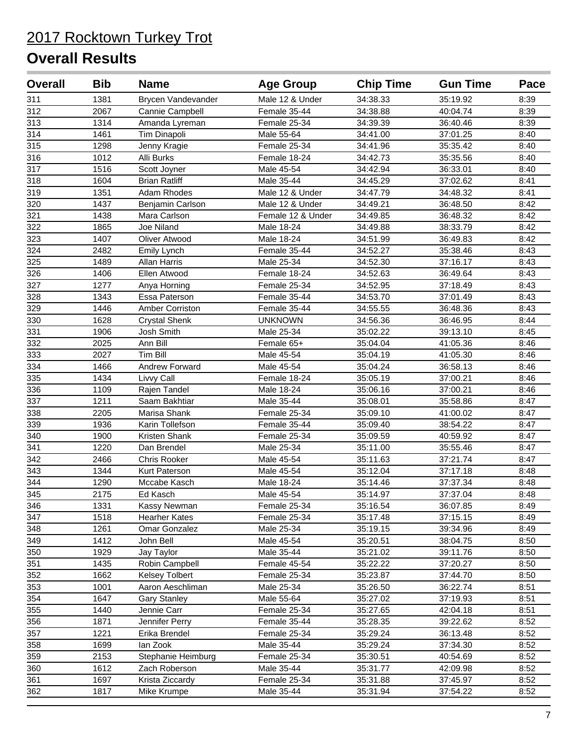# 2017 Rocktown Turkey Trot

## Overall Results

| Overall | Bib | Name | Age Group | Chip Time | Gun Time | Pace |
|---|---|---|---|---|---|---|
| 311 | 1381 | Brycen Vandevander | Male 12 & Under | 34:38.33 | 35:19.92 | 8:39 |
| 312 | 2067 | Cannie Campbell | Female 35-44 | 34:38.88 | 40:04.74 | 8:39 |
| 313 | 1314 | Amanda Lyreman | Female 25-34 | 34:39.39 | 36:40.46 | 8:39 |
| 314 | 1461 | Tim Dinapoli | Male 55-64 | 34:41.00 | 37:01.25 | 8:40 |
| 315 | 1298 | Jenny Kragie | Female 25-34 | 34:41.96 | 35:35.42 | 8:40 |
| 316 | 1012 | Alli Burks | Female 18-24 | 34:42.73 | 35:35.56 | 8:40 |
| 317 | 1516 | Scott Joyner | Male 45-54 | 34:42.94 | 36:33.01 | 8:40 |
| 318 | 1604 | Brian Ratliff | Male 35-44 | 34:45.29 | 37:02.62 | 8:41 |
| 319 | 1351 | Adam Rhodes | Male 12 & Under | 34:47.79 | 34:48.32 | 8:41 |
| 320 | 1437 | Benjamin Carlson | Male 12 & Under | 34:49.21 | 36:48.50 | 8:42 |
| 321 | 1438 | Mara Carlson | Female 12 & Under | 34:49.85 | 36:48.32 | 8:42 |
| 322 | 1865 | Joe Niland | Male 18-24 | 34:49.88 | 38:33.79 | 8:42 |
| 323 | 1407 | Oliver Atwood | Male 18-24 | 34:51.99 | 36:49.83 | 8:42 |
| 324 | 2482 | Emily Lynch | Female 35-44 | 34:52.27 | 35:38.46 | 8:43 |
| 325 | 1489 | Allan Harris | Male 25-34 | 34:52.30 | 37:16.17 | 8:43 |
| 326 | 1406 | Ellen Atwood | Female 18-24 | 34:52.63 | 36:49.64 | 8:43 |
| 327 | 1277 | Anya Horning | Female 25-34 | 34:52.95 | 37:18.49 | 8:43 |
| 328 | 1343 | Essa Paterson | Female 35-44 | 34:53.70 | 37:01.49 | 8:43 |
| 329 | 1446 | Amber Corriston | Female 35-44 | 34:55.55 | 36:48.36 | 8:43 |
| 330 | 1628 | Crystal Shenk | UNKNOWN | 34:56.36 | 36:46.95 | 8:44 |
| 331 | 1906 | Josh Smith | Male 25-34 | 35:02.22 | 39:13.10 | 8:45 |
| 332 | 2025 | Ann Bill | Female 65+ | 35:04.04 | 41:05.36 | 8:46 |
| 333 | 2027 | Tim Bill | Male 45-54 | 35:04.19 | 41:05.30 | 8:46 |
| 334 | 1466 | Andrew Forward | Male 45-54 | 35:04.24 | 36:58.13 | 8:46 |
| 335 | 1434 | Livvy Call | Female 18-24 | 35:05.19 | 37:00.21 | 8:46 |
| 336 | 1109 | Rajen Tandel | Male 18-24 | 35:06.16 | 37:00.21 | 8:46 |
| 337 | 1211 | Saam Bakhtiar | Male 35-44 | 35:08.01 | 35:58.86 | 8:47 |
| 338 | 2205 | Marisa Shank | Female 25-34 | 35:09.10 | 41:00.02 | 8:47 |
| 339 | 1936 | Karin Tollefson | Female 35-44 | 35:09.40 | 38:54.22 | 8:47 |
| 340 | 1900 | Kristen Shank | Female 25-34 | 35:09.59 | 40:59.92 | 8:47 |
| 341 | 1220 | Dan Brendel | Male 25-34 | 35:11.00 | 35:55.46 | 8:47 |
| 342 | 2466 | Chris Rooker | Male 45-54 | 35:11.63 | 37:21.74 | 8:47 |
| 343 | 1344 | Kurt Paterson | Male 45-54 | 35:12.04 | 37:17.18 | 8:48 |
| 344 | 1290 | Mccabe Kasch | Male 18-24 | 35:14.46 | 37:37.34 | 8:48 |
| 345 | 2175 | Ed Kasch | Male 45-54 | 35:14.97 | 37:37.04 | 8:48 |
| 346 | 1331 | Kassy Newman | Female 25-34 | 35:16.54 | 36:07.85 | 8:49 |
| 347 | 1518 | Hearher Kates | Female 25-34 | 35:17.48 | 37:15.15 | 8:49 |
| 348 | 1261 | Omar Gonzalez | Male 25-34 | 35:19.15 | 39:34.96 | 8:49 |
| 349 | 1412 | John Bell | Male 45-54 | 35:20.51 | 38:04.75 | 8:50 |
| 350 | 1929 | Jay Taylor | Male 35-44 | 35:21.02 | 39:11.76 | 8:50 |
| 351 | 1435 | Robin Campbell | Female 45-54 | 35:22.22 | 37:20.27 | 8:50 |
| 352 | 1662 | Kelsey Tolbert | Female 25-34 | 35:23.87 | 37:44.70 | 8:50 |
| 353 | 1001 | Aaron Aeschliman | Male 25-34 | 35:26.50 | 36:22.74 | 8:51 |
| 354 | 1647 | Gary Stanley | Male 55-64 | 35:27.02 | 37:19.93 | 8:51 |
| 355 | 1440 | Jennie Carr | Female 25-34 | 35:27.65 | 42:04.18 | 8:51 |
| 356 | 1871 | Jennifer Perry | Female 35-44 | 35:28.35 | 39:22.62 | 8:52 |
| 357 | 1221 | Erika Brendel | Female 25-34 | 35:29.24 | 36:13.48 | 8:52 |
| 358 | 1699 | Ian Zook | Male 35-44 | 35:29.24 | 37:34.30 | 8:52 |
| 359 | 2153 | Stephanie Heimburg | Female 25-34 | 35:30.51 | 40:54.69 | 8:52 |
| 360 | 1612 | Zach Roberson | Male 35-44 | 35:31.77 | 42:09.98 | 8:52 |
| 361 | 1697 | Krista Ziccardy | Female 25-34 | 35:31.88 | 37:45.97 | 8:52 |
| 362 | 1817 | Mike Krumpe | Male 35-44 | 35:31.94 | 37:54.22 | 8:52 |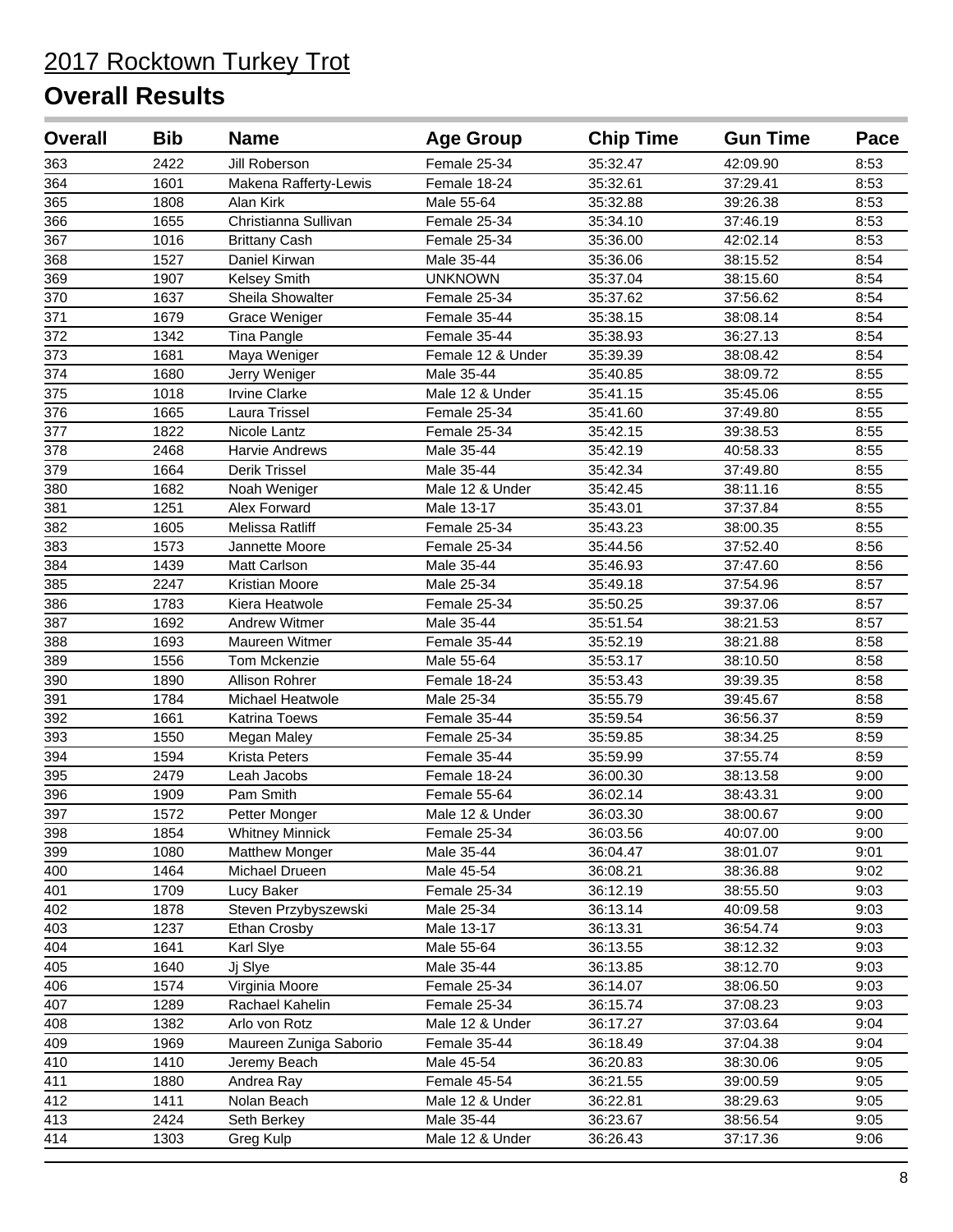# 2017 Rocktown Turkey Trot

## Overall Results

| Overall | Bib | Name | Age Group | Chip Time | Gun Time | Pace |
|---|---|---|---|---|---|---|
| 363 | 2422 | Jill Roberson | Female 25-34 | 35:32.47 | 42:09.90 | 8:53 |
| 364 | 1601 | Makena Rafferty-Lewis | Female 18-24 | 35:32.61 | 37:29.41 | 8:53 |
| 365 | 1808 | Alan Kirk | Male 55-64 | 35:32.88 | 39:26.38 | 8:53 |
| 366 | 1655 | Christianna Sullivan | Female 25-34 | 35:34.10 | 37:46.19 | 8:53 |
| 367 | 1016 | Brittany Cash | Female 25-34 | 35:36.00 | 42:02.14 | 8:53 |
| 368 | 1527 | Daniel Kirwan | Male 35-44 | 35:36.06 | 38:15.52 | 8:54 |
| 369 | 1907 | Kelsey Smith | UNKNOWN | 35:37.04 | 38:15.60 | 8:54 |
| 370 | 1637 | Sheila Showalter | Female 25-34 | 35:37.62 | 37:56.62 | 8:54 |
| 371 | 1679 | Grace Weniger | Female 35-44 | 35:38.15 | 38:08.14 | 8:54 |
| 372 | 1342 | Tina Pangle | Female 35-44 | 35:38.93 | 36:27.13 | 8:54 |
| 373 | 1681 | Maya Weniger | Female 12 & Under | 35:39.39 | 38:08.42 | 8:54 |
| 374 | 1680 | Jerry Weniger | Male 35-44 | 35:40.85 | 38:09.72 | 8:55 |
| 375 | 1018 | Irvine Clarke | Male 12 & Under | 35:41.15 | 35:45.06 | 8:55 |
| 376 | 1665 | Laura Trissel | Female 25-34 | 35:41.60 | 37:49.80 | 8:55 |
| 377 | 1822 | Nicole Lantz | Female 25-34 | 35:42.15 | 39:38.53 | 8:55 |
| 378 | 2468 | Harvie Andrews | Male 35-44 | 35:42.19 | 40:58.33 | 8:55 |
| 379 | 1664 | Derik Trissel | Male 35-44 | 35:42.34 | 37:49.80 | 8:55 |
| 380 | 1682 | Noah Weniger | Male 12 & Under | 35:42.45 | 38:11.16 | 8:55 |
| 381 | 1251 | Alex Forward | Male 13-17 | 35:43.01 | 37:37.84 | 8:55 |
| 382 | 1605 | Melissa Ratliff | Female 25-34 | 35:43.23 | 38:00.35 | 8:55 |
| 383 | 1573 | Jannette Moore | Female 25-34 | 35:44.56 | 37:52.40 | 8:56 |
| 384 | 1439 | Matt Carlson | Male 35-44 | 35:46.93 | 37:47.60 | 8:56 |
| 385 | 2247 | Kristian Moore | Male 25-34 | 35:49.18 | 37:54.96 | 8:57 |
| 386 | 1783 | Kiera Heatwole | Female 25-34 | 35:50.25 | 39:37.06 | 8:57 |
| 387 | 1692 | Andrew Witmer | Male 35-44 | 35:51.54 | 38:21.53 | 8:57 |
| 388 | 1693 | Maureen Witmer | Female 35-44 | 35:52.19 | 38:21.88 | 8:58 |
| 389 | 1556 | Tom Mckenzie | Male 55-64 | 35:53.17 | 38:10.50 | 8:58 |
| 390 | 1890 | Allison Rohrer | Female 18-24 | 35:53.43 | 39:39.35 | 8:58 |
| 391 | 1784 | Michael Heatwole | Male 25-34 | 35:55.79 | 39:45.67 | 8:58 |
| 392 | 1661 | Katrina Toews | Female 35-44 | 35:59.54 | 36:56.37 | 8:59 |
| 393 | 1550 | Megan Maley | Female 25-34 | 35:59.85 | 38:34.25 | 8:59 |
| 394 | 1594 | Krista Peters | Female 35-44 | 35:59.99 | 37:55.74 | 8:59 |
| 395 | 2479 | Leah Jacobs | Female 18-24 | 36:00.30 | 38:13.58 | 9:00 |
| 396 | 1909 | Pam Smith | Female 55-64 | 36:02.14 | 38:43.31 | 9:00 |
| 397 | 1572 | Petter Monger | Male 12 & Under | 36:03.30 | 38:00.67 | 9:00 |
| 398 | 1854 | Whitney Minnick | Female 25-34 | 36:03.56 | 40:07.00 | 9:00 |
| 399 | 1080 | Matthew Monger | Male 35-44 | 36:04.47 | 38:01.07 | 9:01 |
| 400 | 1464 | Michael Drueen | Male 45-54 | 36:08.21 | 38:36.88 | 9:02 |
| 401 | 1709 | Lucy Baker | Female 25-34 | 36:12.19 | 38:55.50 | 9:03 |
| 402 | 1878 | Steven Przybyszewski | Male 25-34 | 36:13.14 | 40:09.58 | 9:03 |
| 403 | 1237 | Ethan Crosby | Male 13-17 | 36:13.31 | 36:54.74 | 9:03 |
| 404 | 1641 | Karl Slye | Male 55-64 | 36:13.55 | 38:12.32 | 9:03 |
| 405 | 1640 | Jj Slye | Male 35-44 | 36:13.85 | 38:12.70 | 9:03 |
| 406 | 1574 | Virginia Moore | Female 25-34 | 36:14.07 | 38:06.50 | 9:03 |
| 407 | 1289 | Rachael Kahelin | Female 25-34 | 36:15.74 | 37:08.23 | 9:03 |
| 408 | 1382 | Arlo von Rotz | Male 12 & Under | 36:17.27 | 37:03.64 | 9:04 |
| 409 | 1969 | Maureen Zuniga Saborio | Female 35-44 | 36:18.49 | 37:04.38 | 9:04 |
| 410 | 1410 | Jeremy Beach | Male 45-54 | 36:20.83 | 38:30.06 | 9:05 |
| 411 | 1880 | Andrea Ray | Female 45-54 | 36:21.55 | 39:00.59 | 9:05 |
| 412 | 1411 | Nolan Beach | Male 12 & Under | 36:22.81 | 38:29.63 | 9:05 |
| 413 | 2424 | Seth Berkey | Male 35-44 | 36:23.67 | 38:56.54 | 9:05 |
| 414 | 1303 | Greg Kulp | Male 12 & Under | 36:26.43 | 37:17.36 | 9:06 |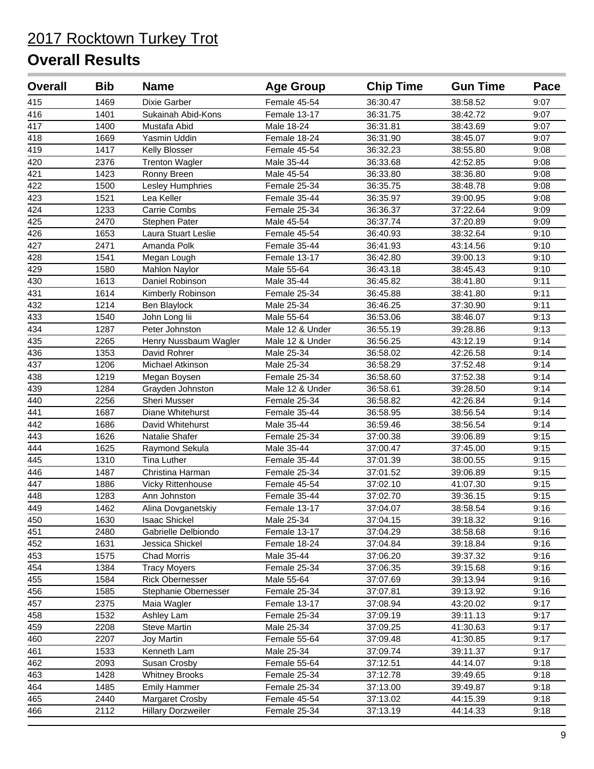# 2017 Rocktown Turkey Trot

## Overall Results

| Overall | Bib | Name | Age Group | Chip Time | Gun Time | Pace |
|---|---|---|---|---|---|---|
| 415 | 1469 | Dixie Garber | Female 45-54 | 36:30.47 | 38:58.52 | 9:07 |
| 416 | 1401 | Sukainah Abid-Kons | Female 13-17 | 36:31.75 | 38:42.72 | 9:07 |
| 417 | 1400 | Mustafa Abid | Male 18-24 | 36:31.81 | 38:43.69 | 9:07 |
| 418 | 1669 | Yasmin Uddin | Female 18-24 | 36:31.90 | 38:45.07 | 9:07 |
| 419 | 1417 | Kelly Blosser | Female 45-54 | 36:32.23 | 38:55.80 | 9:08 |
| 420 | 2376 | Trenton Wagler | Male 35-44 | 36:33.68 | 42:52.85 | 9:08 |
| 421 | 1423 | Ronny Breen | Male 45-54 | 36:33.80 | 38:36.80 | 9:08 |
| 422 | 1500 | Lesley Humphries | Female 25-34 | 36:35.75 | 38:48.78 | 9:08 |
| 423 | 1521 | Lea Keller | Female 35-44 | 36:35.97 | 39:00.95 | 9:08 |
| 424 | 1233 | Carrie Combs | Female 25-34 | 36:36.37 | 37:22.64 | 9:09 |
| 425 | 2470 | Stephen Pater | Male 45-54 | 36:37.74 | 37:20.89 | 9:09 |
| 426 | 1653 | Laura Stuart Leslie | Female 45-54 | 36:40.93 | 38:32.64 | 9:10 |
| 427 | 2471 | Amanda Polk | Female 35-44 | 36:41.93 | 43:14.56 | 9:10 |
| 428 | 1541 | Megan Lough | Female 13-17 | 36:42.80 | 39:00.13 | 9:10 |
| 429 | 1580 | Mahlon Naylor | Male 55-64 | 36:43.18 | 38:45.43 | 9:10 |
| 430 | 1613 | Daniel Robinson | Male 35-44 | 36:45.82 | 38:41.80 | 9:11 |
| 431 | 1614 | Kimberly Robinson | Female 25-34 | 36:45.88 | 38:41.80 | 9:11 |
| 432 | 1214 | Ben Blaylock | Male 25-34 | 36:46.25 | 37:30.90 | 9:11 |
| 433 | 1540 | John Long Iii | Male 55-64 | 36:53.06 | 38:46.07 | 9:13 |
| 434 | 1287 | Peter Johnston | Male 12 & Under | 36:55.19 | 39:28.86 | 9:13 |
| 435 | 2265 | Henry Nussbaum Wagler | Male 12 & Under | 36:56.25 | 43:12.19 | 9:14 |
| 436 | 1353 | David Rohrer | Male 25-34 | 36:58.02 | 42:26.58 | 9:14 |
| 437 | 1206 | Michael Atkinson | Male 25-34 | 36:58.29 | 37:52.48 | 9:14 |
| 438 | 1219 | Megan Boysen | Female 25-34 | 36:58.60 | 37:52.38 | 9:14 |
| 439 | 1284 | Grayden Johnston | Male 12 & Under | 36:58.61 | 39:28.50 | 9:14 |
| 440 | 2256 | Sheri Musser | Female 25-34 | 36:58.82 | 42:26.84 | 9:14 |
| 441 | 1687 | Diane Whitehurst | Female 35-44 | 36:58.95 | 38:56.54 | 9:14 |
| 442 | 1686 | David Whitehurst | Male 35-44 | 36:59.46 | 38:56.54 | 9:14 |
| 443 | 1626 | Natalie Shafer | Female 25-34 | 37:00.38 | 39:06.89 | 9:15 |
| 444 | 1625 | Raymond Sekula | Male 35-44 | 37:00.47 | 37:45.00 | 9:15 |
| 445 | 1310 | Tina Luther | Female 35-44 | 37:01.39 | 38:00.55 | 9:15 |
| 446 | 1487 | Christina Harman | Female 25-34 | 37:01.52 | 39:06.89 | 9:15 |
| 447 | 1886 | Vicky Rittenhouse | Female 45-54 | 37:02.10 | 41:07.30 | 9:15 |
| 448 | 1283 | Ann Johnston | Female 35-44 | 37:02.70 | 39:36.15 | 9:15 |
| 449 | 1462 | Alina Dovganetskiy | Female 13-17 | 37:04.07 | 38:58.54 | 9:16 |
| 450 | 1630 | Isaac Shickel | Male 25-34 | 37:04.15 | 39:18.32 | 9:16 |
| 451 | 2480 | Gabrielle Delbiondo | Female 13-17 | 37:04.29 | 38:58.68 | 9:16 |
| 452 | 1631 | Jessica Shickel | Female 18-24 | 37:04.84 | 39:18.84 | 9:16 |
| 453 | 1575 | Chad Morris | Male 35-44 | 37:06.20 | 39:37.32 | 9:16 |
| 454 | 1384 | Tracy Moyers | Female 25-34 | 37:06.35 | 39:15.68 | 9:16 |
| 455 | 1584 | Rick Obernesser | Male 55-64 | 37:07.69 | 39:13.94 | 9:16 |
| 456 | 1585 | Stephanie Obernesser | Female 25-34 | 37:07.81 | 39:13.92 | 9:16 |
| 457 | 2375 | Maia Wagler | Female 13-17 | 37:08.94 | 43:20.02 | 9:17 |
| 458 | 1532 | Ashley Lam | Female 25-34 | 37:09.19 | 39:11.13 | 9:17 |
| 459 | 2208 | Steve Martin | Male 25-34 | 37:09.25 | 41:30.63 | 9:17 |
| 460 | 2207 | Joy Martin | Female 55-64 | 37:09.48 | 41:30.85 | 9:17 |
| 461 | 1533 | Kenneth Lam | Male 25-34 | 37:09.74 | 39:11.37 | 9:17 |
| 462 | 2093 | Susan Crosby | Female 55-64 | 37:12.51 | 44:14.07 | 9:18 |
| 463 | 1428 | Whitney Brooks | Female 25-34 | 37:12.78 | 39:49.65 | 9:18 |
| 464 | 1485 | Emily Hammer | Female 25-34 | 37:13.00 | 39:49.87 | 9:18 |
| 465 | 2440 | Margaret Crosby | Female 45-54 | 37:13.02 | 44:15.39 | 9:18 |
| 466 | 2112 | Hillary Dorzweiler | Female 25-34 | 37:13.19 | 44:14.33 | 9:18 |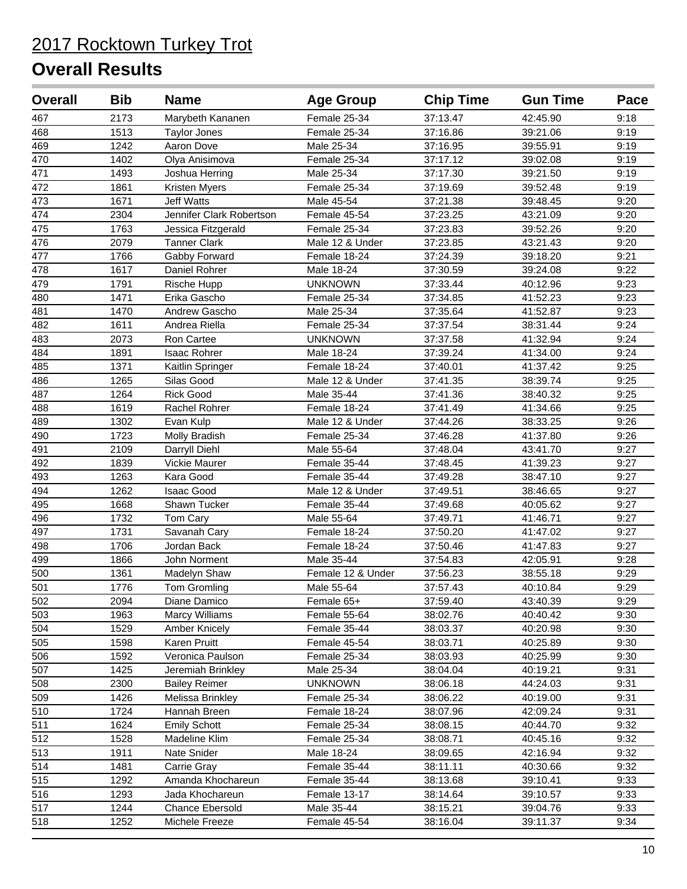# 2017 Rocktown Turkey Trot

## Overall Results

| Overall | Bib | Name | Age Group | Chip Time | Gun Time | Pace |
|---|---|---|---|---|---|---|
| 467 | 2173 | Marybeth Kananen | Female 25-34 | 37:13.47 | 42:45.90 | 9:18 |
| 468 | 1513 | Taylor Jones | Female 25-34 | 37:16.86 | 39:21.06 | 9:19 |
| 469 | 1242 | Aaron Dove | Male 25-34 | 37:16.95 | 39:55.91 | 9:19 |
| 470 | 1402 | Olya Anisimova | Female 25-34 | 37:17.12 | 39:02.08 | 9:19 |
| 471 | 1493 | Joshua Herring | Male 25-34 | 37:17.30 | 39:21.50 | 9:19 |
| 472 | 1861 | Kristen Myers | Female 25-34 | 37:19.69 | 39:52.48 | 9:19 |
| 473 | 1671 | Jeff Watts | Male 45-54 | 37:21.38 | 39:48.45 | 9:20 |
| 474 | 2304 | Jennifer Clark Robertson | Female 45-54 | 37:23.25 | 43:21.09 | 9:20 |
| 475 | 1763 | Jessica Fitzgerald | Female 25-34 | 37:23.83 | 39:52.26 | 9:20 |
| 476 | 2079 | Tanner Clark | Male 12 & Under | 37:23.85 | 43:21.43 | 9:20 |
| 477 | 1766 | Gabby Forward | Female 18-24 | 37:24.39 | 39:18.20 | 9:21 |
| 478 | 1617 | Daniel Rohrer | Male 18-24 | 37:30.59 | 39:24.08 | 9:22 |
| 479 | 1791 | Rische Hupp | UNKNOWN | 37:33.44 | 40:12.96 | 9:23 |
| 480 | 1471 | Erika Gascho | Female 25-34 | 37:34.85 | 41:52.23 | 9:23 |
| 481 | 1470 | Andrew Gascho | Male 25-34 | 37:35.64 | 41:52.87 | 9:23 |
| 482 | 1611 | Andrea Riella | Female 25-34 | 37:37.54 | 38:31.44 | 9:24 |
| 483 | 2073 | Ron Cartee | UNKNOWN | 37:37.58 | 41:32.94 | 9:24 |
| 484 | 1891 | Isaac Rohrer | Male 18-24 | 37:39.24 | 41:34.00 | 9:24 |
| 485 | 1371 | Kaitlin Springer | Female 18-24 | 37:40.01 | 41:37.42 | 9:25 |
| 486 | 1265 | Silas Good | Male 12 & Under | 37:41.35 | 38:39.74 | 9:25 |
| 487 | 1264 | Rick Good | Male 35-44 | 37:41.36 | 38:40.32 | 9:25 |
| 488 | 1619 | Rachel Rohrer | Female 18-24 | 37:41.49 | 41:34.66 | 9:25 |
| 489 | 1302 | Evan Kulp | Male 12 & Under | 37:44.26 | 38:33.25 | 9:26 |
| 490 | 1723 | Molly Bradish | Female 25-34 | 37:46.28 | 41:37.80 | 9:26 |
| 491 | 2109 | Darryll Diehl | Male 55-64 | 37:48.04 | 43:41.70 | 9:27 |
| 492 | 1839 | Vickie Maurer | Female 35-44 | 37:48.45 | 41:39.23 | 9:27 |
| 493 | 1263 | Kara Good | Female 35-44 | 37:49.28 | 38:47.10 | 9:27 |
| 494 | 1262 | Isaac Good | Male 12 & Under | 37:49.51 | 38:46.65 | 9:27 |
| 495 | 1668 | Shawn Tucker | Female 35-44 | 37:49.68 | 40:05.62 | 9:27 |
| 496 | 1732 | Tom Cary | Male 55-64 | 37:49.71 | 41:46.71 | 9:27 |
| 497 | 1731 | Savanah Cary | Female 18-24 | 37:50.20 | 41:47.02 | 9:27 |
| 498 | 1706 | Jordan Back | Female 18-24 | 37:50.46 | 41:47.83 | 9:27 |
| 499 | 1866 | John Norment | Male 35-44 | 37:54.83 | 42:05.91 | 9:28 |
| 500 | 1361 | Madelyn Shaw | Female 12 & Under | 37:56.23 | 38:55.18 | 9:29 |
| 501 | 1776 | Tom Gromling | Male 55-64 | 37:57.43 | 40:10.84 | 9:29 |
| 502 | 2094 | Diane Damico | Female 65+ | 37:59.40 | 43:40.39 | 9:29 |
| 503 | 1963 | Marcy Williams | Female 55-64 | 38:02.76 | 40:40.42 | 9:30 |
| 504 | 1529 | Amber Knicely | Female 35-44 | 38:03.37 | 40:20.98 | 9:30 |
| 505 | 1598 | Karen Pruitt | Female 45-54 | 38:03.71 | 40:25.89 | 9:30 |
| 506 | 1592 | Veronica Paulson | Female 25-34 | 38:03.93 | 40:25.99 | 9:30 |
| 507 | 1425 | Jeremiah Brinkley | Male 25-34 | 38:04.04 | 40:19.21 | 9:31 |
| 508 | 2300 | Bailey Reimer | UNKNOWN | 38:06.18 | 44:24.03 | 9:31 |
| 509 | 1426 | Melissa Brinkley | Female 25-34 | 38:06.22 | 40:19.00 | 9:31 |
| 510 | 1724 | Hannah Breen | Female 18-24 | 38:07.96 | 42:09.24 | 9:31 |
| 511 | 1624 | Emily Schott | Female 25-34 | 38:08.15 | 40:44.70 | 9:32 |
| 512 | 1528 | Madeline Klim | Female 25-34 | 38:08.71 | 40:45.16 | 9:32 |
| 513 | 1911 | Nate Snider | Male 18-24 | 38:09.65 | 42:16.94 | 9:32 |
| 514 | 1481 | Carrie Gray | Female 35-44 | 38:11.11 | 40:30.66 | 9:32 |
| 515 | 1292 | Amanda Khochareun | Female 35-44 | 38:13.68 | 39:10.41 | 9:33 |
| 516 | 1293 | Jada Khochareun | Female 13-17 | 38:14.64 | 39:10.57 | 9:33 |
| 517 | 1244 | Chance Ebersold | Male 35-44 | 38:15.21 | 39:04.76 | 9:33 |
| 518 | 1252 | Michele Freeze | Female 45-54 | 38:16.04 | 39:11.37 | 9:34 |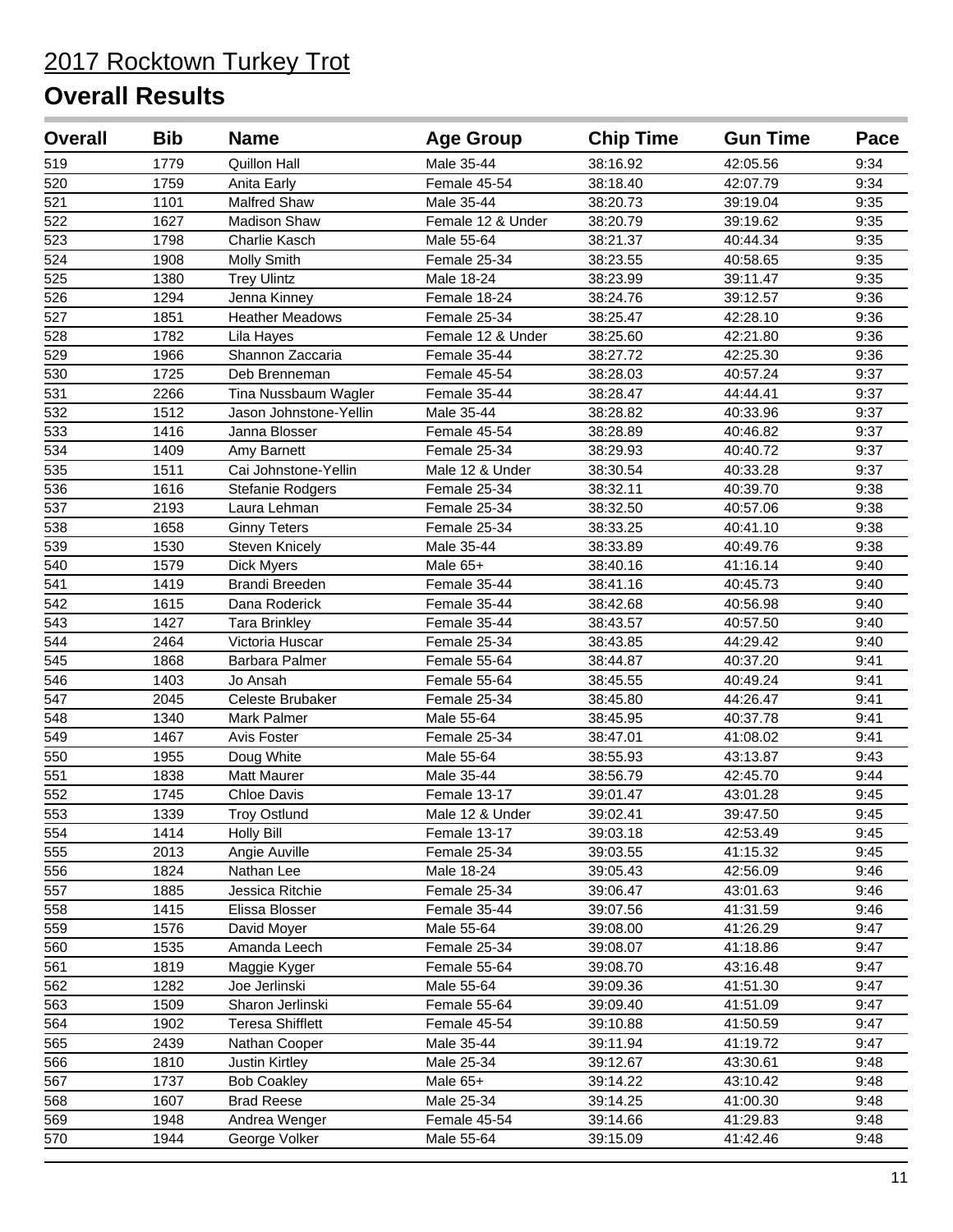# 2017 Rocktown Turkey Trot

## Overall Results

| Overall | Bib | Name | Age Group | Chip Time | Gun Time | Pace |
|---|---|---|---|---|---|---|
| 519 | 1779 | Quillon Hall | Male 35-44 | 38:16.92 | 42:05.56 | 9:34 |
| 520 | 1759 | Anita Early | Female 45-54 | 38:18.40 | 42:07.79 | 9:34 |
| 521 | 1101 | Malfred Shaw | Male 35-44 | 38:20.73 | 39:19.04 | 9:35 |
| 522 | 1627 | Madison Shaw | Female 12 & Under | 38:20.79 | 39:19.62 | 9:35 |
| 523 | 1798 | Charlie Kasch | Male 55-64 | 38:21.37 | 40:44.34 | 9:35 |
| 524 | 1908 | Molly Smith | Female 25-34 | 38:23.55 | 40:58.65 | 9:35 |
| 525 | 1380 | Trey Ulintz | Male 18-24 | 38:23.99 | 39:11.47 | 9:35 |
| 526 | 1294 | Jenna Kinney | Female 18-24 | 38:24.76 | 39:12.57 | 9:36 |
| 527 | 1851 | Heather Meadows | Female 25-34 | 38:25.47 | 42:28.10 | 9:36 |
| 528 | 1782 | Lila Hayes | Female 12 & Under | 38:25.60 | 42:21.80 | 9:36 |
| 529 | 1966 | Shannon Zaccaria | Female 35-44 | 38:27.72 | 42:25.30 | 9:36 |
| 530 | 1725 | Deb Brenneman | Female 45-54 | 38:28.03 | 40:57.24 | 9:37 |
| 531 | 2266 | Tina Nussbaum Wagler | Female 35-44 | 38:28.47 | 44:44.41 | 9:37 |
| 532 | 1512 | Jason Johnstone-Yellin | Male 35-44 | 38:28.82 | 40:33.96 | 9:37 |
| 533 | 1416 | Janna Blosser | Female 45-54 | 38:28.89 | 40:46.82 | 9:37 |
| 534 | 1409 | Amy Barnett | Female 25-34 | 38:29.93 | 40:40.72 | 9:37 |
| 535 | 1511 | Cai Johnstone-Yellin | Male 12 & Under | 38:30.54 | 40:33.28 | 9:37 |
| 536 | 1616 | Stefanie Rodgers | Female 25-34 | 38:32.11 | 40:39.70 | 9:38 |
| 537 | 2193 | Laura Lehman | Female 25-34 | 38:32.50 | 40:57.06 | 9:38 |
| 538 | 1658 | Ginny Teters | Female 25-34 | 38:33.25 | 40:41.10 | 9:38 |
| 539 | 1530 | Steven Knicely | Male 35-44 | 38:33.89 | 40:49.76 | 9:38 |
| 540 | 1579 | Dick Myers | Male 65+ | 38:40.16 | 41:16.14 | 9:40 |
| 541 | 1419 | Brandi Breeden | Female 35-44 | 38:41.16 | 40:45.73 | 9:40 |
| 542 | 1615 | Dana Roderick | Female 35-44 | 38:42.68 | 40:56.98 | 9:40 |
| 543 | 1427 | Tara Brinkley | Female 35-44 | 38:43.57 | 40:57.50 | 9:40 |
| 544 | 2464 | Victoria Huscar | Female 25-34 | 38:43.85 | 44:29.42 | 9:40 |
| 545 | 1868 | Barbara Palmer | Female 55-64 | 38:44.87 | 40:37.20 | 9:41 |
| 546 | 1403 | Jo Ansah | Female 55-64 | 38:45.55 | 40:49.24 | 9:41 |
| 547 | 2045 | Celeste Brubaker | Female 25-34 | 38:45.80 | 44:26.47 | 9:41 |
| 548 | 1340 | Mark Palmer | Male 55-64 | 38:45.95 | 40:37.78 | 9:41 |
| 549 | 1467 | Avis Foster | Female 25-34 | 38:47.01 | 41:08.02 | 9:41 |
| 550 | 1955 | Doug White | Male 55-64 | 38:55.93 | 43:13.87 | 9:43 |
| 551 | 1838 | Matt Maurer | Male 35-44 | 38:56.79 | 42:45.70 | 9:44 |
| 552 | 1745 | Chloe Davis | Female 13-17 | 39:01.47 | 43:01.28 | 9:45 |
| 553 | 1339 | Troy Ostlund | Male 12 & Under | 39:02.41 | 39:47.50 | 9:45 |
| 554 | 1414 | Holly Bill | Female 13-17 | 39:03.18 | 42:53.49 | 9:45 |
| 555 | 2013 | Angie Auville | Female 25-34 | 39:03.55 | 41:15.32 | 9:45 |
| 556 | 1824 | Nathan Lee | Male 18-24 | 39:05.43 | 42:56.09 | 9:46 |
| 557 | 1885 | Jessica Ritchie | Female 25-34 | 39:06.47 | 43:01.63 | 9:46 |
| 558 | 1415 | Elissa Blosser | Female 35-44 | 39:07.56 | 41:31.59 | 9:46 |
| 559 | 1576 | David Moyer | Male 55-64 | 39:08.00 | 41:26.29 | 9:47 |
| 560 | 1535 | Amanda Leech | Female 25-34 | 39:08.07 | 41:18.86 | 9:47 |
| 561 | 1819 | Maggie Kyger | Female 55-64 | 39:08.70 | 43:16.48 | 9:47 |
| 562 | 1282 | Joe Jerlinski | Male 55-64 | 39:09.36 | 41:51.30 | 9:47 |
| 563 | 1509 | Sharon Jerlinski | Female 55-64 | 39:09.40 | 41:51.09 | 9:47 |
| 564 | 1902 | Teresa Shifflett | Female 45-54 | 39:10.88 | 41:50.59 | 9:47 |
| 565 | 2439 | Nathan Cooper | Male 35-44 | 39:11.94 | 41:19.72 | 9:47 |
| 566 | 1810 | Justin Kirtley | Male 25-34 | 39:12.67 | 43:30.61 | 9:48 |
| 567 | 1737 | Bob Coakley | Male 65+ | 39:14.22 | 43:10.42 | 9:48 |
| 568 | 1607 | Brad Reese | Male 25-34 | 39:14.25 | 41:00.30 | 9:48 |
| 569 | 1948 | Andrea Wenger | Female 45-54 | 39:14.66 | 41:29.83 | 9:48 |
| 570 | 1944 | George Volker | Male 55-64 | 39:15.09 | 41:42.46 | 9:48 |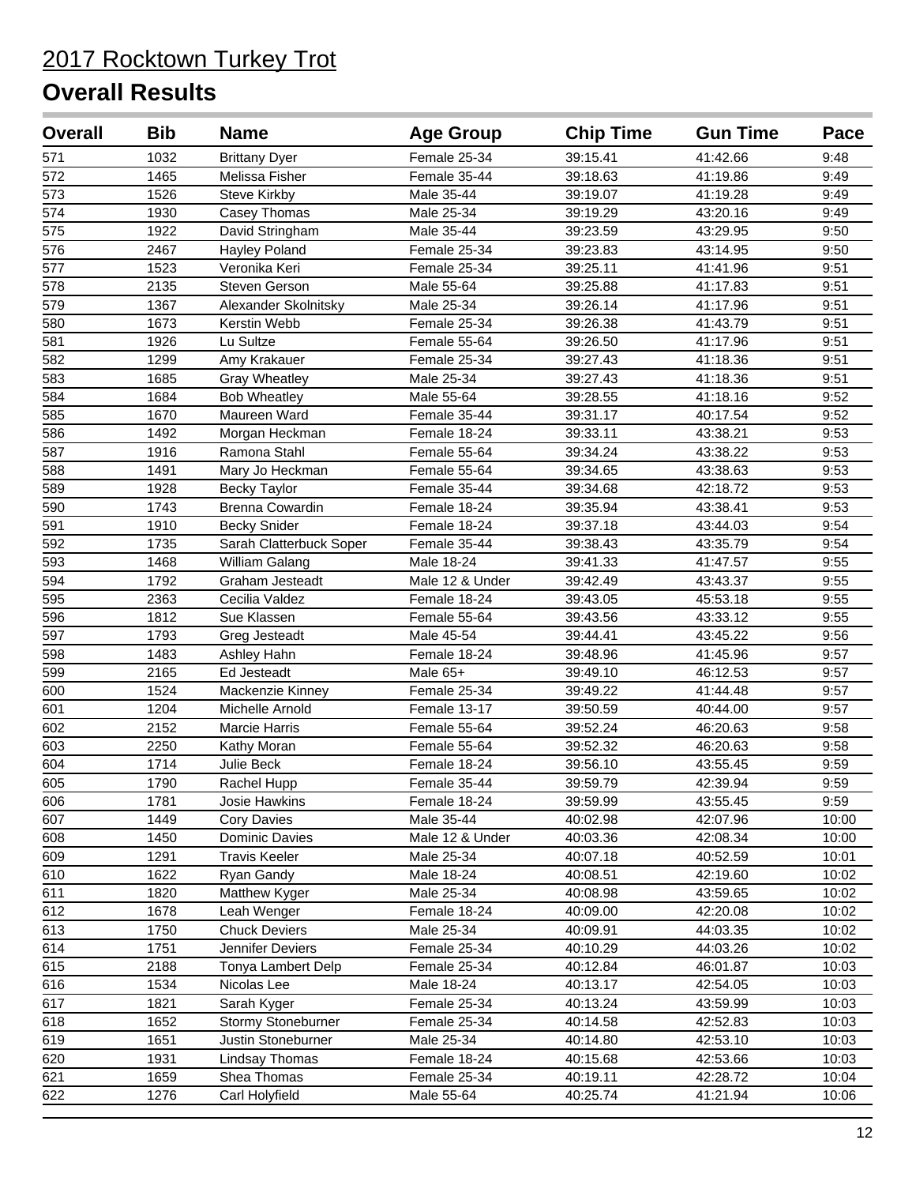# 2017 Rocktown Turkey Trot

## Overall Results

| Overall | Bib | Name | Age Group | Chip Time | Gun Time | Pace |
|---|---|---|---|---|---|---|
| 571 | 1032 | Brittany Dyer | Female 25-34 | 39:15.41 | 41:42.66 | 9:48 |
| 572 | 1465 | Melissa Fisher | Female 35-44 | 39:18.63 | 41:19.86 | 9:49 |
| 573 | 1526 | Steve Kirkby | Male 35-44 | 39:19.07 | 41:19.28 | 9:49 |
| 574 | 1930 | Casey Thomas | Male 25-34 | 39:19.29 | 43:20.16 | 9:49 |
| 575 | 1922 | David Stringham | Male 35-44 | 39:23.59 | 43:29.95 | 9:50 |
| 576 | 2467 | Hayley Poland | Female 25-34 | 39:23.83 | 43:14.95 | 9:50 |
| 577 | 1523 | Veronika Keri | Female 25-34 | 39:25.11 | 41:41.96 | 9:51 |
| 578 | 2135 | Steven Gerson | Male 55-64 | 39:25.88 | 41:17.83 | 9:51 |
| 579 | 1367 | Alexander Skolnitsky | Male 25-34 | 39:26.14 | 41:17.96 | 9:51 |
| 580 | 1673 | Kerstin Webb | Female 25-34 | 39:26.38 | 41:43.79 | 9:51 |
| 581 | 1926 | Lu Sultze | Female 55-64 | 39:26.50 | 41:17.96 | 9:51 |
| 582 | 1299 | Amy Krakauer | Female 25-34 | 39:27.43 | 41:18.36 | 9:51 |
| 583 | 1685 | Gray Wheatley | Male 25-34 | 39:27.43 | 41:18.36 | 9:51 |
| 584 | 1684 | Bob Wheatley | Male 55-64 | 39:28.55 | 41:18.16 | 9:52 |
| 585 | 1670 | Maureen Ward | Female 35-44 | 39:31.17 | 40:17.54 | 9:52 |
| 586 | 1492 | Morgan Heckman | Female 18-24 | 39:33.11 | 43:38.21 | 9:53 |
| 587 | 1916 | Ramona Stahl | Female 55-64 | 39:34.24 | 43:38.22 | 9:53 |
| 588 | 1491 | Mary Jo Heckman | Female 55-64 | 39:34.65 | 43:38.63 | 9:53 |
| 589 | 1928 | Becky Taylor | Female 35-44 | 39:34.68 | 42:18.72 | 9:53 |
| 590 | 1743 | Brenna Cowardin | Female 18-24 | 39:35.94 | 43:38.41 | 9:53 |
| 591 | 1910 | Becky Snider | Female 18-24 | 39:37.18 | 43:44.03 | 9:54 |
| 592 | 1735 | Sarah Clatterbuck Soper | Female 35-44 | 39:38.43 | 43:35.79 | 9:54 |
| 593 | 1468 | William Galang | Male 18-24 | 39:41.33 | 41:47.57 | 9:55 |
| 594 | 1792 | Graham Jesteadt | Male 12 & Under | 39:42.49 | 43:43.37 | 9:55 |
| 595 | 2363 | Cecilia Valdez | Female 18-24 | 39:43.05 | 45:53.18 | 9:55 |
| 596 | 1812 | Sue Klassen | Female 55-64 | 39:43.56 | 43:33.12 | 9:55 |
| 597 | 1793 | Greg Jesteadt | Male 45-54 | 39:44.41 | 43:45.22 | 9:56 |
| 598 | 1483 | Ashley Hahn | Female 18-24 | 39:48.96 | 41:45.96 | 9:57 |
| 599 | 2165 | Ed Jesteadt | Male 65+ | 39:49.10 | 46:12.53 | 9:57 |
| 600 | 1524 | Mackenzie Kinney | Female 25-34 | 39:49.22 | 41:44.48 | 9:57 |
| 601 | 1204 | Michelle Arnold | Female 13-17 | 39:50.59 | 40:44.00 | 9:57 |
| 602 | 2152 | Marcie Harris | Female 55-64 | 39:52.24 | 46:20.63 | 9:58 |
| 603 | 2250 | Kathy Moran | Female 55-64 | 39:52.32 | 46:20.63 | 9:58 |
| 604 | 1714 | Julie Beck | Female 18-24 | 39:56.10 | 43:55.45 | 9:59 |
| 605 | 1790 | Rachel Hupp | Female 35-44 | 39:59.79 | 42:39.94 | 9:59 |
| 606 | 1781 | Josie Hawkins | Female 18-24 | 39:59.99 | 43:55.45 | 9:59 |
| 607 | 1449 | Cory Davies | Male 35-44 | 40:02.98 | 42:07.96 | 10:00 |
| 608 | 1450 | Dominic Davies | Male 12 & Under | 40:03.36 | 42:08.34 | 10:00 |
| 609 | 1291 | Travis Keeler | Male 25-34 | 40:07.18 | 40:52.59 | 10:01 |
| 610 | 1622 | Ryan Gandy | Male 18-24 | 40:08.51 | 42:19.60 | 10:02 |
| 611 | 1820 | Matthew Kyger | Male 25-34 | 40:08.98 | 43:59.65 | 10:02 |
| 612 | 1678 | Leah Wenger | Female 18-24 | 40:09.00 | 42:20.08 | 10:02 |
| 613 | 1750 | Chuck Deviers | Male 25-34 | 40:09.91 | 44:03.35 | 10:02 |
| 614 | 1751 | Jennifer Deviers | Female 25-34 | 40:10.29 | 44:03.26 | 10:02 |
| 615 | 2188 | Tonya Lambert Delp | Female 25-34 | 40:12.84 | 46:01.87 | 10:03 |
| 616 | 1534 | Nicolas Lee | Male 18-24 | 40:13.17 | 42:54.05 | 10:03 |
| 617 | 1821 | Sarah Kyger | Female 25-34 | 40:13.24 | 43:59.99 | 10:03 |
| 618 | 1652 | Stormy Stoneburner | Female 25-34 | 40:14.58 | 42:52.83 | 10:03 |
| 619 | 1651 | Justin Stoneburner | Male 25-34 | 40:14.80 | 42:53.10 | 10:03 |
| 620 | 1931 | Lindsay Thomas | Female 18-24 | 40:15.68 | 42:53.66 | 10:03 |
| 621 | 1659 | Shea Thomas | Female 25-34 | 40:19.11 | 42:28.72 | 10:04 |
| 622 | 1276 | Carl Holyfield | Male 55-64 | 40:25.74 | 41:21.94 | 10:06 |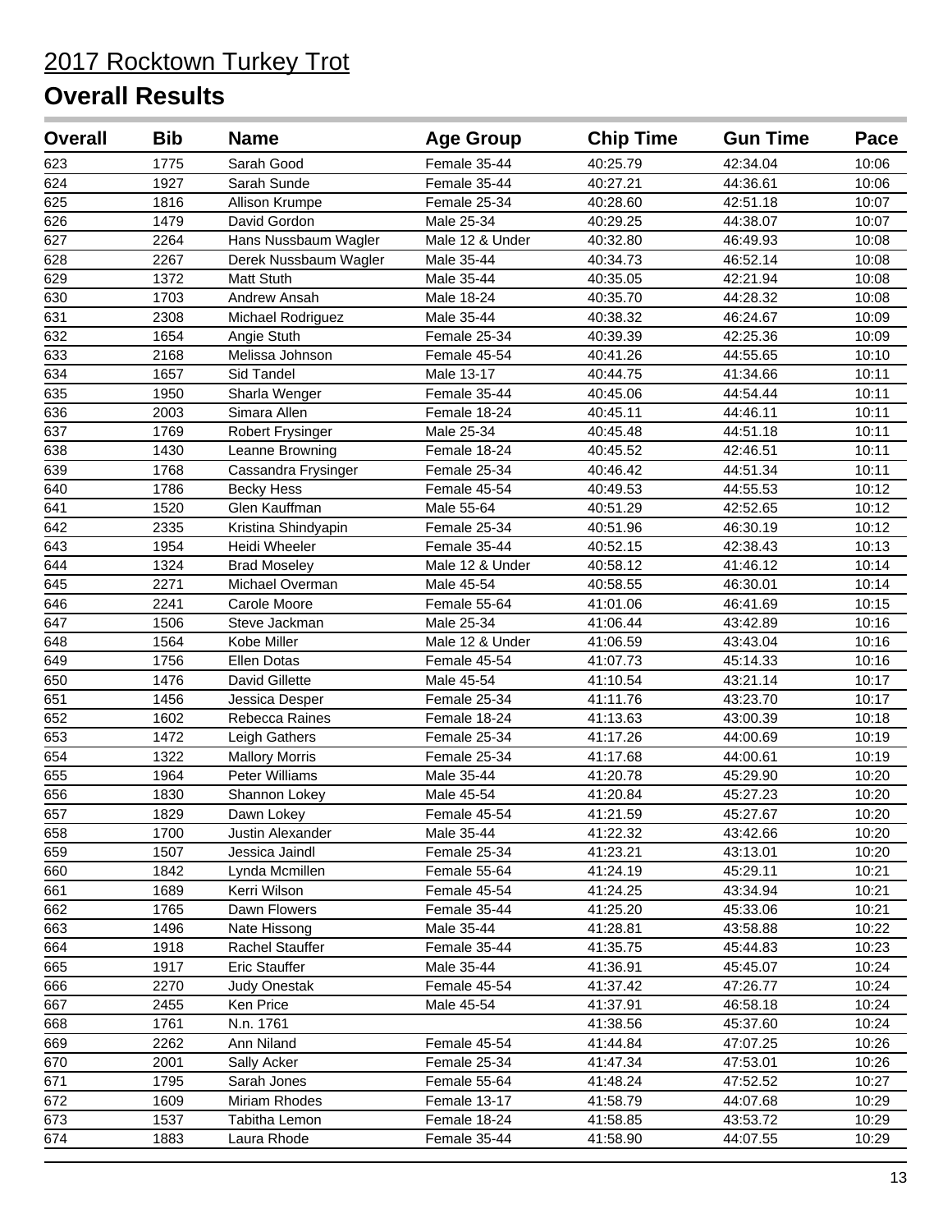# 2017 Rocktown Turkey Trot

## Overall Results

| Overall | Bib | Name | Age Group | Chip Time | Gun Time | Pace |
|---|---|---|---|---|---|---|
| 623 | 1775 | Sarah Good | Female 35-44 | 40:25.79 | 42:34.04 | 10:06 |
| 624 | 1927 | Sarah Sunde | Female 35-44 | 40:27.21 | 44:36.61 | 10:06 |
| 625 | 1816 | Allison Krumpe | Female 25-34 | 40:28.60 | 42:51.18 | 10:07 |
| 626 | 1479 | David Gordon | Male 25-34 | 40:29.25 | 44:38.07 | 10:07 |
| 627 | 2264 | Hans Nussbaum Wagler | Male 12 & Under | 40:32.80 | 46:49.93 | 10:08 |
| 628 | 2267 | Derek Nussbaum Wagler | Male 35-44 | 40:34.73 | 46:52.14 | 10:08 |
| 629 | 1372 | Matt Stuth | Male 35-44 | 40:35.05 | 42:21.94 | 10:08 |
| 630 | 1703 | Andrew Ansah | Male 18-24 | 40:35.70 | 44:28.32 | 10:08 |
| 631 | 2308 | Michael Rodriguez | Male 35-44 | 40:38.32 | 46:24.67 | 10:09 |
| 632 | 1654 | Angie Stuth | Female 25-34 | 40:39.39 | 42:25.36 | 10:09 |
| 633 | 2168 | Melissa Johnson | Female 45-54 | 40:41.26 | 44:55.65 | 10:10 |
| 634 | 1657 | Sid Tandel | Male 13-17 | 40:44.75 | 41:34.66 | 10:11 |
| 635 | 1950 | Sharla Wenger | Female 35-44 | 40:45.06 | 44:54.44 | 10:11 |
| 636 | 2003 | Simara Allen | Female 18-24 | 40:45.11 | 44:46.11 | 10:11 |
| 637 | 1769 | Robert Frysinger | Male 25-34 | 40:45.48 | 44:51.18 | 10:11 |
| 638 | 1430 | Leanne Browning | Female 18-24 | 40:45.52 | 42:46.51 | 10:11 |
| 639 | 1768 | Cassandra Frysinger | Female 25-34 | 40:46.42 | 44:51.34 | 10:11 |
| 640 | 1786 | Becky Hess | Female 45-54 | 40:49.53 | 44:55.53 | 10:12 |
| 641 | 1520 | Glen Kauffman | Male 55-64 | 40:51.29 | 42:52.65 | 10:12 |
| 642 | 2335 | Kristina Shindyapin | Female 25-34 | 40:51.96 | 46:30.19 | 10:12 |
| 643 | 1954 | Heidi Wheeler | Female 35-44 | 40:52.15 | 42:38.43 | 10:13 |
| 644 | 1324 | Brad Moseley | Male 12 & Under | 40:58.12 | 41:46.12 | 10:14 |
| 645 | 2271 | Michael Overman | Male 45-54 | 40:58.55 | 46:30.01 | 10:14 |
| 646 | 2241 | Carole Moore | Female 55-64 | 41:01.06 | 46:41.69 | 10:15 |
| 647 | 1506 | Steve Jackman | Male 25-34 | 41:06.44 | 43:42.89 | 10:16 |
| 648 | 1564 | Kobe Miller | Male 12 & Under | 41:06.59 | 43:43.04 | 10:16 |
| 649 | 1756 | Ellen Dotas | Female 45-54 | 41:07.73 | 45:14.33 | 10:16 |
| 650 | 1476 | David Gillette | Male 45-54 | 41:10.54 | 43:21.14 | 10:17 |
| 651 | 1456 | Jessica Desper | Female 25-34 | 41:11.76 | 43:23.70 | 10:17 |
| 652 | 1602 | Rebecca Raines | Female 18-24 | 41:13.63 | 43:00.39 | 10:18 |
| 653 | 1472 | Leigh Gathers | Female 25-34 | 41:17.26 | 44:00.69 | 10:19 |
| 654 | 1322 | Mallory Morris | Female 25-34 | 41:17.68 | 44:00.61 | 10:19 |
| 655 | 1964 | Peter Williams | Male 35-44 | 41:20.78 | 45:29.90 | 10:20 |
| 656 | 1830 | Shannon Lokey | Male 45-54 | 41:20.84 | 45:27.23 | 10:20 |
| 657 | 1829 | Dawn Lokey | Female 45-54 | 41:21.59 | 45:27.67 | 10:20 |
| 658 | 1700 | Justin Alexander | Male 35-44 | 41:22.32 | 43:42.66 | 10:20 |
| 659 | 1507 | Jessica Jaindl | Female 25-34 | 41:23.21 | 43:13.01 | 10:20 |
| 660 | 1842 | Lynda Mcmillen | Female 55-64 | 41:24.19 | 45:29.11 | 10:21 |
| 661 | 1689 | Kerri Wilson | Female 45-54 | 41:24.25 | 43:34.94 | 10:21 |
| 662 | 1765 | Dawn Flowers | Female 35-44 | 41:25.20 | 45:33.06 | 10:21 |
| 663 | 1496 | Nate Hissong | Male 35-44 | 41:28.81 | 43:58.88 | 10:22 |
| 664 | 1918 | Rachel Stauffer | Female 35-44 | 41:35.75 | 45:44.83 | 10:23 |
| 665 | 1917 | Eric Stauffer | Male 35-44 | 41:36.91 | 45:45.07 | 10:24 |
| 666 | 2270 | Judy Onestak | Female 45-54 | 41:37.42 | 47:26.77 | 10:24 |
| 667 | 2455 | Ken Price | Male 45-54 | 41:37.91 | 46:58.18 | 10:24 |
| 668 | 1761 | N.n. 1761 | | 41:38.56 | 45:37.60 | 10:24 |
| 669 | 2262 | Ann Niland | Female 45-54 | 41:44.84 | 47:07.25 | 10:26 |
| 670 | 2001 | Sally Acker | Female 25-34 | 41:47.34 | 47:53.01 | 10:26 |
| 671 | 1795 | Sarah Jones | Female 55-64 | 41:48.24 | 47:52.52 | 10:27 |
| 672 | 1609 | Miriam Rhodes | Female 13-17 | 41:58.79 | 44:07.68 | 10:29 |
| 673 | 1537 | Tabitha Lemon | Female 18-24 | 41:58.85 | 43:53.72 | 10:29 |
| 674 | 1883 | Laura Rhode | Female 35-44 | 41:58.90 | 44:07.55 | 10:29 |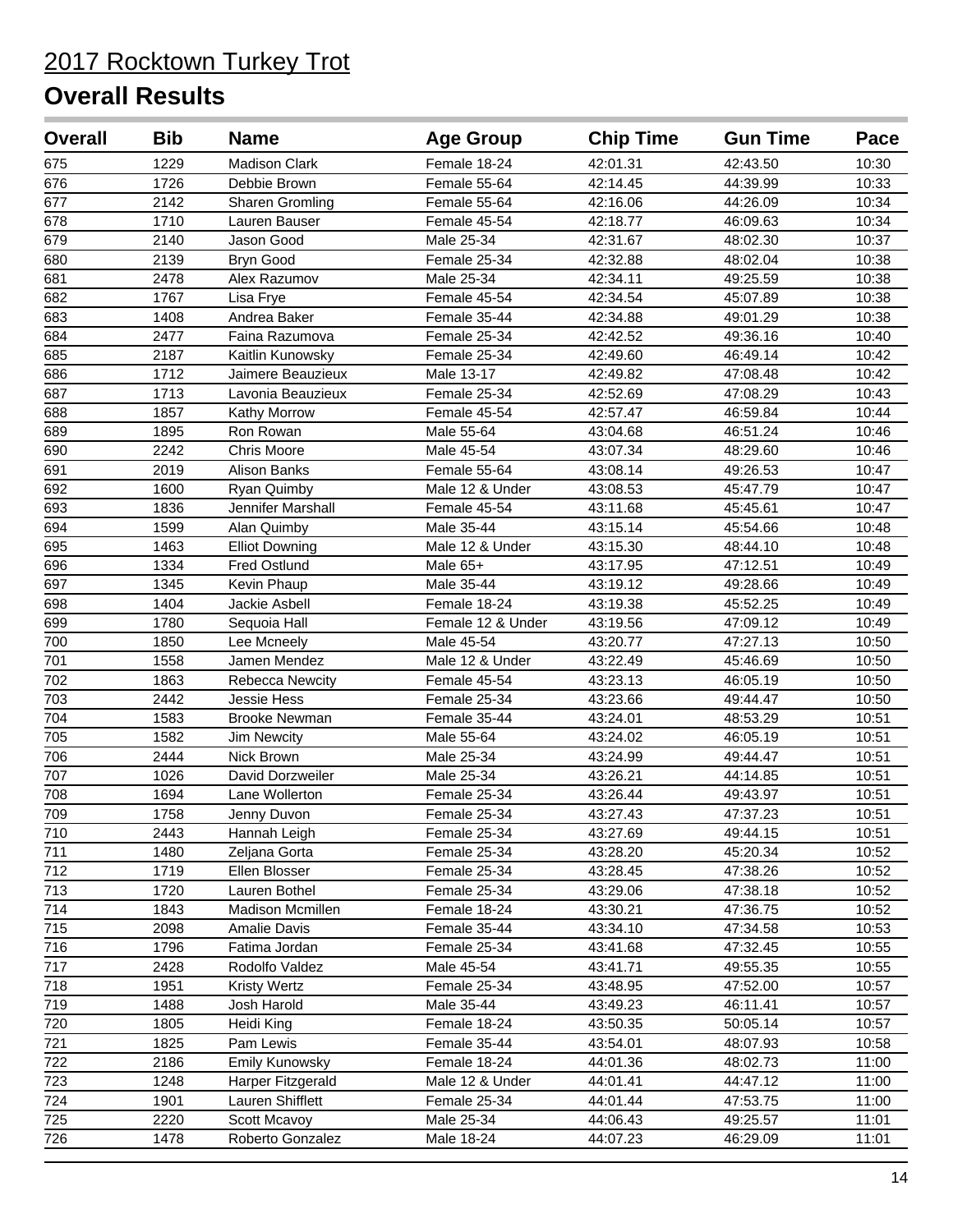# 2017 Rocktown Turkey Trot

## Overall Results

| Overall | Bib | Name | Age Group | Chip Time | Gun Time | Pace |
|---|---|---|---|---|---|---|
| 675 | 1229 | Madison Clark | Female 18-24 | 42:01.31 | 42:43.50 | 10:30 |
| 676 | 1726 | Debbie Brown | Female 55-64 | 42:14.45 | 44:39.99 | 10:33 |
| 677 | 2142 | Sharen Gromling | Female 55-64 | 42:16.06 | 44:26.09 | 10:34 |
| 678 | 1710 | Lauren Bauser | Female 45-54 | 42:18.77 | 46:09.63 | 10:34 |
| 679 | 2140 | Jason Good | Male 25-34 | 42:31.67 | 48:02.30 | 10:37 |
| 680 | 2139 | Bryn Good | Female 25-34 | 42:32.88 | 48:02.04 | 10:38 |
| 681 | 2478 | Alex Razumov | Male 25-34 | 42:34.11 | 49:25.59 | 10:38 |
| 682 | 1767 | Lisa Frye | Female 45-54 | 42:34.54 | 45:07.89 | 10:38 |
| 683 | 1408 | Andrea Baker | Female 35-44 | 42:34.88 | 49:01.29 | 10:38 |
| 684 | 2477 | Faina Razumova | Female 25-34 | 42:42.52 | 49:36.16 | 10:40 |
| 685 | 2187 | Kaitlin Kunowsky | Female 25-34 | 42:49.60 | 46:49.14 | 10:42 |
| 686 | 1712 | Jaimere Beauzieux | Male 13-17 | 42:49.82 | 47:08.48 | 10:42 |
| 687 | 1713 | Lavonia Beauzieux | Female 25-34 | 42:52.69 | 47:08.29 | 10:43 |
| 688 | 1857 | Kathy Morrow | Female 45-54 | 42:57.47 | 46:59.84 | 10:44 |
| 689 | 1895 | Ron Rowan | Male 55-64 | 43:04.68 | 46:51.24 | 10:46 |
| 690 | 2242 | Chris Moore | Male 45-54 | 43:07.34 | 48:29.60 | 10:46 |
| 691 | 2019 | Alison Banks | Female 55-64 | 43:08.14 | 49:26.53 | 10:47 |
| 692 | 1600 | Ryan Quimby | Male 12 & Under | 43:08.53 | 45:47.79 | 10:47 |
| 693 | 1836 | Jennifer Marshall | Female 45-54 | 43:11.68 | 45:45.61 | 10:47 |
| 694 | 1599 | Alan Quimby | Male 35-44 | 43:15.14 | 45:54.66 | 10:48 |
| 695 | 1463 | Elliot Downing | Male 12 & Under | 43:15.30 | 48:44.10 | 10:48 |
| 696 | 1334 | Fred Ostlund | Male 65+ | 43:17.95 | 47:12.51 | 10:49 |
| 697 | 1345 | Kevin Phaup | Male 35-44 | 43:19.12 | 49:28.66 | 10:49 |
| 698 | 1404 | Jackie Asbell | Female 18-24 | 43:19.38 | 45:52.25 | 10:49 |
| 699 | 1780 | Sequoia Hall | Female 12 & Under | 43:19.56 | 47:09.12 | 10:49 |
| 700 | 1850 | Lee Mcneely | Male 45-54 | 43:20.77 | 47:27.13 | 10:50 |
| 701 | 1558 | Jamen Mendez | Male 12 & Under | 43:22.49 | 45:46.69 | 10:50 |
| 702 | 1863 | Rebecca Newcity | Female 45-54 | 43:23.13 | 46:05.19 | 10:50 |
| 703 | 2442 | Jessie Hess | Female 25-34 | 43:23.66 | 49:44.47 | 10:50 |
| 704 | 1583 | Brooke Newman | Female 35-44 | 43:24.01 | 48:53.29 | 10:51 |
| 705 | 1582 | Jim Newcity | Male 55-64 | 43:24.02 | 46:05.19 | 10:51 |
| 706 | 2444 | Nick Brown | Male 25-34 | 43:24.99 | 49:44.47 | 10:51 |
| 707 | 1026 | David Dorzweiler | Male 25-34 | 43:26.21 | 44:14.85 | 10:51 |
| 708 | 1694 | Lane Wollerton | Female 25-34 | 43:26.44 | 49:43.97 | 10:51 |
| 709 | 1758 | Jenny Duvon | Female 25-34 | 43:27.43 | 47:37.23 | 10:51 |
| 710 | 2443 | Hannah Leigh | Female 25-34 | 43:27.69 | 49:44.15 | 10:51 |
| 711 | 1480 | Zeljana Gorta | Female 25-34 | 43:28.20 | 45:20.34 | 10:52 |
| 712 | 1719 | Ellen Blosser | Female 25-34 | 43:28.45 | 47:38.26 | 10:52 |
| 713 | 1720 | Lauren Bothel | Female 25-34 | 43:29.06 | 47:38.18 | 10:52 |
| 714 | 1843 | Madison Mcmillen | Female 18-24 | 43:30.21 | 47:36.75 | 10:52 |
| 715 | 2098 | Amalie Davis | Female 35-44 | 43:34.10 | 47:34.58 | 10:53 |
| 716 | 1796 | Fatima Jordan | Female 25-34 | 43:41.68 | 47:32.45 | 10:55 |
| 717 | 2428 | Rodolfo Valdez | Male 45-54 | 43:41.71 | 49:55.35 | 10:55 |
| 718 | 1951 | Kristy Wertz | Female 25-34 | 43:48.95 | 47:52.00 | 10:57 |
| 719 | 1488 | Josh Harold | Male 35-44 | 43:49.23 | 46:11.41 | 10:57 |
| 720 | 1805 | Heidi King | Female 18-24 | 43:50.35 | 50:05.14 | 10:57 |
| 721 | 1825 | Pam Lewis | Female 35-44 | 43:54.01 | 48:07.93 | 10:58 |
| 722 | 2186 | Emily Kunowsky | Female 18-24 | 44:01.36 | 48:02.73 | 11:00 |
| 723 | 1248 | Harper Fitzgerald | Male 12 & Under | 44:01.41 | 44:47.12 | 11:00 |
| 724 | 1901 | Lauren Shifflett | Female 25-34 | 44:01.44 | 47:53.75 | 11:00 |
| 725 | 2220 | Scott Mcavoy | Male 25-34 | 44:06.43 | 49:25.57 | 11:01 |
| 726 | 1478 | Roberto Gonzalez | Male 18-24 | 44:07.23 | 46:29.09 | 11:01 |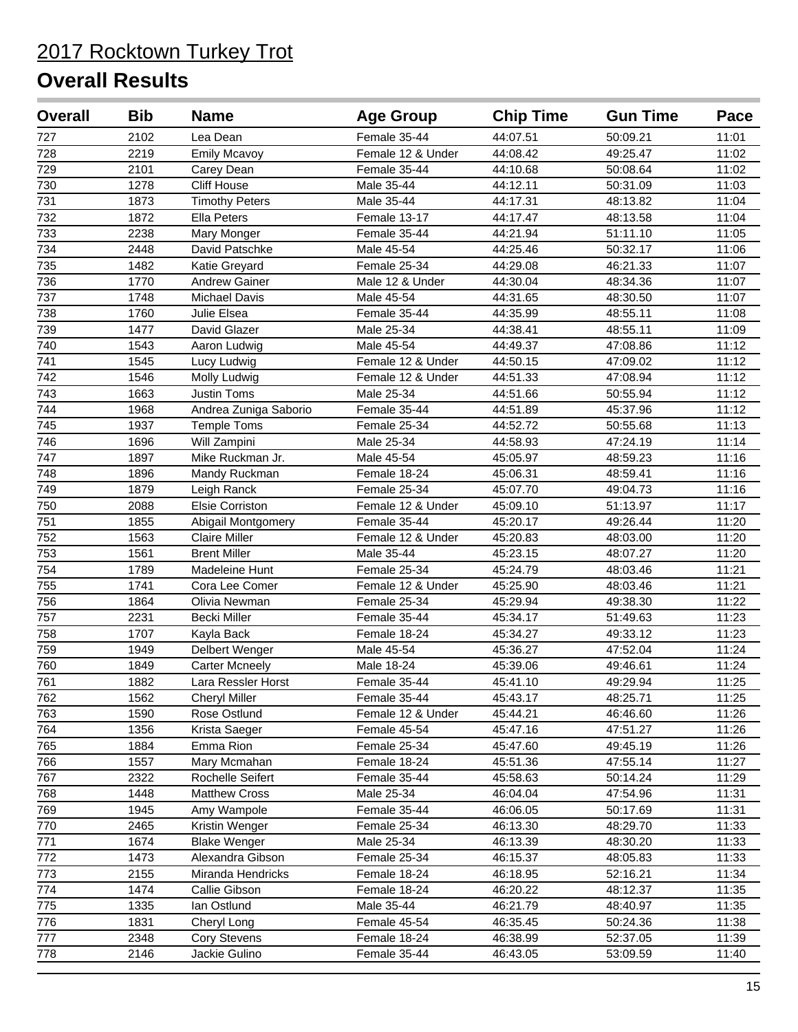# 2017 Rocktown Turkey Trot

## Overall Results

| Overall | Bib | Name | Age Group | Chip Time | Gun Time | Pace |
|---|---|---|---|---|---|---|
| 727 | 2102 | Lea Dean | Female 35-44 | 44:07.51 | 50:09.21 | 11:01 |
| 728 | 2219 | Emily Mcavoy | Female 12 & Under | 44:08.42 | 49:25.47 | 11:02 |
| 729 | 2101 | Carey Dean | Female 35-44 | 44:10.68 | 50:08.64 | 11:02 |
| 730 | 1278 | Cliff House | Male 35-44 | 44:12.11 | 50:31.09 | 11:03 |
| 731 | 1873 | Timothy Peters | Male 35-44 | 44:17.31 | 48:13.82 | 11:04 |
| 732 | 1872 | Ella Peters | Female 13-17 | 44:17.47 | 48:13.58 | 11:04 |
| 733 | 2238 | Mary Monger | Female 35-44 | 44:21.94 | 51:11.10 | 11:05 |
| 734 | 2448 | David Patschke | Male 45-54 | 44:25.46 | 50:32.17 | 11:06 |
| 735 | 1482 | Katie Greyard | Female 25-34 | 44:29.08 | 46:21.33 | 11:07 |
| 736 | 1770 | Andrew Gainer | Male 12 & Under | 44:30.04 | 48:34.36 | 11:07 |
| 737 | 1748 | Michael Davis | Male 45-54 | 44:31.65 | 48:30.50 | 11:07 |
| 738 | 1760 | Julie Elsea | Female 35-44 | 44:35.99 | 48:55.11 | 11:08 |
| 739 | 1477 | David Glazer | Male 25-34 | 44:38.41 | 48:55.11 | 11:09 |
| 740 | 1543 | Aaron Ludwig | Male 45-54 | 44:49.37 | 47:08.86 | 11:12 |
| 741 | 1545 | Lucy Ludwig | Female 12 & Under | 44:50.15 | 47:09.02 | 11:12 |
| 742 | 1546 | Molly Ludwig | Female 12 & Under | 44:51.33 | 47:08.94 | 11:12 |
| 743 | 1663 | Justin Toms | Male 25-34 | 44:51.66 | 50:55.94 | 11:12 |
| 744 | 1968 | Andrea Zuniga Saborio | Female 35-44 | 44:51.89 | 45:37.96 | 11:12 |
| 745 | 1937 | Temple Toms | Female 25-34 | 44:52.72 | 50:55.68 | 11:13 |
| 746 | 1696 | Will Zampini | Male 25-34 | 44:58.93 | 47:24.19 | 11:14 |
| 747 | 1897 | Mike Ruckman Jr. | Male 45-54 | 45:05.97 | 48:59.23 | 11:16 |
| 748 | 1896 | Mandy Ruckman | Female 18-24 | 45:06.31 | 48:59.41 | 11:16 |
| 749 | 1879 | Leigh Ranck | Female 25-34 | 45:07.70 | 49:04.73 | 11:16 |
| 750 | 2088 | Elsie Corriston | Female 12 & Under | 45:09.10 | 51:13.97 | 11:17 |
| 751 | 1855 | Abigail Montgomery | Female 35-44 | 45:20.17 | 49:26.44 | 11:20 |
| 752 | 1563 | Claire Miller | Female 12 & Under | 45:20.83 | 48:03.00 | 11:20 |
| 753 | 1561 | Brent Miller | Male 35-44 | 45:23.15 | 48:07.27 | 11:20 |
| 754 | 1789 | Madeleine Hunt | Female 25-34 | 45:24.79 | 48:03.46 | 11:21 |
| 755 | 1741 | Cora Lee Comer | Female 12 & Under | 45:25.90 | 48:03.46 | 11:21 |
| 756 | 1864 | Olivia Newman | Female 25-34 | 45:29.94 | 49:38.30 | 11:22 |
| 757 | 2231 | Becki Miller | Female 35-44 | 45:34.17 | 51:49.63 | 11:23 |
| 758 | 1707 | Kayla Back | Female 18-24 | 45:34.27 | 49:33.12 | 11:23 |
| 759 | 1949 | Delbert Wenger | Male 45-54 | 45:36.27 | 47:52.04 | 11:24 |
| 760 | 1849 | Carter Mcneely | Male 18-24 | 45:39.06 | 49:46.61 | 11:24 |
| 761 | 1882 | Lara Ressler Horst | Female 35-44 | 45:41.10 | 49:29.94 | 11:25 |
| 762 | 1562 | Cheryl Miller | Female 35-44 | 45:43.17 | 48:25.71 | 11:25 |
| 763 | 1590 | Rose Ostlund | Female 12 & Under | 45:44.21 | 46:46.60 | 11:26 |
| 764 | 1356 | Krista Saeger | Female 45-54 | 45:47.16 | 47:51.27 | 11:26 |
| 765 | 1884 | Emma Rion | Female 25-34 | 45:47.60 | 49:45.19 | 11:26 |
| 766 | 1557 | Mary Mcmahan | Female 18-24 | 45:51.36 | 47:55.14 | 11:27 |
| 767 | 2322 | Rochelle Seifert | Female 35-44 | 45:58.63 | 50:14.24 | 11:29 |
| 768 | 1448 | Matthew Cross | Male 25-34 | 46:04.04 | 47:54.96 | 11:31 |
| 769 | 1945 | Amy Wampole | Female 35-44 | 46:06.05 | 50:17.69 | 11:31 |
| 770 | 2465 | Kristin Wenger | Female 25-34 | 46:13.30 | 48:29.70 | 11:33 |
| 771 | 1674 | Blake Wenger | Male 25-34 | 46:13.39 | 48:30.20 | 11:33 |
| 772 | 1473 | Alexandra Gibson | Female 25-34 | 46:15.37 | 48:05.83 | 11:33 |
| 773 | 2155 | Miranda Hendricks | Female 18-24 | 46:18.95 | 52:16.21 | 11:34 |
| 774 | 1474 | Callie Gibson | Female 18-24 | 46:20.22 | 48:12.37 | 11:35 |
| 775 | 1335 | Ian Ostlund | Male 35-44 | 46:21.79 | 48:40.97 | 11:35 |
| 776 | 1831 | Cheryl Long | Female 45-54 | 46:35.45 | 50:24.36 | 11:38 |
| 777 | 2348 | Cory Stevens | Female 18-24 | 46:38.99 | 52:37.05 | 11:39 |
| 778 | 2146 | Jackie Gulino | Female 35-44 | 46:43.05 | 53:09.59 | 11:40 |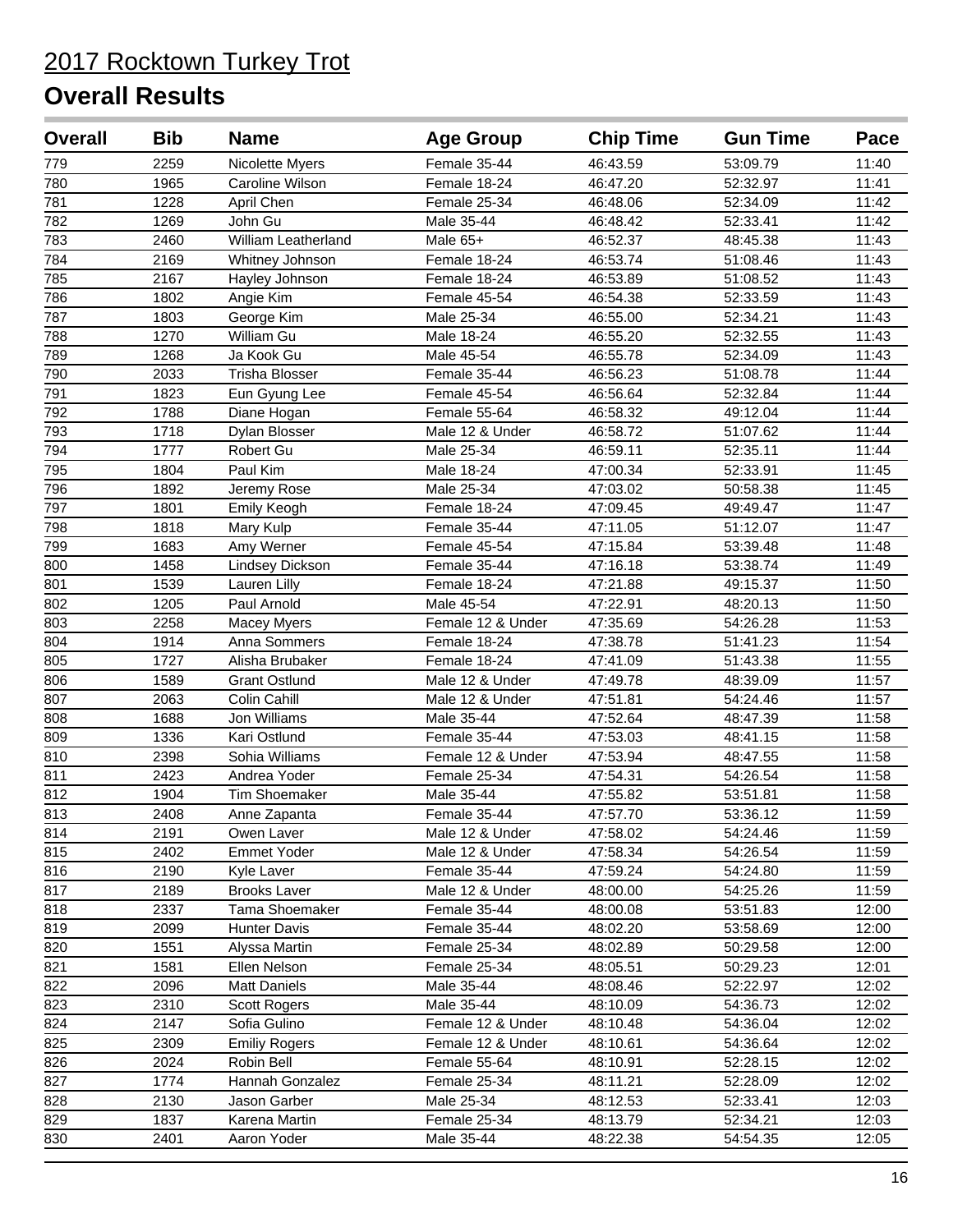# 2017 Rocktown Turkey Trot

## Overall Results

| Overall | Bib | Name | Age Group | Chip Time | Gun Time | Pace |
|---|---|---|---|---|---|---|
| 779 | 2259 | Nicolette Myers | Female 35-44 | 46:43.59 | 53:09.79 | 11:40 |
| 780 | 1965 | Caroline Wilson | Female 18-24 | 46:47.20 | 52:32.97 | 11:41 |
| 781 | 1228 | April Chen | Female 25-34 | 46:48.06 | 52:34.09 | 11:42 |
| 782 | 1269 | John Gu | Male 35-44 | 46:48.42 | 52:33.41 | 11:42 |
| 783 | 2460 | William Leatherland | Male 65+ | 46:52.37 | 48:45.38 | 11:43 |
| 784 | 2169 | Whitney Johnson | Female 18-24 | 46:53.74 | 51:08.46 | 11:43 |
| 785 | 2167 | Hayley Johnson | Female 18-24 | 46:53.89 | 51:08.52 | 11:43 |
| 786 | 1802 | Angie Kim | Female 45-54 | 46:54.38 | 52:33.59 | 11:43 |
| 787 | 1803 | George Kim | Male 25-34 | 46:55.00 | 52:34.21 | 11:43 |
| 788 | 1270 | William Gu | Male 18-24 | 46:55.20 | 52:32.55 | 11:43 |
| 789 | 1268 | Ja Kook Gu | Male 45-54 | 46:55.78 | 52:34.09 | 11:43 |
| 790 | 2033 | Trisha Blosser | Female 35-44 | 46:56.23 | 51:08.78 | 11:44 |
| 791 | 1823 | Eun Gyung Lee | Female 45-54 | 46:56.64 | 52:32.84 | 11:44 |
| 792 | 1788 | Diane Hogan | Female 55-64 | 46:58.32 | 49:12.04 | 11:44 |
| 793 | 1718 | Dylan Blosser | Male 12 & Under | 46:58.72 | 51:07.62 | 11:44 |
| 794 | 1777 | Robert Gu | Male 25-34 | 46:59.11 | 52:35.11 | 11:44 |
| 795 | 1804 | Paul Kim | Male 18-24 | 47:00.34 | 52:33.91 | 11:45 |
| 796 | 1892 | Jeremy Rose | Male 25-34 | 47:03.02 | 50:58.38 | 11:45 |
| 797 | 1801 | Emily Keogh | Female 18-24 | 47:09.45 | 49:49.47 | 11:47 |
| 798 | 1818 | Mary Kulp | Female 35-44 | 47:11.05 | 51:12.07 | 11:47 |
| 799 | 1683 | Amy Werner | Female 45-54 | 47:15.84 | 53:39.48 | 11:48 |
| 800 | 1458 | Lindsey Dickson | Female 35-44 | 47:16.18 | 53:38.74 | 11:49 |
| 801 | 1539 | Lauren Lilly | Female 18-24 | 47:21.88 | 49:15.37 | 11:50 |
| 802 | 1205 | Paul Arnold | Male 45-54 | 47:22.91 | 48:20.13 | 11:50 |
| 803 | 2258 | Macey Myers | Female 12 & Under | 47:35.69 | 54:26.28 | 11:53 |
| 804 | 1914 | Anna Sommers | Female 18-24 | 47:38.78 | 51:41.23 | 11:54 |
| 805 | 1727 | Alisha Brubaker | Female 18-24 | 47:41.09 | 51:43.38 | 11:55 |
| 806 | 1589 | Grant Ostlund | Male 12 & Under | 47:49.78 | 48:39.09 | 11:57 |
| 807 | 2063 | Colin Cahill | Male 12 & Under | 47:51.81 | 54:24.46 | 11:57 |
| 808 | 1688 | Jon Williams | Male 35-44 | 47:52.64 | 48:47.39 | 11:58 |
| 809 | 1336 | Kari Ostlund | Female 35-44 | 47:53.03 | 48:41.15 | 11:58 |
| 810 | 2398 | Sohia Williams | Female 12 & Under | 47:53.94 | 48:47.55 | 11:58 |
| 811 | 2423 | Andrea Yoder | Female 25-34 | 47:54.31 | 54:26.54 | 11:58 |
| 812 | 1904 | Tim Shoemaker | Male 35-44 | 47:55.82 | 53:51.81 | 11:58 |
| 813 | 2408 | Anne Zapanta | Female 35-44 | 47:57.70 | 53:36.12 | 11:59 |
| 814 | 2191 | Owen Laver | Male 12 & Under | 47:58.02 | 54:24.46 | 11:59 |
| 815 | 2402 | Emmet Yoder | Male 12 & Under | 47:58.34 | 54:26.54 | 11:59 |
| 816 | 2190 | Kyle Laver | Female 35-44 | 47:59.24 | 54:24.80 | 11:59 |
| 817 | 2189 | Brooks Laver | Male 12 & Under | 48:00.00 | 54:25.26 | 11:59 |
| 818 | 2337 | Tama Shoemaker | Female 35-44 | 48:00.08 | 53:51.83 | 12:00 |
| 819 | 2099 | Hunter Davis | Female 35-44 | 48:02.20 | 53:58.69 | 12:00 |
| 820 | 1551 | Alyssa Martin | Female 25-34 | 48:02.89 | 50:29.58 | 12:00 |
| 821 | 1581 | Ellen Nelson | Female 25-34 | 48:05.51 | 50:29.23 | 12:01 |
| 822 | 2096 | Matt Daniels | Male 35-44 | 48:08.46 | 52:22.97 | 12:02 |
| 823 | 2310 | Scott Rogers | Male 35-44 | 48:10.09 | 54:36.73 | 12:02 |
| 824 | 2147 | Sofia Gulino | Female 12 & Under | 48:10.48 | 54:36.04 | 12:02 |
| 825 | 2309 | Emiliy Rogers | Female 12 & Under | 48:10.61 | 54:36.64 | 12:02 |
| 826 | 2024 | Robin Bell | Female 55-64 | 48:10.91 | 52:28.15 | 12:02 |
| 827 | 1774 | Hannah Gonzalez | Female 25-34 | 48:11.21 | 52:28.09 | 12:02 |
| 828 | 2130 | Jason Garber | Male 25-34 | 48:12.53 | 52:33.41 | 12:03 |
| 829 | 1837 | Karena Martin | Female 25-34 | 48:13.79 | 52:34.21 | 12:03 |
| 830 | 2401 | Aaron Yoder | Male 35-44 | 48:22.38 | 54:54.35 | 12:05 |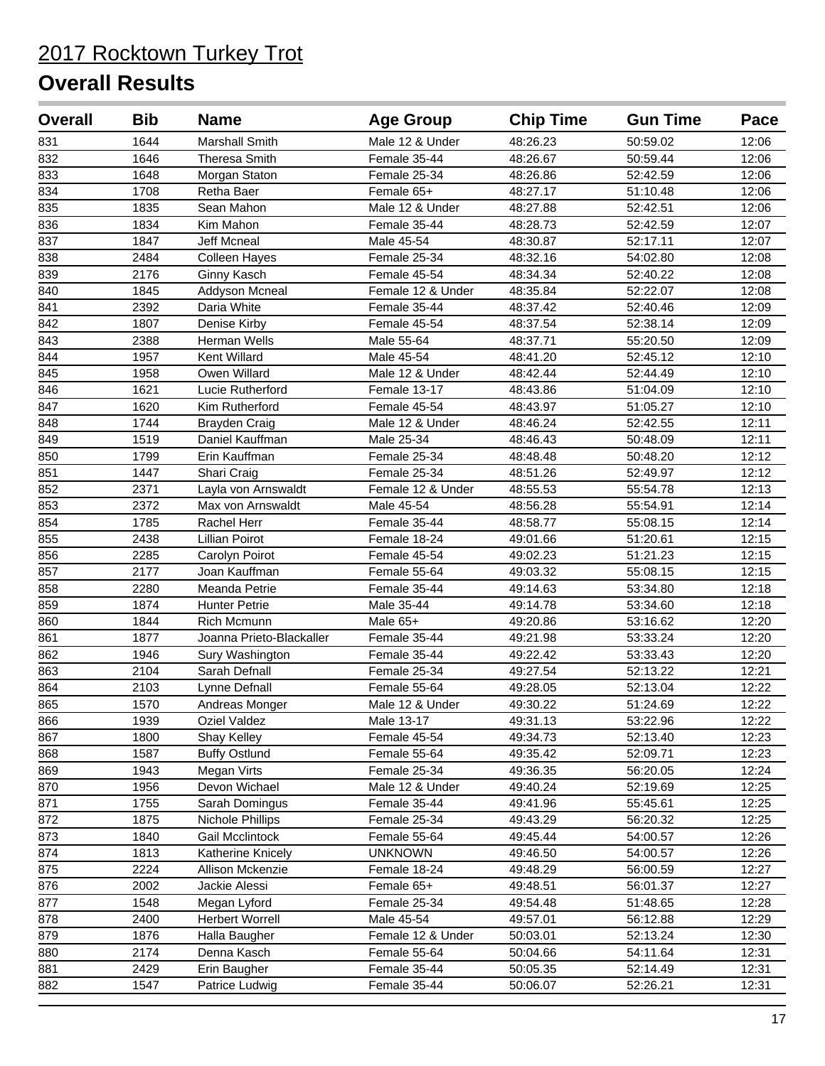# 2017 Rocktown Turkey Trot

## Overall Results

| Overall | Bib | Name | Age Group | Chip Time | Gun Time | Pace |
|---|---|---|---|---|---|---|
| 831 | 1644 | Marshall Smith | Male 12 & Under | 48:26.23 | 50:59.02 | 12:06 |
| 832 | 1646 | Theresa Smith | Female 35-44 | 48:26.67 | 50:59.44 | 12:06 |
| 833 | 1648 | Morgan Staton | Female 25-34 | 48:26.86 | 52:42.59 | 12:06 |
| 834 | 1708 | Retha Baer | Female 65+ | 48:27.17 | 51:10.48 | 12:06 |
| 835 | 1835 | Sean Mahon | Male 12 & Under | 48:27.88 | 52:42.51 | 12:06 |
| 836 | 1834 | Kim Mahon | Female 35-44 | 48:28.73 | 52:42.59 | 12:07 |
| 837 | 1847 | Jeff Mcneal | Male 45-54 | 48:30.87 | 52:17.11 | 12:07 |
| 838 | 2484 | Colleen Hayes | Female 25-34 | 48:32.16 | 54:02.80 | 12:08 |
| 839 | 2176 | Ginny Kasch | Female 45-54 | 48:34.34 | 52:40.22 | 12:08 |
| 840 | 1845 | Addyson Mcneal | Female 12 & Under | 48:35.84 | 52:22.07 | 12:08 |
| 841 | 2392 | Daria White | Female 35-44 | 48:37.42 | 52:40.46 | 12:09 |
| 842 | 1807 | Denise Kirby | Female 45-54 | 48:37.54 | 52:38.14 | 12:09 |
| 843 | 2388 | Herman Wells | Male 55-64 | 48:37.71 | 55:20.50 | 12:09 |
| 844 | 1957 | Kent Willard | Male 45-54 | 48:41.20 | 52:45.12 | 12:10 |
| 845 | 1958 | Owen Willard | Male 12 & Under | 48:42.44 | 52:44.49 | 12:10 |
| 846 | 1621 | Lucie Rutherford | Female 13-17 | 48:43.86 | 51:04.09 | 12:10 |
| 847 | 1620 | Kim Rutherford | Female 45-54 | 48:43.97 | 51:05.27 | 12:10 |
| 848 | 1744 | Brayden Craig | Male 12 & Under | 48:46.24 | 52:42.55 | 12:11 |
| 849 | 1519 | Daniel Kauffman | Male 25-34 | 48:46.43 | 50:48.09 | 12:11 |
| 850 | 1799 | Erin Kauffman | Female 25-34 | 48:48.48 | 50:48.20 | 12:12 |
| 851 | 1447 | Shari Craig | Female 25-34 | 48:51.26 | 52:49.97 | 12:12 |
| 852 | 2371 | Layla von Arnswaldt | Female 12 & Under | 48:55.53 | 55:54.78 | 12:13 |
| 853 | 2372 | Max von Arnswaldt | Male 45-54 | 48:56.28 | 55:54.91 | 12:14 |
| 854 | 1785 | Rachel Herr | Female 35-44 | 48:58.77 | 55:08.15 | 12:14 |
| 855 | 2438 | Lillian Poirot | Female 18-24 | 49:01.66 | 51:20.61 | 12:15 |
| 856 | 2285 | Carolyn Poirot | Female 45-54 | 49:02.23 | 51:21.23 | 12:15 |
| 857 | 2177 | Joan Kauffman | Female 55-64 | 49:03.32 | 55:08.15 | 12:15 |
| 858 | 2280 | Meanda Petrie | Female 35-44 | 49:14.63 | 53:34.80 | 12:18 |
| 859 | 1874 | Hunter Petrie | Male 35-44 | 49:14.78 | 53:34.60 | 12:18 |
| 860 | 1844 | Rich Mcmunn | Male 65+ | 49:20.86 | 53:16.62 | 12:20 |
| 861 | 1877 | Joanna Prieto-Blackaller | Female 35-44 | 49:21.98 | 53:33.24 | 12:20 |
| 862 | 1946 | Sury Washington | Female 35-44 | 49:22.42 | 53:33.43 | 12:20 |
| 863 | 2104 | Sarah Defnall | Female 25-34 | 49:27.54 | 52:13.22 | 12:21 |
| 864 | 2103 | Lynne Defnall | Female 55-64 | 49:28.05 | 52:13.04 | 12:22 |
| 865 | 1570 | Andreas Monger | Male 12 & Under | 49:30.22 | 51:24.69 | 12:22 |
| 866 | 1939 | Oziel Valdez | Male 13-17 | 49:31.13 | 53:22.96 | 12:22 |
| 867 | 1800 | Shay Kelley | Female 45-54 | 49:34.73 | 52:13.40 | 12:23 |
| 868 | 1587 | Buffy Ostlund | Female 55-64 | 49:35.42 | 52:09.71 | 12:23 |
| 869 | 1943 | Megan Virts | Female 25-34 | 49:36.35 | 56:20.05 | 12:24 |
| 870 | 1956 | Devon Wichael | Male 12 & Under | 49:40.24 | 52:19.69 | 12:25 |
| 871 | 1755 | Sarah Domingus | Female 35-44 | 49:41.96 | 55:45.61 | 12:25 |
| 872 | 1875 | Nichole Phillips | Female 25-34 | 49:43.29 | 56:20.32 | 12:25 |
| 873 | 1840 | Gail Mcclintock | Female 55-64 | 49:45.44 | 54:00.57 | 12:26 |
| 874 | 1813 | Katherine Knicely | UNKNOWN | 49:46.50 | 54:00.57 | 12:26 |
| 875 | 2224 | Allison Mckenzie | Female 18-24 | 49:48.29 | 56:00.59 | 12:27 |
| 876 | 2002 | Jackie Alessi | Female 65+ | 49:48.51 | 56:01.37 | 12:27 |
| 877 | 1548 | Megan Lyford | Female 25-34 | 49:54.48 | 51:48.65 | 12:28 |
| 878 | 2400 | Herbert Worrell | Male 45-54 | 49:57.01 | 56:12.88 | 12:29 |
| 879 | 1876 | Halla Baugher | Female 12 & Under | 50:03.01 | 52:13.24 | 12:30 |
| 880 | 2174 | Denna Kasch | Female 55-64 | 50:04.66 | 54:11.64 | 12:31 |
| 881 | 2429 | Erin Baugher | Female 35-44 | 50:05.35 | 52:14.49 | 12:31 |
| 882 | 1547 | Patrice Ludwig | Female 35-44 | 50:06.07 | 52:26.21 | 12:31 |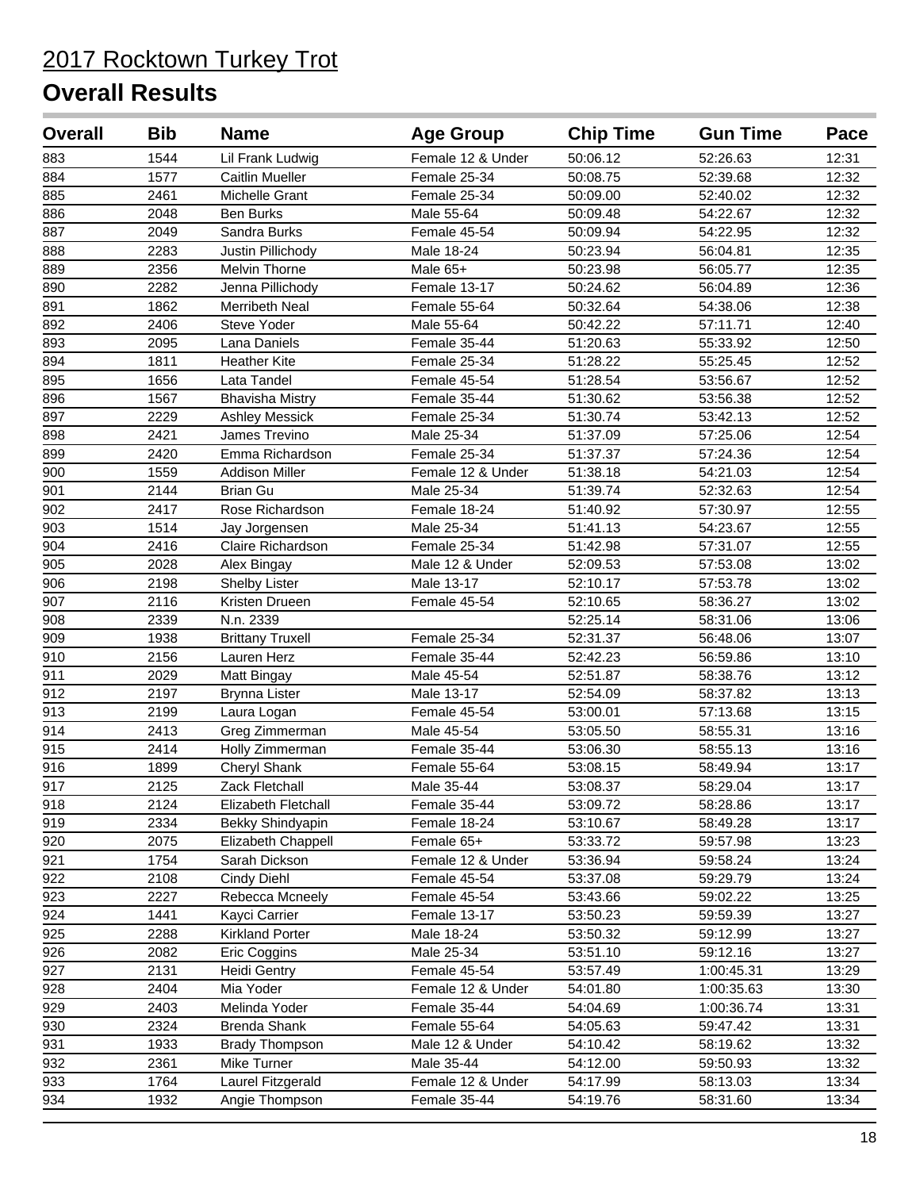# 2017 Rocktown Turkey Trot

## Overall Results

| Overall | Bib | Name | Age Group | Chip Time | Gun Time | Pace |
|---|---|---|---|---|---|---|
| 883 | 1544 | Lil Frank Ludwig | Female 12 & Under | 50:06.12 | 52:26.63 | 12:31 |
| 884 | 1577 | Caitlin Mueller | Female 25-34 | 50:08.75 | 52:39.68 | 12:32 |
| 885 | 2461 | Michelle Grant | Female 25-34 | 50:09.00 | 52:40.02 | 12:32 |
| 886 | 2048 | Ben Burks | Male 55-64 | 50:09.48 | 54:22.67 | 12:32 |
| 887 | 2049 | Sandra Burks | Female 45-54 | 50:09.94 | 54:22.95 | 12:32 |
| 888 | 2283 | Justin Pillichody | Male 18-24 | 50:23.94 | 56:04.81 | 12:35 |
| 889 | 2356 | Melvin Thorne | Male 65+ | 50:23.98 | 56:05.77 | 12:35 |
| 890 | 2282 | Jenna Pillichody | Female 13-17 | 50:24.62 | 56:04.89 | 12:36 |
| 891 | 1862 | Merribeth Neal | Female 55-64 | 50:32.64 | 54:38.06 | 12:38 |
| 892 | 2406 | Steve Yoder | Male 55-64 | 50:42.22 | 57:11.71 | 12:40 |
| 893 | 2095 | Lana Daniels | Female 35-44 | 51:20.63 | 55:33.92 | 12:50 |
| 894 | 1811 | Heather Kite | Female 25-34 | 51:28.22 | 55:25.45 | 12:52 |
| 895 | 1656 | Lata Tandel | Female 45-54 | 51:28.54 | 53:56.67 | 12:52 |
| 896 | 1567 | Bhavisha Mistry | Female 35-44 | 51:30.62 | 53:56.38 | 12:52 |
| 897 | 2229 | Ashley Messick | Female 25-34 | 51:30.74 | 53:42.13 | 12:52 |
| 898 | 2421 | James Trevino | Male 25-34 | 51:37.09 | 57:25.06 | 12:54 |
| 899 | 2420 | Emma Richardson | Female 25-34 | 51:37.37 | 57:24.36 | 12:54 |
| 900 | 1559 | Addison Miller | Female 12 & Under | 51:38.18 | 54:21.03 | 12:54 |
| 901 | 2144 | Brian Gu | Male 25-34 | 51:39.74 | 52:32.63 | 12:54 |
| 902 | 2417 | Rose Richardson | Female 18-24 | 51:40.92 | 57:30.97 | 12:55 |
| 903 | 1514 | Jay Jorgensen | Male 25-34 | 51:41.13 | 54:23.67 | 12:55 |
| 904 | 2416 | Claire Richardson | Female 25-34 | 51:42.98 | 57:31.07 | 12:55 |
| 905 | 2028 | Alex Bingay | Male 12 & Under | 52:09.53 | 57:53.08 | 13:02 |
| 906 | 2198 | Shelby Lister | Male 13-17 | 52:10.17 | 57:53.78 | 13:02 |
| 907 | 2116 | Kristen Drueen | Female 45-54 | 52:10.65 | 58:36.27 | 13:02 |
| 908 | 2339 | N.n. 2339 | | 52:25.14 | 58:31.06 | 13:06 |
| 909 | 1938 | Brittany Truxell | Female 25-34 | 52:31.37 | 56:48.06 | 13:07 |
| 910 | 2156 | Lauren Herz | Female 35-44 | 52:42.23 | 56:59.86 | 13:10 |
| 911 | 2029 | Matt Bingay | Male 45-54 | 52:51.87 | 58:38.76 | 13:12 |
| 912 | 2197 | Brynna Lister | Male 13-17 | 52:54.09 | 58:37.82 | 13:13 |
| 913 | 2199 | Laura Logan | Female 45-54 | 53:00.01 | 57:13.68 | 13:15 |
| 914 | 2413 | Greg Zimmerman | Male 45-54 | 53:05.50 | 58:55.31 | 13:16 |
| 915 | 2414 | Holly Zimmerman | Female 35-44 | 53:06.30 | 58:55.13 | 13:16 |
| 916 | 1899 | Cheryl Shank | Female 55-64 | 53:08.15 | 58:49.94 | 13:17 |
| 917 | 2125 | Zack Fletchall | Male 35-44 | 53:08.37 | 58:29.04 | 13:17 |
| 918 | 2124 | Elizabeth Fletchall | Female 35-44 | 53:09.72 | 58:28.86 | 13:17 |
| 919 | 2334 | Bekky Shindyapin | Female 18-24 | 53:10.67 | 58:49.28 | 13:17 |
| 920 | 2075 | Elizabeth Chappell | Female 65+ | 53:33.72 | 59:57.98 | 13:23 |
| 921 | 1754 | Sarah Dickson | Female 12 & Under | 53:36.94 | 59:58.24 | 13:24 |
| 922 | 2108 | Cindy Diehl | Female 45-54 | 53:37.08 | 59:29.79 | 13:24 |
| 923 | 2227 | Rebecca Mcneely | Female 45-54 | 53:43.66 | 59:02.22 | 13:25 |
| 924 | 1441 | Kayci Carrier | Female 13-17 | 53:50.23 | 59:59.39 | 13:27 |
| 925 | 2288 | Kirkland Porter | Male 18-24 | 53:50.32 | 59:12.99 | 13:27 |
| 926 | 2082 | Eric Coggins | Male 25-34 | 53:51.10 | 59:12.16 | 13:27 |
| 927 | 2131 | Heidi Gentry | Female 45-54 | 53:57.49 | 1:00:45.31 | 13:29 |
| 928 | 2404 | Mia Yoder | Female 12 & Under | 54:01.80 | 1:00:35.63 | 13:30 |
| 929 | 2403 | Melinda Yoder | Female 35-44 | 54:04.69 | 1:00:36.74 | 13:31 |
| 930 | 2324 | Brenda Shank | Female 55-64 | 54:05.63 | 59:47.42 | 13:31 |
| 931 | 1933 | Brady Thompson | Male 12 & Under | 54:10.42 | 58:19.62 | 13:32 |
| 932 | 2361 | Mike Turner | Male 35-44 | 54:12.00 | 59:50.93 | 13:32 |
| 933 | 1764 | Laurel Fitzgerald | Female 12 & Under | 54:17.99 | 58:13.03 | 13:34 |
| 934 | 1932 | Angie Thompson | Female 35-44 | 54:19.76 | 58:31.60 | 13:34 |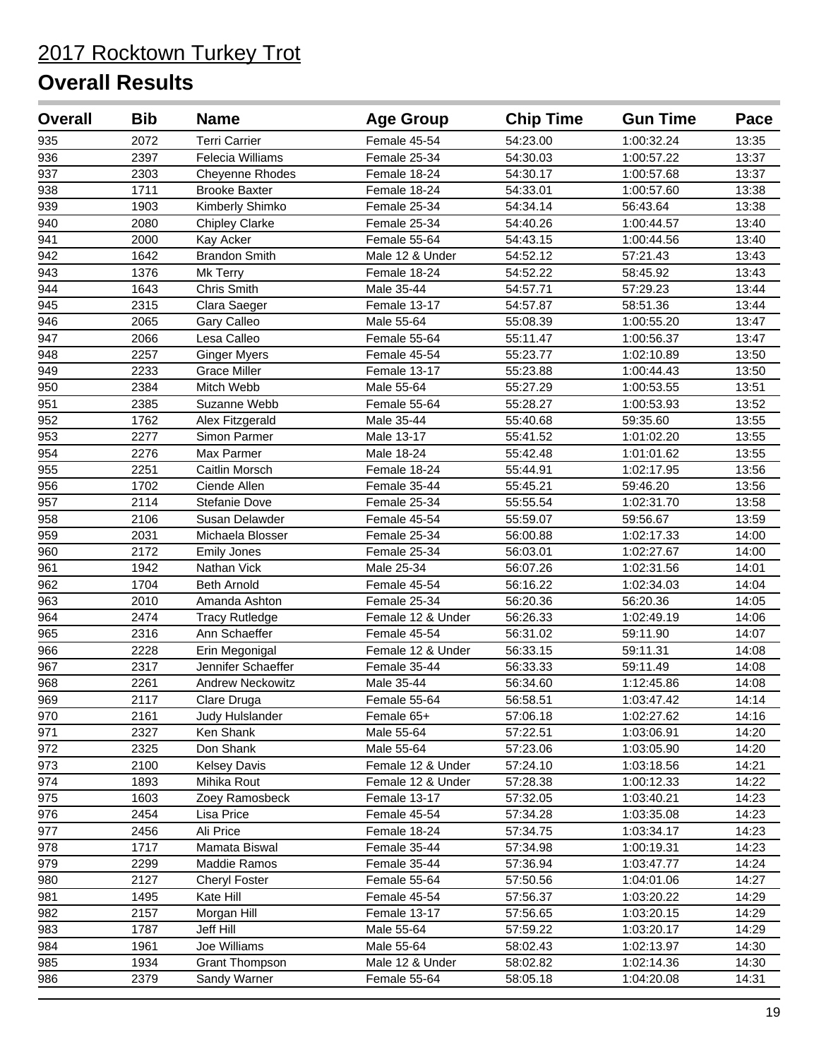# 2017 Rocktown Turkey Trot

## Overall Results

| Overall | Bib | Name | Age Group | Chip Time | Gun Time | Pace |
|---|---|---|---|---|---|---|
| 935 | 2072 | Terri Carrier | Female 45-54 | 54:23.00 | 1:00:32.24 | 13:35 |
| 936 | 2397 | Felecia Williams | Female 25-34 | 54:30.03 | 1:00:57.22 | 13:37 |
| 937 | 2303 | Cheyenne Rhodes | Female 18-24 | 54:30.17 | 1:00:57.68 | 13:37 |
| 938 | 1711 | Brooke Baxter | Female 18-24 | 54:33.01 | 1:00:57.60 | 13:38 |
| 939 | 1903 | Kimberly Shimko | Female 25-34 | 54:34.14 | 56:43.64 | 13:38 |
| 940 | 2080 | Chipley Clarke | Female 25-34 | 54:40.26 | 1:00:44.57 | 13:40 |
| 941 | 2000 | Kay Acker | Female 55-64 | 54:43.15 | 1:00:44.56 | 13:40 |
| 942 | 1642 | Brandon Smith | Male 12 & Under | 54:52.12 | 57:21.43 | 13:43 |
| 943 | 1376 | Mk Terry | Female 18-24 | 54:52.22 | 58:45.92 | 13:43 |
| 944 | 1643 | Chris Smith | Male 35-44 | 54:57.71 | 57:29.23 | 13:44 |
| 945 | 2315 | Clara Saeger | Female 13-17 | 54:57.87 | 58:51.36 | 13:44 |
| 946 | 2065 | Gary Calleo | Male 55-64 | 55:08.39 | 1:00:55.20 | 13:47 |
| 947 | 2066 | Lesa Calleo | Female 55-64 | 55:11.47 | 1:00:56.37 | 13:47 |
| 948 | 2257 | Ginger Myers | Female 45-54 | 55:23.77 | 1:02:10.89 | 13:50 |
| 949 | 2233 | Grace Miller | Female 13-17 | 55:23.88 | 1:00:44.43 | 13:50 |
| 950 | 2384 | Mitch Webb | Male 55-64 | 55:27.29 | 1:00:53.55 | 13:51 |
| 951 | 2385 | Suzanne Webb | Female 55-64 | 55:28.27 | 1:00:53.93 | 13:52 |
| 952 | 1762 | Alex Fitzgerald | Male 35-44 | 55:40.68 | 59:35.60 | 13:55 |
| 953 | 2277 | Simon Parmer | Male 13-17 | 55:41.52 | 1:01:02.20 | 13:55 |
| 954 | 2276 | Max Parmer | Male 18-24 | 55:42.48 | 1:01:01.62 | 13:55 |
| 955 | 2251 | Caitlin Morsch | Female 18-24 | 55:44.91 | 1:02:17.95 | 13:56 |
| 956 | 1702 | Ciende Allen | Female 35-44 | 55:45.21 | 59:46.20 | 13:56 |
| 957 | 2114 | Stefanie Dove | Female 25-34 | 55:55.54 | 1:02:31.70 | 13:58 |
| 958 | 2106 | Susan Delawder | Female 45-54 | 55:59.07 | 59:56.67 | 13:59 |
| 959 | 2031 | Michaela Blosser | Female 25-34 | 56:00.88 | 1:02:17.33 | 14:00 |
| 960 | 2172 | Emily Jones | Female 25-34 | 56:03.01 | 1:02:27.67 | 14:00 |
| 961 | 1942 | Nathan Vick | Male 25-34 | 56:07.26 | 1:02:31.56 | 14:01 |
| 962 | 1704 | Beth Arnold | Female 45-54 | 56:16.22 | 1:02:34.03 | 14:04 |
| 963 | 2010 | Amanda Ashton | Female 25-34 | 56:20.36 | 56:20.36 | 14:05 |
| 964 | 2474 | Tracy Rutledge | Female 12 & Under | 56:26.33 | 1:02:49.19 | 14:06 |
| 965 | 2316 | Ann Schaeffer | Female 45-54 | 56:31.02 | 59:11.90 | 14:07 |
| 966 | 2228 | Erin Megonigal | Female 12 & Under | 56:33.15 | 59:11.31 | 14:08 |
| 967 | 2317 | Jennifer Schaeffer | Female 35-44 | 56:33.33 | 59:11.49 | 14:08 |
| 968 | 2261 | Andrew Neckowitz | Male 35-44 | 56:34.60 | 1:12:45.86 | 14:08 |
| 969 | 2117 | Clare Druga | Female 55-64 | 56:58.51 | 1:03:47.42 | 14:14 |
| 970 | 2161 | Judy Hulslander | Female 65+ | 57:06.18 | 1:02:27.62 | 14:16 |
| 971 | 2327 | Ken Shank | Male 55-64 | 57:22.51 | 1:03:06.91 | 14:20 |
| 972 | 2325 | Don Shank | Male 55-64 | 57:23.06 | 1:03:05.90 | 14:20 |
| 973 | 2100 | Kelsey Davis | Female 12 & Under | 57:24.10 | 1:03:18.56 | 14:21 |
| 974 | 1893 | Mihika Rout | Female 12 & Under | 57:28.38 | 1:00:12.33 | 14:22 |
| 975 | 1603 | Zoey Ramosbeck | Female 13-17 | 57:32.05 | 1:03:40.21 | 14:23 |
| 976 | 2454 | Lisa Price | Female 45-54 | 57:34.28 | 1:03:35.08 | 14:23 |
| 977 | 2456 | Ali Price | Female 18-24 | 57:34.75 | 1:03:34.17 | 14:23 |
| 978 | 1717 | Mamata Biswal | Female 35-44 | 57:34.98 | 1:00:19.31 | 14:23 |
| 979 | 2299 | Maddie Ramos | Female 35-44 | 57:36.94 | 1:03:47.77 | 14:24 |
| 980 | 2127 | Cheryl Foster | Female 55-64 | 57:50.56 | 1:04:01.06 | 14:27 |
| 981 | 1495 | Kate Hill | Female 45-54 | 57:56.37 | 1:03:20.22 | 14:29 |
| 982 | 2157 | Morgan Hill | Female 13-17 | 57:56.65 | 1:03:20.15 | 14:29 |
| 983 | 1787 | Jeff Hill | Male 55-64 | 57:59.22 | 1:03:20.17 | 14:29 |
| 984 | 1961 | Joe Williams | Male 55-64 | 58:02.43 | 1:02:13.97 | 14:30 |
| 985 | 1934 | Grant Thompson | Male 12 & Under | 58:02.82 | 1:02:14.36 | 14:30 |
| 986 | 2379 | Sandy Warner | Female 55-64 | 58:05.18 | 1:04:20.08 | 14:31 |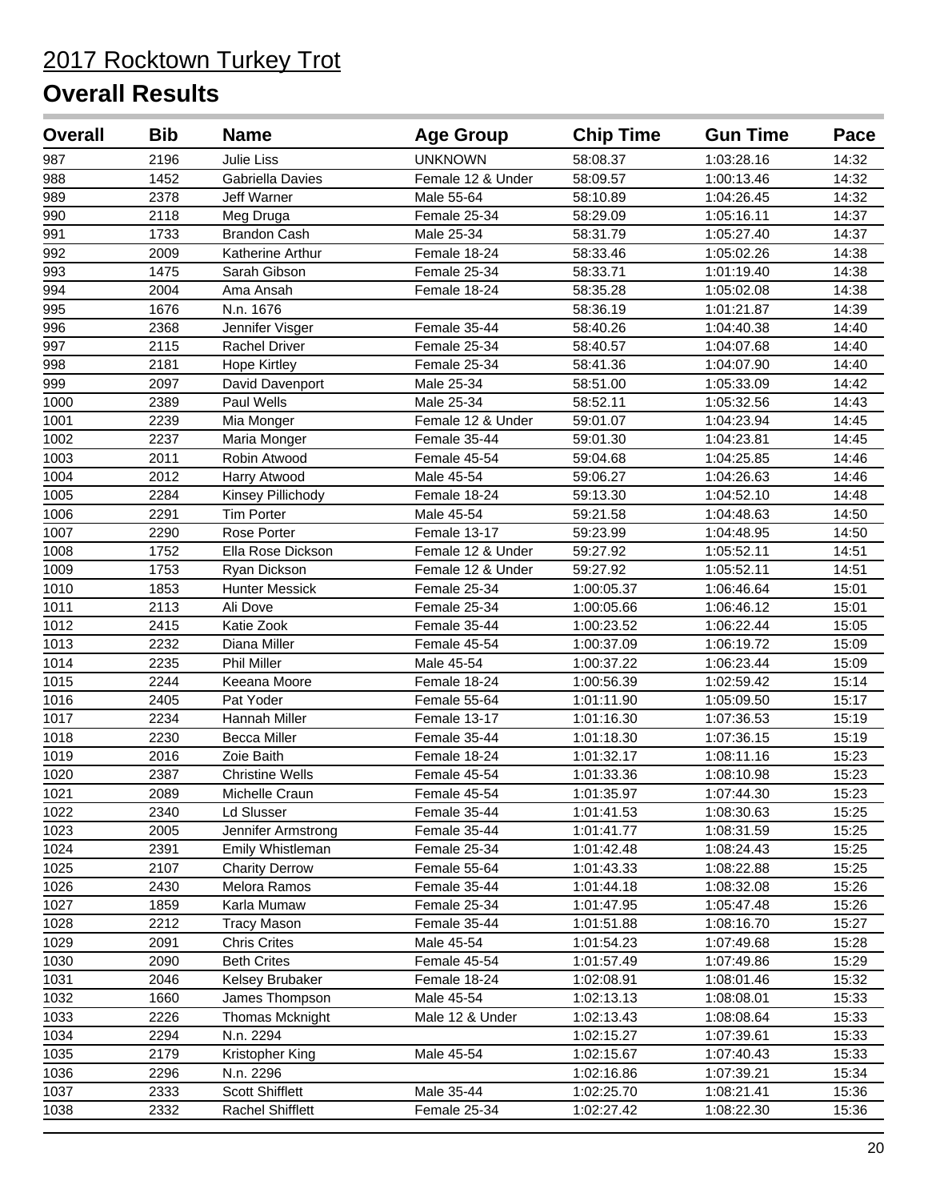# 2017 Rocktown Turkey Trot

## Overall Results

| Overall | Bib | Name | Age Group | Chip Time | Gun Time | Pace |
|---|---|---|---|---|---|---|
| 987 | 2196 | Julie Liss | UNKNOWN | 58:08.37 | 1:03:28.16 | 14:32 |
| 988 | 1452 | Gabriella Davies | Female 12 & Under | 58:09.57 | 1:00:13.46 | 14:32 |
| 989 | 2378 | Jeff Warner | Male 55-64 | 58:10.89 | 1:04:26.45 | 14:32 |
| 990 | 2118 | Meg Druga | Female 25-34 | 58:29.09 | 1:05:16.11 | 14:37 |
| 991 | 1733 | Brandon Cash | Male 25-34 | 58:31.79 | 1:05:27.40 | 14:37 |
| 992 | 2009 | Katherine Arthur | Female 18-24 | 58:33.46 | 1:05:02.26 | 14:38 |
| 993 | 1475 | Sarah Gibson | Female 25-34 | 58:33.71 | 1:01:19.40 | 14:38 |
| 994 | 2004 | Ama Ansah | Female 18-24 | 58:35.28 | 1:05:02.08 | 14:38 |
| 995 | 1676 | N.n. 1676 | | 58:36.19 | 1:01:21.87 | 14:39 |
| 996 | 2368 | Jennifer Visger | Female 35-44 | 58:40.26 | 1:04:40.38 | 14:40 |
| 997 | 2115 | Rachel Driver | Female 25-34 | 58:40.57 | 1:04:07.68 | 14:40 |
| 998 | 2181 | Hope Kirtley | Female 25-34 | 58:41.36 | 1:04:07.90 | 14:40 |
| 999 | 2097 | David Davenport | Male 25-34 | 58:51.00 | 1:05:33.09 | 14:42 |
| 1000 | 2389 | Paul Wells | Male 25-34 | 58:52.11 | 1:05:32.56 | 14:43 |
| 1001 | 2239 | Mia Monger | Female 12 & Under | 59:01.07 | 1:04:23.94 | 14:45 |
| 1002 | 2237 | Maria Monger | Female 35-44 | 59:01.30 | 1:04:23.81 | 14:45 |
| 1003 | 2011 | Robin Atwood | Female 45-54 | 59:04.68 | 1:04:25.85 | 14:46 |
| 1004 | 2012 | Harry Atwood | Male 45-54 | 59:06.27 | 1:04:26.63 | 14:46 |
| 1005 | 2284 | Kinsey Pillichody | Female 18-24 | 59:13.30 | 1:04:52.10 | 14:48 |
| 1006 | 2291 | Tim Porter | Male 45-54 | 59:21.58 | 1:04:48.63 | 14:50 |
| 1007 | 2290 | Rose Porter | Female 13-17 | 59:23.99 | 1:04:48.95 | 14:50 |
| 1008 | 1752 | Ella Rose Dickson | Female 12 & Under | 59:27.92 | 1:05:52.11 | 14:51 |
| 1009 | 1753 | Ryan Dickson | Female 12 & Under | 59:27.92 | 1:05:52.11 | 14:51 |
| 1010 | 1853 | Hunter Messick | Female 25-34 | 1:00:05.37 | 1:06:46.64 | 15:01 |
| 1011 | 2113 | Ali Dove | Female 25-34 | 1:00:05.66 | 1:06:46.12 | 15:01 |
| 1012 | 2415 | Katie Zook | Female 35-44 | 1:00:23.52 | 1:06:22.44 | 15:05 |
| 1013 | 2232 | Diana Miller | Female 45-54 | 1:00:37.09 | 1:06:19.72 | 15:09 |
| 1014 | 2235 | Phil Miller | Male 45-54 | 1:00:37.22 | 1:06:23.44 | 15:09 |
| 1015 | 2244 | Keeana Moore | Female 18-24 | 1:00:56.39 | 1:02:59.42 | 15:14 |
| 1016 | 2405 | Pat Yoder | Female 55-64 | 1:01:11.90 | 1:05:09.50 | 15:17 |
| 1017 | 2234 | Hannah Miller | Female 13-17 | 1:01:16.30 | 1:07:36.53 | 15:19 |
| 1018 | 2230 | Becca Miller | Female 35-44 | 1:01:18.30 | 1:07:36.15 | 15:19 |
| 1019 | 2016 | Zoie Baith | Female 18-24 | 1:01:32.17 | 1:08:11.16 | 15:23 |
| 1020 | 2387 | Christine Wells | Female 45-54 | 1:01:33.36 | 1:08:10.98 | 15:23 |
| 1021 | 2089 | Michelle Craun | Female 45-54 | 1:01:35.97 | 1:07:44.30 | 15:23 |
| 1022 | 2340 | Ld Slusser | Female 35-44 | 1:01:41.53 | 1:08:30.63 | 15:25 |
| 1023 | 2005 | Jennifer Armstrong | Female 35-44 | 1:01:41.77 | 1:08:31.59 | 15:25 |
| 1024 | 2391 | Emily Whistleman | Female 25-34 | 1:01:42.48 | 1:08:24.43 | 15:25 |
| 1025 | 2107 | Charity Derrow | Female 55-64 | 1:01:43.33 | 1:08:22.88 | 15:25 |
| 1026 | 2430 | Melora Ramos | Female 35-44 | 1:01:44.18 | 1:08:32.08 | 15:26 |
| 1027 | 1859 | Karla Mumaw | Female 25-34 | 1:01:47.95 | 1:05:47.48 | 15:26 |
| 1028 | 2212 | Tracy Mason | Female 35-44 | 1:01:51.88 | 1:08:16.70 | 15:27 |
| 1029 | 2091 | Chris Crites | Male 45-54 | 1:01:54.23 | 1:07:49.68 | 15:28 |
| 1030 | 2090 | Beth Crites | Female 45-54 | 1:01:57.49 | 1:07:49.86 | 15:29 |
| 1031 | 2046 | Kelsey Brubaker | Female 18-24 | 1:02:08.91 | 1:08:01.46 | 15:32 |
| 1032 | 1660 | James Thompson | Male 45-54 | 1:02:13.13 | 1:08:08.01 | 15:33 |
| 1033 | 2226 | Thomas Mcknight | Male 12 & Under | 1:02:13.43 | 1:08:08.64 | 15:33 |
| 1034 | 2294 | N.n. 2294 | | 1:02:15.27 | 1:07:39.61 | 15:33 |
| 1035 | 2179 | Kristopher King | Male 45-54 | 1:02:15.67 | 1:07:40.43 | 15:33 |
| 1036 | 2296 | N.n. 2296 | | 1:02:16.86 | 1:07:39.21 | 15:34 |
| 1037 | 2333 | Scott Shifflett | Male 35-44 | 1:02:25.70 | 1:08:21.41 | 15:36 |
| 1038 | 2332 | Rachel Shifflett | Female 25-34 | 1:02:27.42 | 1:08:22.30 | 15:36 |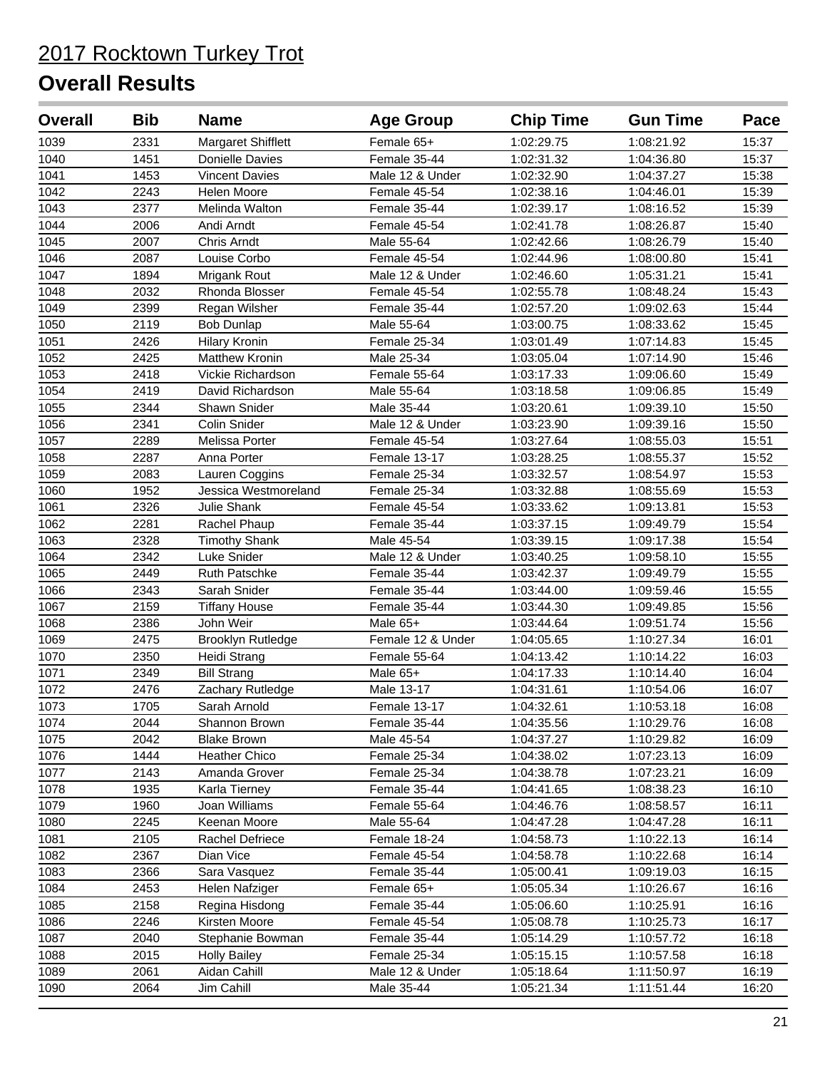# 2017 Rocktown Turkey Trot

## Overall Results

| Overall | Bib | Name | Age Group | Chip Time | Gun Time | Pace |
|---|---|---|---|---|---|---|
| 1039 | 2331 | Margaret Shifflett | Female 65+ | 1:02:29.75 | 1:08:21.92 | 15:37 |
| 1040 | 1451 | Donielle Davies | Female 35-44 | 1:02:31.32 | 1:04:36.80 | 15:37 |
| 1041 | 1453 | Vincent Davies | Male 12 & Under | 1:02:32.90 | 1:04:37.27 | 15:38 |
| 1042 | 2243 | Helen Moore | Female 45-54 | 1:02:38.16 | 1:04:46.01 | 15:39 |
| 1043 | 2377 | Melinda Walton | Female 35-44 | 1:02:39.17 | 1:08:16.52 | 15:39 |
| 1044 | 2006 | Andi Arndt | Female 45-54 | 1:02:41.78 | 1:08:26.87 | 15:40 |
| 1045 | 2007 | Chris Arndt | Male 55-64 | 1:02:42.66 | 1:08:26.79 | 15:40 |
| 1046 | 2087 | Louise Corbo | Female 45-54 | 1:02:44.96 | 1:08:00.80 | 15:41 |
| 1047 | 1894 | Mrigank Rout | Male 12 & Under | 1:02:46.60 | 1:05:31.21 | 15:41 |
| 1048 | 2032 | Rhonda Blosser | Female 45-54 | 1:02:55.78 | 1:08:48.24 | 15:43 |
| 1049 | 2399 | Regan Wilsher | Female 35-44 | 1:02:57.20 | 1:09:02.63 | 15:44 |
| 1050 | 2119 | Bob Dunlap | Male 55-64 | 1:03:00.75 | 1:08:33.62 | 15:45 |
| 1051 | 2426 | Hilary Kronin | Female 25-34 | 1:03:01.49 | 1:07:14.83 | 15:45 |
| 1052 | 2425 | Matthew Kronin | Male 25-34 | 1:03:05.04 | 1:07:14.90 | 15:46 |
| 1053 | 2418 | Vickie Richardson | Female 55-64 | 1:03:17.33 | 1:09:06.60 | 15:49 |
| 1054 | 2419 | David Richardson | Male 55-64 | 1:03:18.58 | 1:09:06.85 | 15:49 |
| 1055 | 2344 | Shawn Snider | Male 35-44 | 1:03:20.61 | 1:09:39.10 | 15:50 |
| 1056 | 2341 | Colin Snider | Male 12 & Under | 1:03:23.90 | 1:09:39.16 | 15:50 |
| 1057 | 2289 | Melissa Porter | Female 45-54 | 1:03:27.64 | 1:08:55.03 | 15:51 |
| 1058 | 2287 | Anna Porter | Female 13-17 | 1:03:28.25 | 1:08:55.37 | 15:52 |
| 1059 | 2083 | Lauren Coggins | Female 25-34 | 1:03:32.57 | 1:08:54.97 | 15:53 |
| 1060 | 1952 | Jessica Westmoreland | Female 25-34 | 1:03:32.88 | 1:08:55.69 | 15:53 |
| 1061 | 2326 | Julie Shank | Female 45-54 | 1:03:33.62 | 1:09:13.81 | 15:53 |
| 1062 | 2281 | Rachel Phaup | Female 35-44 | 1:03:37.15 | 1:09:49.79 | 15:54 |
| 1063 | 2328 | Timothy Shank | Male 45-54 | 1:03:39.15 | 1:09:17.38 | 15:54 |
| 1064 | 2342 | Luke Snider | Male 12 & Under | 1:03:40.25 | 1:09:58.10 | 15:55 |
| 1065 | 2449 | Ruth Patschke | Female 35-44 | 1:03:42.37 | 1:09:49.79 | 15:55 |
| 1066 | 2343 | Sarah Snider | Female 35-44 | 1:03:44.00 | 1:09:59.46 | 15:55 |
| 1067 | 2159 | Tiffany House | Female 35-44 | 1:03:44.30 | 1:09:49.85 | 15:56 |
| 1068 | 2386 | John Weir | Male 65+ | 1:03:44.64 | 1:09:51.74 | 15:56 |
| 1069 | 2475 | Brooklyn Rutledge | Female 12 & Under | 1:04:05.65 | 1:10:27.34 | 16:01 |
| 1070 | 2350 | Heidi Strang | Female 55-64 | 1:04:13.42 | 1:10:14.22 | 16:03 |
| 1071 | 2349 | Bill Strang | Male 65+ | 1:04:17.33 | 1:10:14.40 | 16:04 |
| 1072 | 2476 | Zachary Rutledge | Male 13-17 | 1:04:31.61 | 1:10:54.06 | 16:07 |
| 1073 | 1705 | Sarah Arnold | Female 13-17 | 1:04:32.61 | 1:10:53.18 | 16:08 |
| 1074 | 2044 | Shannon Brown | Female 35-44 | 1:04:35.56 | 1:10:29.76 | 16:08 |
| 1075 | 2042 | Blake Brown | Male 45-54 | 1:04:37.27 | 1:10:29.82 | 16:09 |
| 1076 | 1444 | Heather Chico | Female 25-34 | 1:04:38.02 | 1:07:23.13 | 16:09 |
| 1077 | 2143 | Amanda Grover | Female 25-34 | 1:04:38.78 | 1:07:23.21 | 16:09 |
| 1078 | 1935 | Karla Tierney | Female 35-44 | 1:04:41.65 | 1:08:38.23 | 16:10 |
| 1079 | 1960 | Joan Williams | Female 55-64 | 1:04:46.76 | 1:08:58.57 | 16:11 |
| 1080 | 2245 | Keenan Moore | Male 55-64 | 1:04:47.28 | 1:04:47.28 | 16:11 |
| 1081 | 2105 | Rachel Defriece | Female 18-24 | 1:04:58.73 | 1:10:22.13 | 16:14 |
| 1082 | 2367 | Dian Vice | Female 45-54 | 1:04:58.78 | 1:10:22.68 | 16:14 |
| 1083 | 2366 | Sara Vasquez | Female 35-44 | 1:05:00.41 | 1:09:19.03 | 16:15 |
| 1084 | 2453 | Helen Nafziger | Female 65+ | 1:05:05.34 | 1:10:26.67 | 16:16 |
| 1085 | 2158 | Regina Hisdong | Female 35-44 | 1:05:06.60 | 1:10:25.91 | 16:16 |
| 1086 | 2246 | Kirsten Moore | Female 45-54 | 1:05:08.78 | 1:10:25.73 | 16:17 |
| 1087 | 2040 | Stephanie Bowman | Female 35-44 | 1:05:14.29 | 1:10:57.72 | 16:18 |
| 1088 | 2015 | Holly Bailey | Female 25-34 | 1:05:15.15 | 1:10:57.58 | 16:18 |
| 1089 | 2061 | Aidan Cahill | Male 12 & Under | 1:05:18.64 | 1:11:50.97 | 16:19 |
| 1090 | 2064 | Jim Cahill | Male 35-44 | 1:05:21.34 | 1:11:51.44 | 16:20 |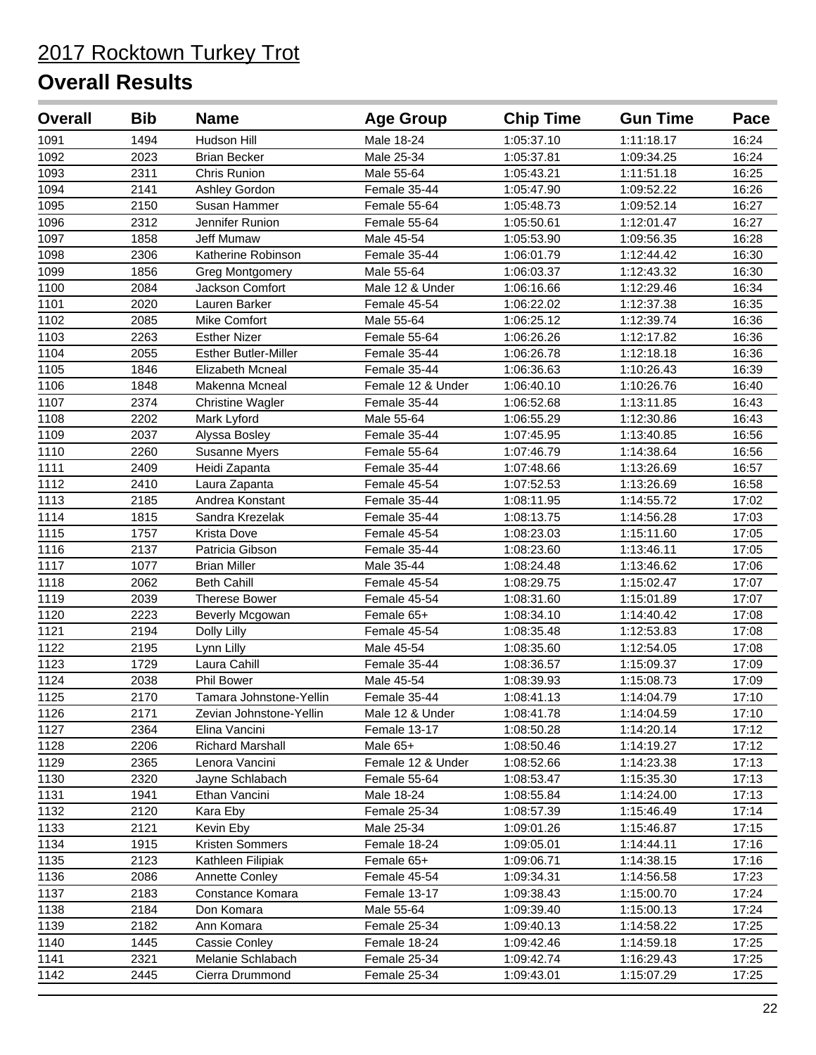# 2017 Rocktown Turkey Trot

## Overall Results

| Overall | Bib | Name | Age Group | Chip Time | Gun Time | Pace |
|---|---|---|---|---|---|---|
| 1091 | 1494 | Hudson Hill | Male 18-24 | 1:05:37.10 | 1:11:18.17 | 16:24 |
| 1092 | 2023 | Brian Becker | Male 25-34 | 1:05:37.81 | 1:09:34.25 | 16:24 |
| 1093 | 2311 | Chris Runion | Male 55-64 | 1:05:43.21 | 1:11:51.18 | 16:25 |
| 1094 | 2141 | Ashley Gordon | Female 35-44 | 1:05:47.90 | 1:09:52.22 | 16:26 |
| 1095 | 2150 | Susan Hammer | Female 55-64 | 1:05:48.73 | 1:09:52.14 | 16:27 |
| 1096 | 2312 | Jennifer Runion | Female 55-64 | 1:05:50.61 | 1:12:01.47 | 16:27 |
| 1097 | 1858 | Jeff Mumaw | Male 45-54 | 1:05:53.90 | 1:09:56.35 | 16:28 |
| 1098 | 2306 | Katherine Robinson | Female 35-44 | 1:06:01.79 | 1:12:44.42 | 16:30 |
| 1099 | 1856 | Greg Montgomery | Male 55-64 | 1:06:03.37 | 1:12:43.32 | 16:30 |
| 1100 | 2084 | Jackson Comfort | Male 12 & Under | 1:06:16.66 | 1:12:29.46 | 16:34 |
| 1101 | 2020 | Lauren Barker | Female 45-54 | 1:06:22.02 | 1:12:37.38 | 16:35 |
| 1102 | 2085 | Mike Comfort | Male 55-64 | 1:06:25.12 | 1:12:39.74 | 16:36 |
| 1103 | 2263 | Esther Nizer | Female 55-64 | 1:06:26.26 | 1:12:17.82 | 16:36 |
| 1104 | 2055 | Esther Butler-Miller | Female 35-44 | 1:06:26.78 | 1:12:18.18 | 16:36 |
| 1105 | 1846 | Elizabeth Mcneal | Female 35-44 | 1:06:36.63 | 1:10:26.43 | 16:39 |
| 1106 | 1848 | Makenna Mcneal | Female 12 & Under | 1:06:40.10 | 1:10:26.76 | 16:40 |
| 1107 | 2374 | Christine Wagler | Female 35-44 | 1:06:52.68 | 1:13:11.85 | 16:43 |
| 1108 | 2202 | Mark Lyford | Male 55-64 | 1:06:55.29 | 1:12:30.86 | 16:43 |
| 1109 | 2037 | Alyssa Bosley | Female 35-44 | 1:07:45.95 | 1:13:40.85 | 16:56 |
| 1110 | 2260 | Susanne Myers | Female 55-64 | 1:07:46.79 | 1:14:38.64 | 16:56 |
| 1111 | 2409 | Heidi Zapanta | Female 35-44 | 1:07:48.66 | 1:13:26.69 | 16:57 |
| 1112 | 2410 | Laura Zapanta | Female 45-54 | 1:07:52.53 | 1:13:26.69 | 16:58 |
| 1113 | 2185 | Andrea Konstant | Female 35-44 | 1:08:11.95 | 1:14:55.72 | 17:02 |
| 1114 | 1815 | Sandra Krezelak | Female 35-44 | 1:08:13.75 | 1:14:56.28 | 17:03 |
| 1115 | 1757 | Krista Dove | Female 45-54 | 1:08:23.03 | 1:15:11.60 | 17:05 |
| 1116 | 2137 | Patricia Gibson | Female 35-44 | 1:08:23.60 | 1:13:46.11 | 17:05 |
| 1117 | 1077 | Brian Miller | Male 35-44 | 1:08:24.48 | 1:13:46.62 | 17:06 |
| 1118 | 2062 | Beth Cahill | Female 45-54 | 1:08:29.75 | 1:15:02.47 | 17:07 |
| 1119 | 2039 | Therese Bower | Female 45-54 | 1:08:31.60 | 1:15:01.89 | 17:07 |
| 1120 | 2223 | Beverly Mcgowan | Female 65+ | 1:08:34.10 | 1:14:40.42 | 17:08 |
| 1121 | 2194 | Dolly Lilly | Female 45-54 | 1:08:35.48 | 1:12:53.83 | 17:08 |
| 1122 | 2195 | Lynn Lilly | Male 45-54 | 1:08:35.60 | 1:12:54.05 | 17:08 |
| 1123 | 1729 | Laura Cahill | Female 35-44 | 1:08:36.57 | 1:15:09.37 | 17:09 |
| 1124 | 2038 | Phil Bower | Male 45-54 | 1:08:39.93 | 1:15:08.73 | 17:09 |
| 1125 | 2170 | Tamara Johnstone-Yellin | Female 35-44 | 1:08:41.13 | 1:14:04.79 | 17:10 |
| 1126 | 2171 | Zevian Johnstone-Yellin | Male 12 & Under | 1:08:41.78 | 1:14:04.59 | 17:10 |
| 1127 | 2364 | Elina Vancini | Female 13-17 | 1:08:50.28 | 1:14:20.14 | 17:12 |
| 1128 | 2206 | Richard Marshall | Male 65+ | 1:08:50.46 | 1:14:19.27 | 17:12 |
| 1129 | 2365 | Lenora Vancini | Female 12 & Under | 1:08:52.66 | 1:14:23.38 | 17:13 |
| 1130 | 2320 | Jayne Schlabach | Female 55-64 | 1:08:53.47 | 1:15:35.30 | 17:13 |
| 1131 | 1941 | Ethan Vancini | Male 18-24 | 1:08:55.84 | 1:14:24.00 | 17:13 |
| 1132 | 2120 | Kara Eby | Female 25-34 | 1:08:57.39 | 1:15:46.49 | 17:14 |
| 1133 | 2121 | Kevin Eby | Male 25-34 | 1:09:01.26 | 1:15:46.87 | 17:15 |
| 1134 | 1915 | Kristen Sommers | Female 18-24 | 1:09:05.01 | 1:14:44.11 | 17:16 |
| 1135 | 2123 | Kathleen Filipiak | Female 65+ | 1:09:06.71 | 1:14:38.15 | 17:16 |
| 1136 | 2086 | Annette Conley | Female 45-54 | 1:09:34.31 | 1:14:56.58 | 17:23 |
| 1137 | 2183 | Constance Komara | Female 13-17 | 1:09:38.43 | 1:15:00.70 | 17:24 |
| 1138 | 2184 | Don Komara | Male 55-64 | 1:09:39.40 | 1:15:00.13 | 17:24 |
| 1139 | 2182 | Ann Komara | Female 25-34 | 1:09:40.13 | 1:14:58.22 | 17:25 |
| 1140 | 1445 | Cassie Conley | Female 18-24 | 1:09:42.46 | 1:14:59.18 | 17:25 |
| 1141 | 2321 | Melanie Schlabach | Female 25-34 | 1:09:42.74 | 1:16:29.43 | 17:25 |
| 1142 | 2445 | Cierra Drummond | Female 25-34 | 1:09:43.01 | 1:15:07.29 | 17:25 |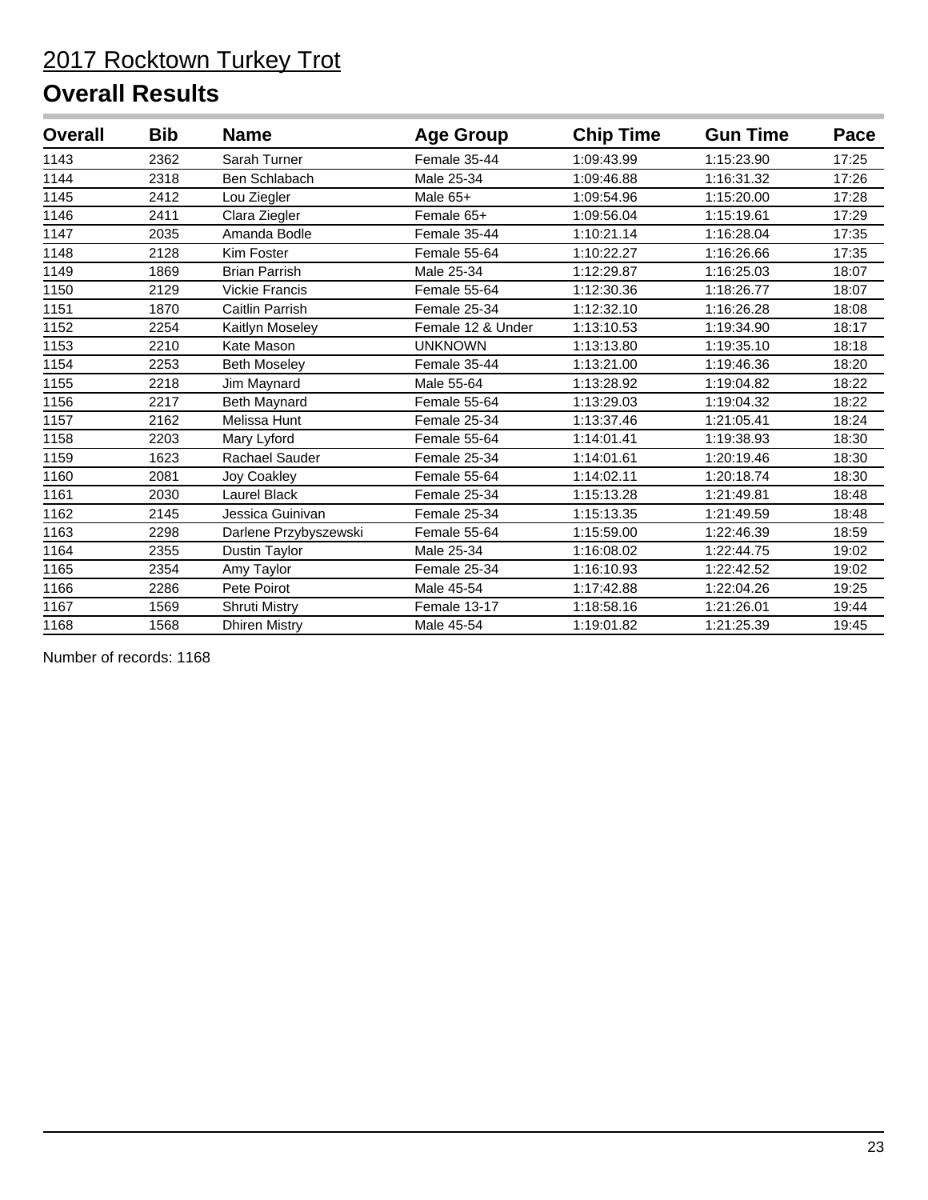# 2017 Rocktown Turkey Trot

## Overall Results

| Overall | Bib | Name | Age Group | Chip Time | Gun Time | Pace |
|---|---|---|---|---|---|---|
| 1143 | 2362 | Sarah Turner | Female 35-44 | 1:09:43.99 | 1:15:23.90 | 17:25 |
| 1144 | 2318 | Ben Schlabach | Male 25-34 | 1:09:46.88 | 1:16:31.32 | 17:26 |
| 1145 | 2412 | Lou Ziegler | Male 65+ | 1:09:54.96 | 1:15:20.00 | 17:28 |
| 1146 | 2411 | Clara Ziegler | Female 65+ | 1:09:56.04 | 1:15:19.61 | 17:29 |
| 1147 | 2035 | Amanda Bodle | Female 35-44 | 1:10:21.14 | 1:16:28.04 | 17:35 |
| 1148 | 2128 | Kim Foster | Female 55-64 | 1:10:22.27 | 1:16:26.66 | 17:35 |
| 1149 | 1869 | Brian Parrish | Male 25-34 | 1:12:29.87 | 1:16:25.03 | 18:07 |
| 1150 | 2129 | Vickie Francis | Female 55-64 | 1:12:30.36 | 1:18:26.77 | 18:07 |
| 1151 | 1870 | Caitlin Parrish | Female 25-34 | 1:12:32.10 | 1:16:26.28 | 18:08 |
| 1152 | 2254 | Kaitlyn Moseley | Female 12 & Under | 1:13:10.53 | 1:19:34.90 | 18:17 |
| 1153 | 2210 | Kate Mason | UNKNOWN | 1:13:13.80 | 1:19:35.10 | 18:18 |
| 1154 | 2253 | Beth Moseley | Female 35-44 | 1:13:21.00 | 1:19:46.36 | 18:20 |
| 1155 | 2218 | Jim Maynard | Male 55-64 | 1:13:28.92 | 1:19:04.82 | 18:22 |
| 1156 | 2217 | Beth Maynard | Female 55-64 | 1:13:29.03 | 1:19:04.32 | 18:22 |
| 1157 | 2162 | Melissa Hunt | Female 25-34 | 1:13:37.46 | 1:21:05.41 | 18:24 |
| 1158 | 2203 | Mary Lyford | Female 55-64 | 1:14:01.41 | 1:19:38.93 | 18:30 |
| 1159 | 1623 | Rachael Sauder | Female 25-34 | 1:14:01.61 | 1:20:19.46 | 18:30 |
| 1160 | 2081 | Joy Coakley | Female 55-64 | 1:14:02.11 | 1:20:18.74 | 18:30 |
| 1161 | 2030 | Laurel Black | Female 25-34 | 1:15:13.28 | 1:21:49.81 | 18:48 |
| 1162 | 2145 | Jessica Guinivan | Female 25-34 | 1:15:13.35 | 1:21:49.59 | 18:48 |
| 1163 | 2298 | Darlene Przybyszewski | Female 55-64 | 1:15:59.00 | 1:22:46.39 | 18:59 |
| 1164 | 2355 | Dustin Taylor | Male 25-34 | 1:16:08.02 | 1:22:44.75 | 19:02 |
| 1165 | 2354 | Amy Taylor | Female 25-34 | 1:16:10.93 | 1:22:42.52 | 19:02 |
| 1166 | 2286 | Pete Poirot | Male 45-54 | 1:17:42.88 | 1:22:04.26 | 19:25 |
| 1167 | 1569 | Shruti Mistry | Female 13-17 | 1:18:58.16 | 1:21:26.01 | 19:44 |
| 1168 | 1568 | Dhiren Mistry | Male 45-54 | 1:19:01.82 | 1:21:25.39 | 19:45 |

Number of records: 1168